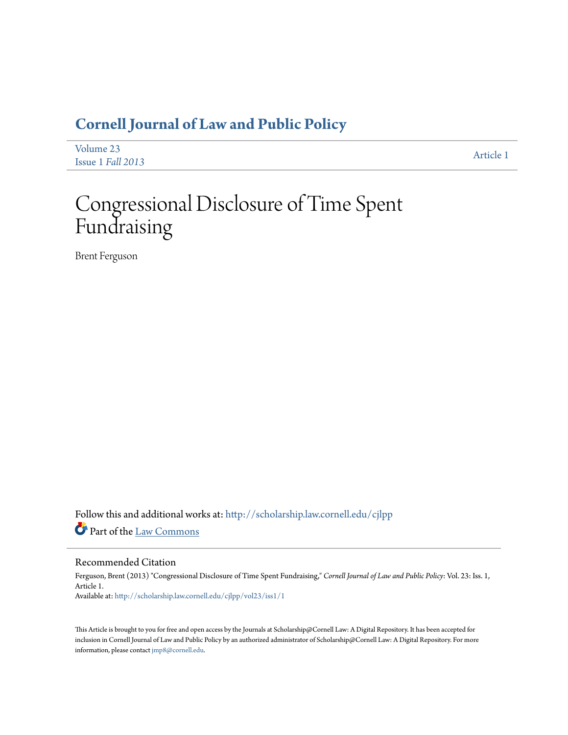# Cornell Journal of Law and Public Policy

Volume 23
Issue 1 *Fall 2013*

Article 1

# Congressional Disclosure of Time Spent Fundraising

Brent Ferguson

Follow this and additional works at: http://scholarship.law.cornell.edu/cjlpp

Part of the Law Commons

## Recommended Citation

Ferguson, Brent (2013) "Congressional Disclosure of Time Spent Fundraising," *Cornell Journal of Law and Public Policy*: Vol. 23: Iss. 1, Article 1.
Available at: http://scholarship.law.cornell.edu/cjlpp/vol23/iss1/1

This Article is brought to you for free and open access by the Journals at Scholarship@Cornell Law: A Digital Repository. It has been accepted for inclusion in Cornell Journal of Law and Public Policy by an authorized administrator of Scholarship@Cornell Law: A Digital Repository. For more information, please contact jmp8@cornell.edu.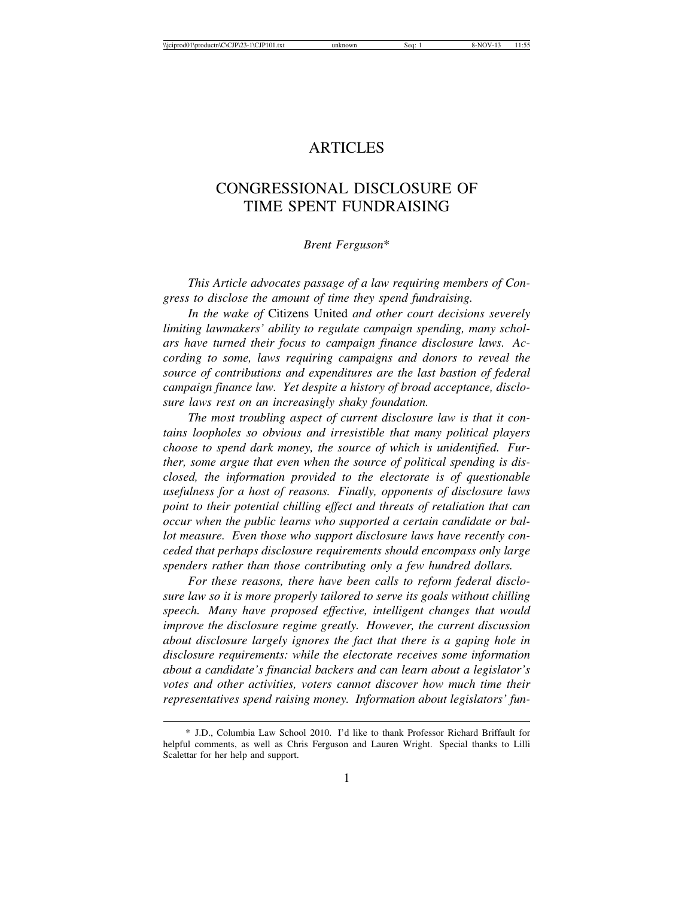# ARTICLES

# CONGRESSIONAL DISCLOSURE OF TIME SPENT FUNDRAISING

*Brent Ferguson**

*This Article advocates passage of a law requiring members of Congress to disclose the amount of time they spend fundraising.*

*In the wake of* Citizens United *and other court decisions severely limiting lawmakers' ability to regulate campaign spending, many scholars have turned their focus to campaign finance disclosure laws. According to some, laws requiring campaigns and donors to reveal the source of contributions and expenditures are the last bastion of federal campaign finance law. Yet despite a history of broad acceptance, disclosure laws rest on an increasingly shaky foundation.*

*The most troubling aspect of current disclosure law is that it contains loopholes so obvious and irresistible that many political players choose to spend dark money, the source of which is unidentified. Further, some argue that even when the source of political spending is disclosed, the information provided to the electorate is of questionable usefulness for a host of reasons. Finally, opponents of disclosure laws point to their potential chilling effect and threats of retaliation that can occur when the public learns who supported a certain candidate or ballot measure. Even those who support disclosure laws have recently conceded that perhaps disclosure requirements should encompass only large spenders rather than those contributing only a few hundred dollars.*

*For these reasons, there have been calls to reform federal disclosure law so it is more properly tailored to serve its goals without chilling speech. Many have proposed effective, intelligent changes that would improve the disclosure regime greatly. However, the current discussion about disclosure largely ignores the fact that there is a gaping hole in disclosure requirements: while the electorate receives some information about a candidate's financial backers and can learn about a legislator's votes and other activities, voters cannot discover how much time their representatives spend raising money. Information about legislators' fun-*

---

\* J.D., Columbia Law School 2010. I'd like to thank Professor Richard Briffault for helpful comments, as well as Chris Ferguson and Lauren Wright. Special thanks to Lilli Scalettar for her help and support.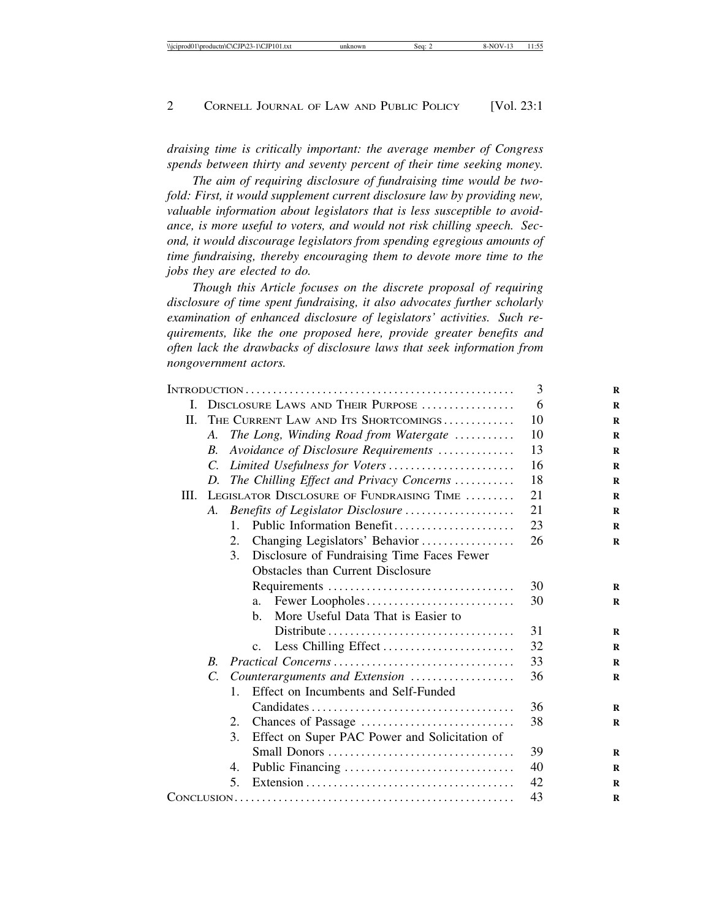*draising time is critically important: the average member of Congress spends between thirty and seventy percent of their time seeking money.*

*The aim of requiring disclosure of fundraising time would be twofold: First, it would supplement current disclosure law by providing new, valuable information about legislators that is less susceptible to avoidance, is more useful to voters, and would not risk chilling speech. Second, it would discourage legislators from spending egregious amounts of time fundraising, thereby encouraging them to devote more time to the jobs they are elected to do.*

*Though this Article focuses on the discrete proposal of requiring disclosure of time spent fundraising, it also advocates further scholarly examination of enhanced disclosure of legislators' activities. Such requirements, like the one proposed here, provide greater benefits and often lack the drawbacks of disclosure laws that seek information from nongovernment actors.*

| | |
|---|---|
| INTRODUCTION | 3 |
| I. DISCLOSURE LAWS AND THEIR PURPOSE | 6 |
| II. THE CURRENT LAW AND ITS SHORTCOMINGS | 10 |
| A. *The Long, Winding Road from Watergate* | 10 |
| B. *Avoidance of Disclosure Requirements* | 13 |
| C. *Limited Usefulness for Voters* | 16 |
| D. *The Chilling Effect and Privacy Concerns* | 18 |
| III. LEGISLATOR DISCLOSURE OF FUNDRAISING TIME | 21 |
| A. *Benefits of Legislator Disclosure* | 21 |
| 1. Public Information Benefit | 23 |
| 2. Changing Legislators' Behavior | 26 |
| 3. Disclosure of Fundraising Time Faces Fewer Obstacles than Current Disclosure Requirements | 30 |
| a. Fewer Loopholes | 30 |
| b. More Useful Data That is Easier to Distribute | 31 |
| c. Less Chilling Effect | 32 |
| B. *Practical Concerns* | 33 |
| C. *Counterarguments and Extension* | 36 |
| 1. Effect on Incumbents and Self-Funded Candidates | 36 |
| 2. Chances of Passage | 38 |
| 3. Effect on Super PAC Power and Solicitation of Small Donors | 39 |
| 4. Public Financing | 40 |
| 5. Extension | 42 |
| CONCLUSION | 43 |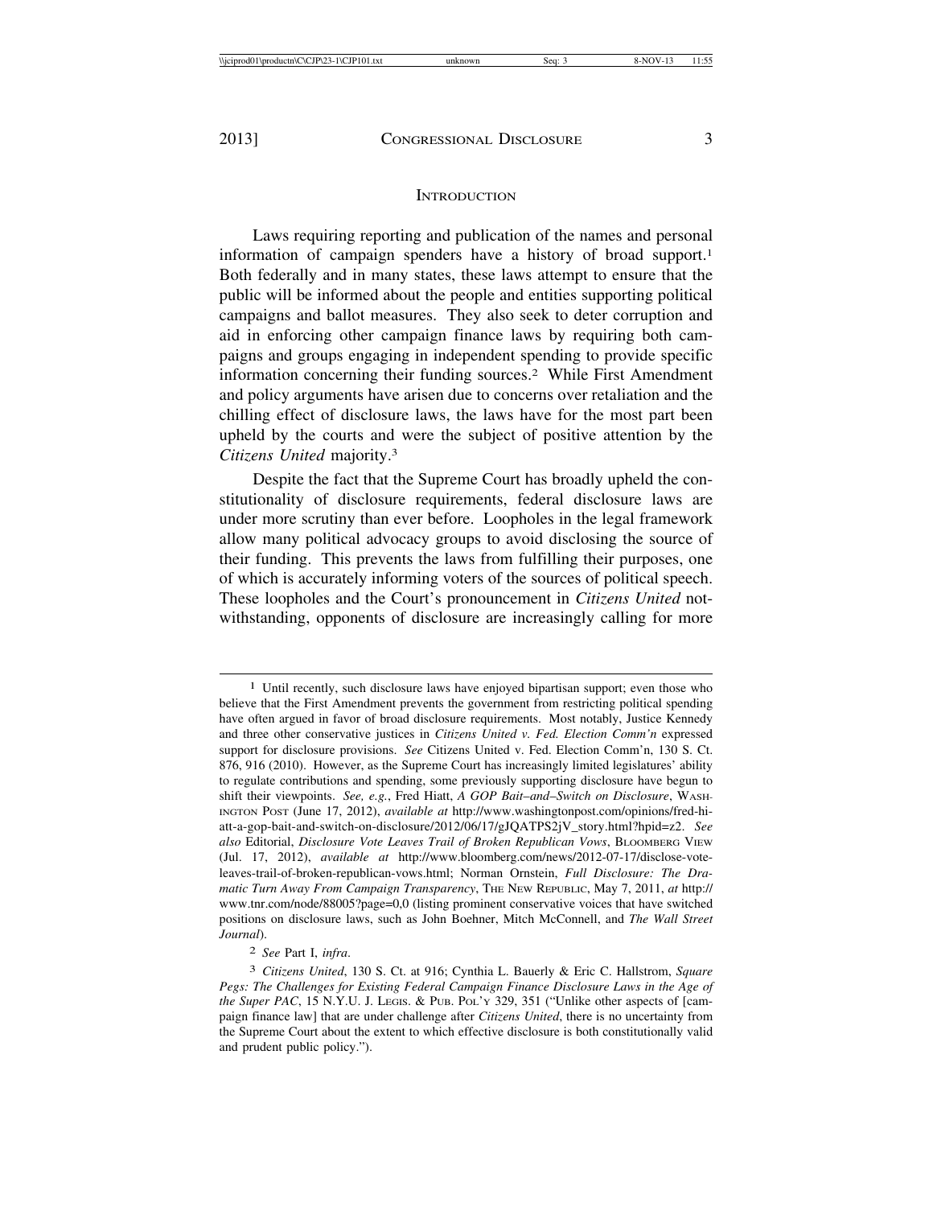## Introduction

Laws requiring reporting and publication of the names and personal information of campaign spenders have a history of broad support.[1] Both federally and in many states, these laws attempt to ensure that the public will be informed about the people and entities supporting political campaigns and ballot measures. They also seek to deter corruption and aid in enforcing other campaign finance laws by requiring both campaigns and groups engaging in independent spending to provide specific information concerning their funding sources.[2] While First Amendment and policy arguments have arisen due to concerns over retaliation and the chilling effect of disclosure laws, the laws have for the most part been upheld by the courts and were the subject of positive attention by the *Citizens United* majority.[3]

Despite the fact that the Supreme Court has broadly upheld the constitutionality of disclosure requirements, federal disclosure laws are under more scrutiny than ever before. Loopholes in the legal framework allow many political advocacy groups to avoid disclosing the source of their funding. This prevents the laws from fulfilling their purposes, one of which is accurately informing voters of the sources of political speech. These loopholes and the Court's pronouncement in *Citizens United* notwithstanding, opponents of disclosure are increasingly calling for more

---

[1] Until recently, such disclosure laws have enjoyed bipartisan support; even those who believe that the First Amendment prevents the government from restricting political spending have often argued in favor of broad disclosure requirements. Most notably, Justice Kennedy and three other conservative justices in *Citizens United v. Fed. Election Comm'n* expressed support for disclosure provisions. *See* Citizens United v. Fed. Election Comm'n, 130 S. Ct. 876, 916 (2010). However, as the Supreme Court has increasingly limited legislatures' ability to regulate contributions and spending, some previously supporting disclosure have begun to shift their viewpoints. *See, e.g.*, Fred Hiatt, *A GOP Bait–and–Switch on Disclosure*, Washington Post (June 17, 2012), *available at* http://www.washingtonpost.com/opinions/fred-hiatt-a-gop-bait-and-switch-on-disclosure/2012/06/17/gJQATPS2jV_story.html?hpid=z2. *See also* Editorial, *Disclosure Vote Leaves Trail of Broken Republican Vows*, Bloomberg View (Jul. 17, 2012), *available at* http://www.bloomberg.com/news/2012-07-17/disclose-vote-leaves-trail-of-broken-republican-vows.html; Norman Ornstein, *Full Disclosure: The Dramatic Turn Away From Campaign Transparency*, The New Republic, May 7, 2011, *at* http://www.tnr.com/node/88005?page=0,0 (listing prominent conservative voices that have switched positions on disclosure laws, such as John Boehner, Mitch McConnell, and *The Wall Street Journal*).

[2] *See* Part I, *infra*.

[3] *Citizens United*, 130 S. Ct. at 916; Cynthia L. Bauerly & Eric C. Hallstrom, *Square Pegs: The Challenges for Existing Federal Campaign Finance Disclosure Laws in the Age of the Super PAC*, 15 N.Y.U. J. Legis. & Pub. Pol'y 329, 351 ("Unlike other aspects of [campaign finance law] that are under challenge after *Citizens United*, there is no uncertainty from the Supreme Court about the extent to which effective disclosure is both constitutionally valid and prudent public policy.").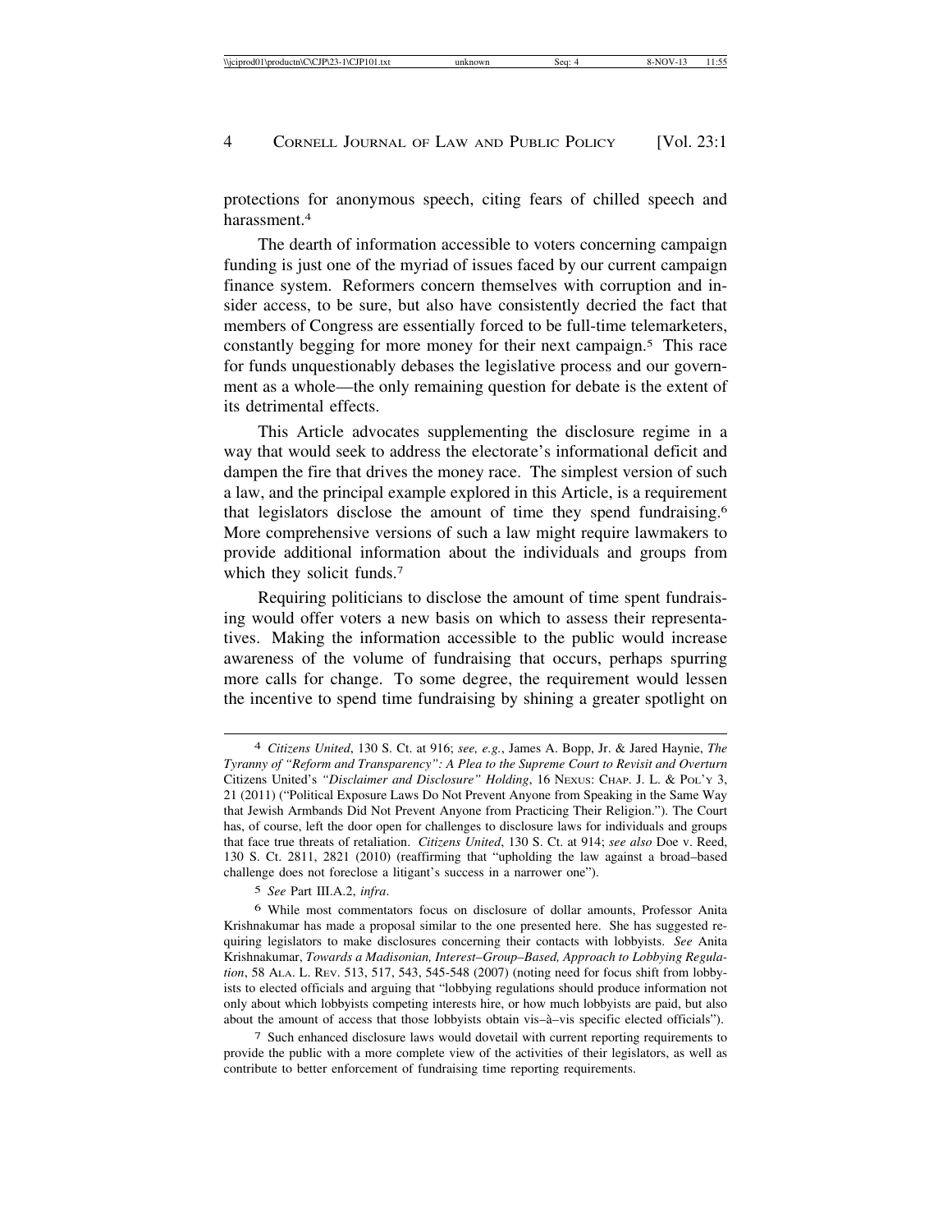protections for anonymous speech, citing fears of chilled speech and harassment.[4]

The dearth of information accessible to voters concerning campaign funding is just one of the myriad of issues faced by our current campaign finance system. Reformers concern themselves with corruption and insider access, to be sure, but also have consistently decried the fact that members of Congress are essentially forced to be full-time telemarketers, constantly begging for more money for their next campaign.[5] This race for funds unquestionably debases the legislative process and our government as a whole—the only remaining question for debate is the extent of its detrimental effects.

This Article advocates supplementing the disclosure regime in a way that would seek to address the electorate's informational deficit and dampen the fire that drives the money race. The simplest version of such a law, and the principal example explored in this Article, is a requirement that legislators disclose the amount of time they spend fundraising.[6] More comprehensive versions of such a law might require lawmakers to provide additional information about the individuals and groups from which they solicit funds.[7]

Requiring politicians to disclose the amount of time spent fundraising would offer voters a new basis on which to assess their representatives. Making the information accessible to the public would increase awareness of the volume of fundraising that occurs, perhaps spurring more calls for change. To some degree, the requirement would lessen the incentive to spend time fundraising by shining a greater spotlight on

---

[4] *Citizens United*, 130 S. Ct. at 916; *see, e.g.*, James A. Bopp, Jr. & Jared Haynie, *The Tyranny of "Reform and Transparency": A Plea to the Supreme Court to Revisit and Overturn* Citizens United's *"Disclaimer and Disclosure" Holding*, 16 NEXUS: CHAP. J. L. & POL'Y 3, 21 (2011) ("Political Exposure Laws Do Not Prevent Anyone from Speaking in the Same Way that Jewish Armbands Did Not Prevent Anyone from Practicing Their Religion."). The Court has, of course, left the door open for challenges to disclosure laws for individuals and groups that face true threats of retaliation. *Citizens United*, 130 S. Ct. at 914; *see also* Doe v. Reed, 130 S. Ct. 2811, 2821 (2010) (reaffirming that "upholding the law against a broad–based challenge does not foreclose a litigant's success in a narrower one").

[5] *See* Part III.A.2, *infra*.

[6] While most commentators focus on disclosure of dollar amounts, Professor Anita Krishnakumar has made a proposal similar to the one presented here. She has suggested requiring legislators to make disclosures concerning their contacts with lobbyists. *See* Anita Krishnakumar, *Towards a Madisonian, Interest–Group–Based, Approach to Lobbying Regulation*, 58 ALA. L. REV. 513, 517, 543, 545-548 (2007) (noting need for focus shift from lobbyists to elected officials and arguing that "lobbying regulations should produce information not only about which lobbyists competing interests hire, or how much lobbyists are paid, but also about the amount of access that those lobbyists obtain vis–à–vis specific elected officials").

[7] Such enhanced disclosure laws would dovetail with current reporting requirements to provide the public with a more complete view of the activities of their legislators, as well as contribute to better enforcement of fundraising time reporting requirements.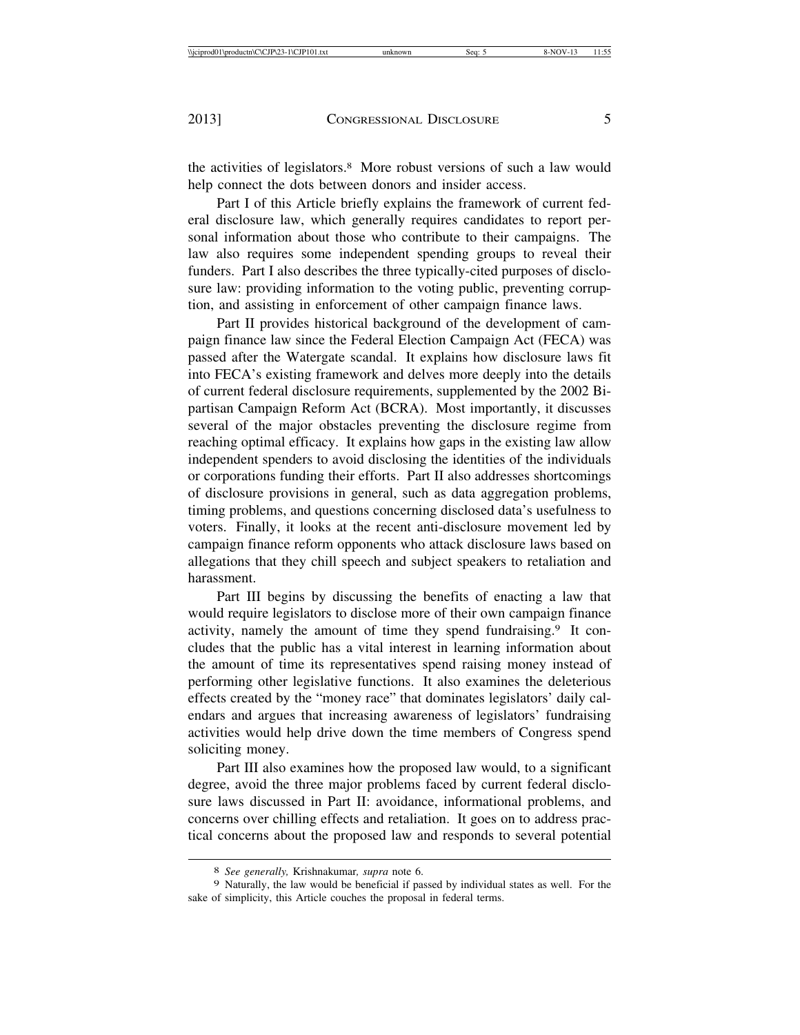the activities of legislators.[8] More robust versions of such a law would help connect the dots between donors and insider access.

Part I of this Article briefly explains the framework of current federal disclosure law, which generally requires candidates to report personal information about those who contribute to their campaigns. The law also requires some independent spending groups to reveal their funders. Part I also describes the three typically-cited purposes of disclosure law: providing information to the voting public, preventing corruption, and assisting in enforcement of other campaign finance laws.

Part II provides historical background of the development of campaign finance law since the Federal Election Campaign Act (FECA) was passed after the Watergate scandal. It explains how disclosure laws fit into FECA's existing framework and delves more deeply into the details of current federal disclosure requirements, supplemented by the 2002 Bipartisan Campaign Reform Act (BCRA). Most importantly, it discusses several of the major obstacles preventing the disclosure regime from reaching optimal efficacy. It explains how gaps in the existing law allow independent spenders to avoid disclosing the identities of the individuals or corporations funding their efforts. Part II also addresses shortcomings of disclosure provisions in general, such as data aggregation problems, timing problems, and questions concerning disclosed data's usefulness to voters. Finally, it looks at the recent anti-disclosure movement led by campaign finance reform opponents who attack disclosure laws based on allegations that they chill speech and subject speakers to retaliation and harassment.

Part III begins by discussing the benefits of enacting a law that would require legislators to disclose more of their own campaign finance activity, namely the amount of time they spend fundraising.[9] It concludes that the public has a vital interest in learning information about the amount of time its representatives spend raising money instead of performing other legislative functions. It also examines the deleterious effects created by the "money race" that dominates legislators' daily calendars and argues that increasing awareness of legislators' fundraising activities would help drive down the time members of Congress spend soliciting money.

Part III also examines how the proposed law would, to a significant degree, avoid the three major problems faced by current federal disclosure laws discussed in Part II: avoidance, informational problems, and concerns over chilling effects and retaliation. It goes on to address practical concerns about the proposed law and responds to several potential

---

[8] *See generally,* Krishnakumar*, supra* note 6.

[9] Naturally, the law would be beneficial if passed by individual states as well. For the sake of simplicity, this Article couches the proposal in federal terms.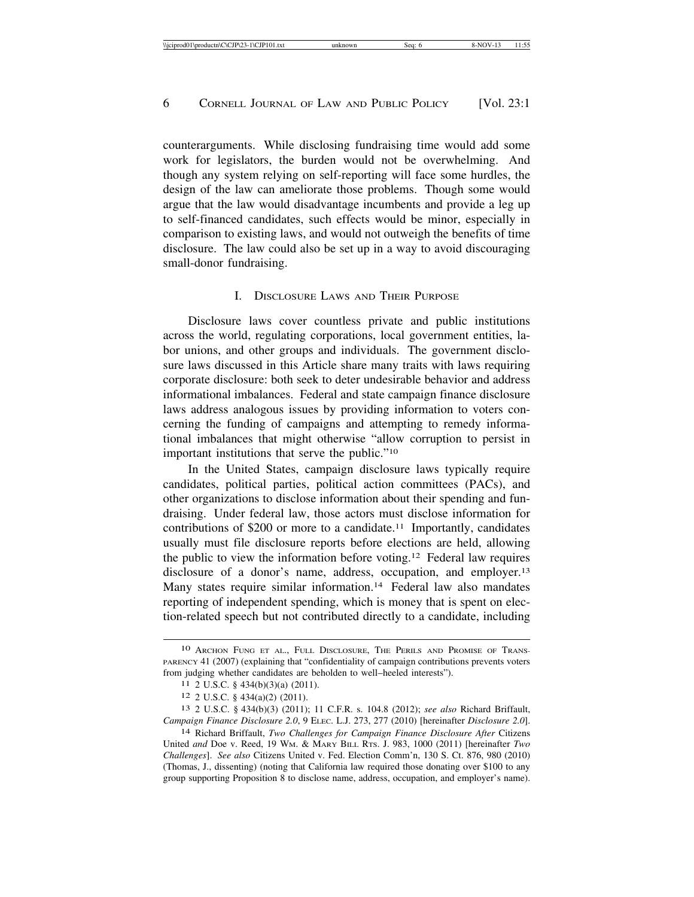counterarguments. While disclosing fundraising time would add some work for legislators, the burden would not be overwhelming. And though any system relying on self-reporting will face some hurdles, the design of the law can ameliorate those problems. Though some would argue that the law would disadvantage incumbents and provide a leg up to self-financed candidates, such effects would be minor, especially in comparison to existing laws, and would not outweigh the benefits of time disclosure. The law could also be set up in a way to avoid discouraging small-donor fundraising.

## I. Disclosure Laws and Their Purpose

Disclosure laws cover countless private and public institutions across the world, regulating corporations, local government entities, labor unions, and other groups and individuals. The government disclosure laws discussed in this Article share many traits with laws requiring corporate disclosure: both seek to deter undesirable behavior and address informational imbalances. Federal and state campaign finance disclosure laws address analogous issues by providing information to voters concerning the funding of campaigns and attempting to remedy informational imbalances that might otherwise "allow corruption to persist in important institutions that serve the public."[10]

In the United States, campaign disclosure laws typically require candidates, political parties, political action committees (PACs), and other organizations to disclose information about their spending and fundraising. Under federal law, those actors must disclose information for contributions of $200 or more to a candidate.[11] Importantly, candidates usually must file disclosure reports before elections are held, allowing the public to view the information before voting.[12] Federal law requires disclosure of a donor's name, address, occupation, and employer.[13] Many states require similar information.[14] Federal law also mandates reporting of independent spending, which is money that is spent on election-related speech but not contributed directly to a candidate, including

---

[10] Archon Fung et al., Full Disclosure, The Perils and Promise of Transparency 41 (2007) (explaining that "confidentiality of campaign contributions prevents voters from judging whether candidates are beholden to well–heeled interests").

[11] 2 U.S.C. § 434(b)(3)(a) (2011).

[12] 2 U.S.C. § 434(a)(2) (2011).

[13] 2 U.S.C. § 434(b)(3) (2011); 11 C.F.R. s. 104.8 (2012); *see also* Richard Briffault, *Campaign Finance Disclosure 2.0*, 9 Elec. L.J. 273, 277 (2010) [hereinafter *Disclosure 2.0*].

[14] Richard Briffault, *Two Challenges for Campaign Finance Disclosure After* Citizens United *and* Doe v. Reed, 19 Wm. & Mary Bill Rts. J. 983, 1000 (2011) [hereinafter *Two Challenges*]. *See also* Citizens United v. Fed. Election Comm'n, 130 S. Ct. 876, 980 (2010) (Thomas, J., dissenting) (noting that California law required those donating over $100 to any group supporting Proposition 8 to disclose name, address, occupation, and employer's name).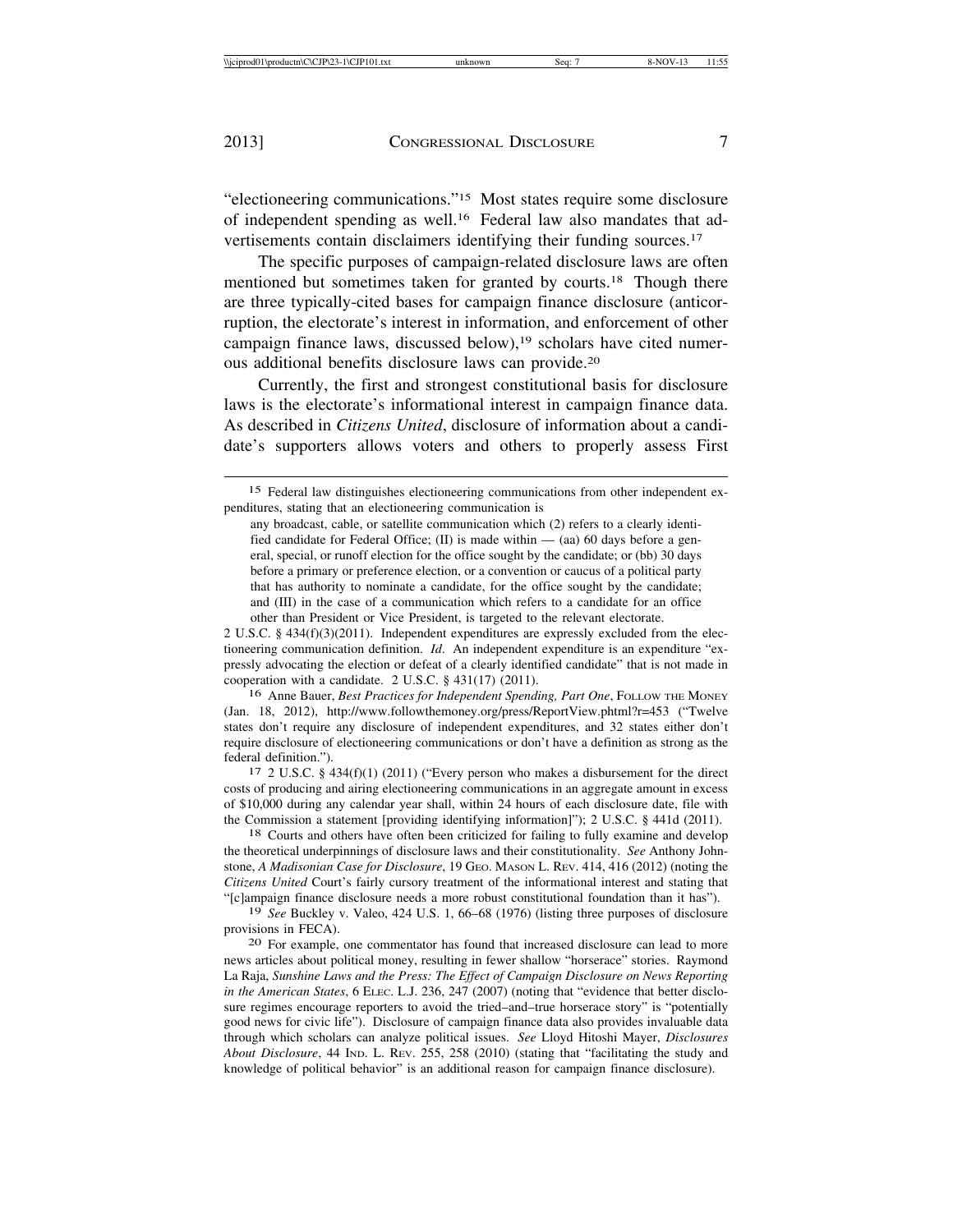"electioneering communications."[15] Most states require some disclosure of independent spending as well.[16] Federal law also mandates that advertisements contain disclaimers identifying their funding sources.[17]

The specific purposes of campaign-related disclosure laws are often mentioned but sometimes taken for granted by courts.[18] Though there are three typically-cited bases for campaign finance disclosure (anticorruption, the electorate's interest in information, and enforcement of other campaign finance laws, discussed below),[19] scholars have cited numerous additional benefits disclosure laws can provide.[20]

Currently, the first and strongest constitutional basis for disclosure laws is the electorate's informational interest in campaign finance data. As described in *Citizens United*, disclosure of information about a candidate's supporters allows voters and others to properly assess First

---

[15] Federal law distinguishes electioneering communications from other independent expenditures, stating that an electioneering communication is

> any broadcast, cable, or satellite communication which (2) refers to a clearly identified candidate for Federal Office; (II) is made within — (aa) 60 days before a general, special, or runoff election for the office sought by the candidate; or (bb) 30 days before a primary or preference election, or a convention or caucus of a political party that has authority to nominate a candidate, for the office sought by the candidate; and (III) in the case of a communication which refers to a candidate for an office other than President or Vice President, is targeted to the relevant electorate.

2 U.S.C. § 434(f)(3)(2011). Independent expenditures are expressly excluded from the electioneering communication definition. *Id*. An independent expenditure is an expenditure "expressly advocating the election or defeat of a clearly identified candidate" that is not made in cooperation with a candidate. 2 U.S.C. § 431(17) (2011).

[16] Anne Bauer, *Best Practices for Independent Spending, Part One*, FOLLOW THE MONEY (Jan. 18, 2012), http://www.followthemoney.org/press/ReportView.phtml?r=453 ("Twelve states don't require any disclosure of independent expenditures, and 32 states either don't require disclosure of electioneering communications or don't have a definition as strong as the federal definition.").

[17] 2 U.S.C. § 434(f)(1) (2011) ("Every person who makes a disbursement for the direct costs of producing and airing electioneering communications in an aggregate amount in excess of $10,000 during any calendar year shall, within 24 hours of each disclosure date, file with the Commission a statement [providing identifying information]"); 2 U.S.C. § 441d (2011).

[18] Courts and others have often been criticized for failing to fully examine and develop the theoretical underpinnings of disclosure laws and their constitutionality. *See* Anthony Johnstone, *A Madisonian Case for Disclosure*, 19 GEO. MASON L. REV. 414, 416 (2012) (noting the *Citizens United* Court's fairly cursory treatment of the informational interest and stating that "[c]ampaign finance disclosure needs a more robust constitutional foundation than it has").

[19] *See* Buckley v. Valeo, 424 U.S. 1, 66–68 (1976) (listing three purposes of disclosure provisions in FECA).

[20] For example, one commentator has found that increased disclosure can lead to more news articles about political money, resulting in fewer shallow "horserace" stories. Raymond La Raja, *Sunshine Laws and the Press: The Effect of Campaign Disclosure on News Reporting in the American States*, 6 ELEC. L.J. 236, 247 (2007) (noting that "evidence that better disclosure regimes encourage reporters to avoid the tried–and–true horserace story" is "potentially good news for civic life"). Disclosure of campaign finance data also provides invaluable data through which scholars can analyze political issues. *See* Lloyd Hitoshi Mayer, *Disclosures About Disclosure*, 44 IND. L. REV. 255, 258 (2010) (stating that "facilitating the study and knowledge of political behavior" is an additional reason for campaign finance disclosure).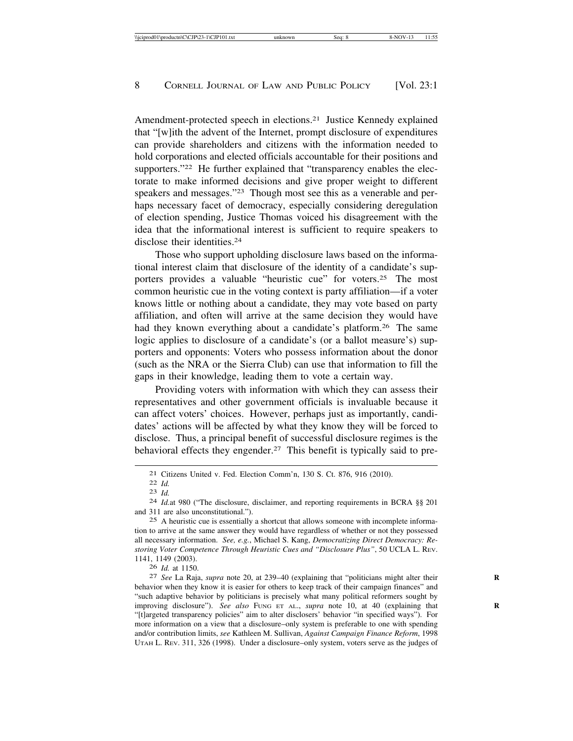Amendment-protected speech in elections.[21] Justice Kennedy explained that "[w]ith the advent of the Internet, prompt disclosure of expenditures can provide shareholders and citizens with the information needed to hold corporations and elected officials accountable for their positions and supporters."[22] He further explained that "transparency enables the electorate to make informed decisions and give proper weight to different speakers and messages."[23] Though most see this as a venerable and perhaps necessary facet of democracy, especially considering deregulation of election spending, Justice Thomas voiced his disagreement with the idea that the informational interest is sufficient to require speakers to disclose their identities.[24]

Those who support upholding disclosure laws based on the informational interest claim that disclosure of the identity of a candidate's supporters provides a valuable "heuristic cue" for voters.[25] The most common heuristic cue in the voting context is party affiliation—if a voter knows little or nothing about a candidate, they may vote based on party affiliation, and often will arrive at the same decision they would have had they known everything about a candidate's platform.[26] The same logic applies to disclosure of a candidate's (or a ballot measure's) supporters and opponents: Voters who possess information about the donor (such as the NRA or the Sierra Club) can use that information to fill the gaps in their knowledge, leading them to vote a certain way.

Providing voters with information with which they can assess their representatives and other government officials is invaluable because it can affect voters' choices. However, perhaps just as importantly, candidates' actions will be affected by what they know they will be forced to disclose. Thus, a principal benefit of successful disclosure regimes is the behavioral effects they engender.[27] This benefit is typically said to pre-

---

[21] Citizens United v. Fed. Election Comm'n, 130 S. Ct. 876, 916 (2010).

[22] *Id.*

[23] *Id.*

[24] *Id.*at 980 ("The disclosure, disclaimer, and reporting requirements in BCRA §§ 201 and 311 are also unconstitutional.").

[25] A heuristic cue is essentially a shortcut that allows someone with incomplete information to arrive at the same answer they would have regardless of whether or not they possessed all necessary information. *See, e.g.*, Michael S. Kang, *Democratizing Direct Democracy: Restoring Voter Competence Through Heuristic Cues and "Disclosure Plus"*, 50 UCLA L. REV. 1141, 1149 (2003).

[26] *Id.* at 1150.

[27] *See* La Raja, *supra* note 20, at 239–40 (explaining that "politicians might alter their behavior when they know it is easier for others to keep track of their campaign finances" and "such adaptive behavior by politicians is precisely what many political reformers sought by improving disclosure"). *See also* FUNG ET AL., *supra* note 10, at 40 (explaining that "[t]argeted transparency policies" aim to alter disclosers' behavior "in specified ways"). For more information on a view that a disclosure–only system is preferable to one with spending and/or contribution limits, *see* Kathleen M. Sullivan, *Against Campaign Finance Reform*, 1998 UTAH L. REV. 311, 326 (1998). Under a disclosure–only system, voters serve as the judges of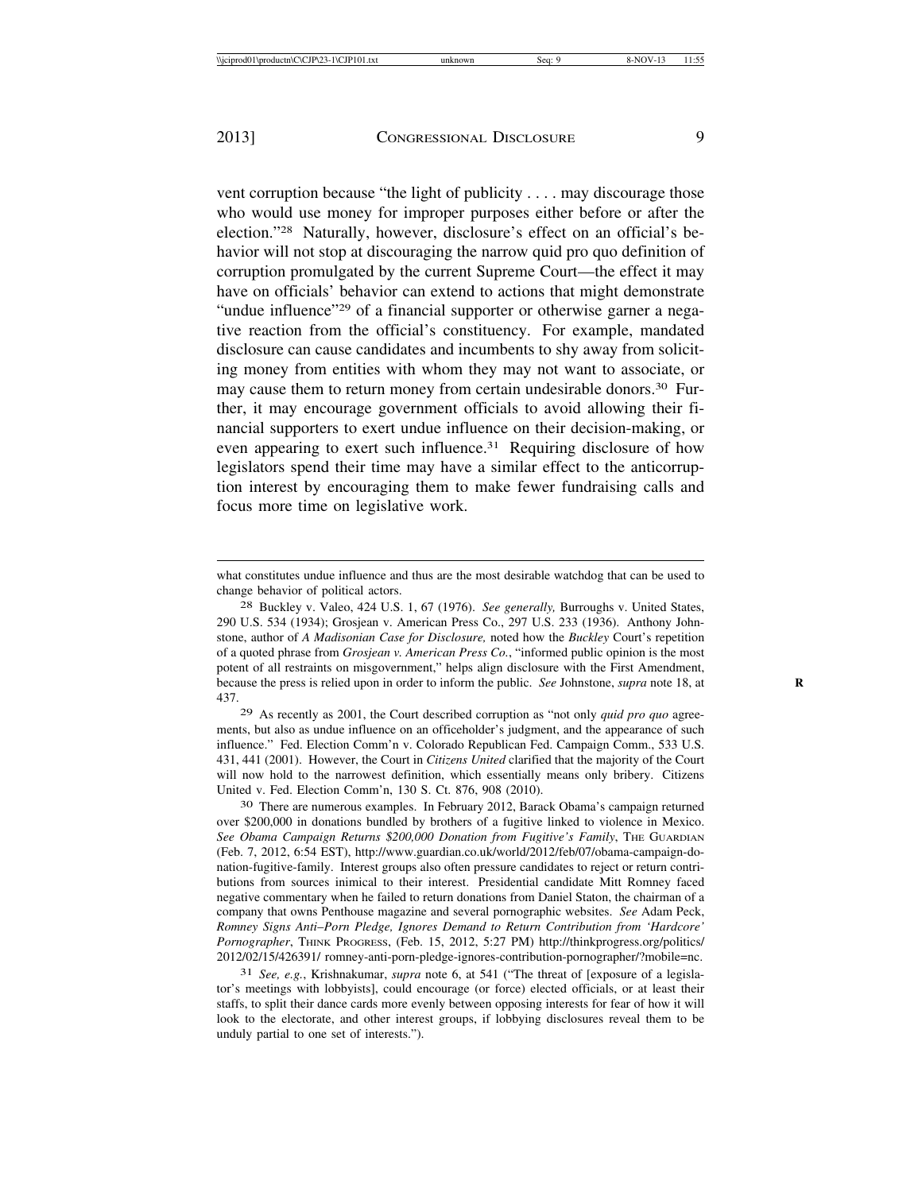vent corruption because "the light of publicity . . . . may discourage those who would use money for improper purposes either before or after the election."[28] Naturally, however, disclosure's effect on an official's behavior will not stop at discouraging the narrow quid pro quo definition of corruption promulgated by the current Supreme Court—the effect it may have on officials' behavior can extend to actions that might demonstrate "undue influence"[29] of a financial supporter or otherwise garner a negative reaction from the official's constituency. For example, mandated disclosure can cause candidates and incumbents to shy away from soliciting money from entities with whom they may not want to associate, or may cause them to return money from certain undesirable donors.[30] Further, it may encourage government officials to avoid allowing their financial supporters to exert undue influence on their decision-making, or even appearing to exert such influence.[31] Requiring disclosure of how legislators spend their time may have a similar effect to the anticorruption interest by encouraging them to make fewer fundraising calls and focus more time on legislative work.

---

what constitutes undue influence and thus are the most desirable watchdog that can be used to change behavior of political actors.

[28] Buckley v. Valeo, 424 U.S. 1, 67 (1976). *See generally,* Burroughs v. United States, 290 U.S. 534 (1934); Grosjean v. American Press Co., 297 U.S. 233 (1936). Anthony Johnstone, author of *A Madisonian Case for Disclosure,* noted how the *Buckley* Court's repetition of a quoted phrase from *Grosjean v. American Press Co.*, "informed public opinion is the most potent of all restraints on misgovernment," helps align disclosure with the First Amendment, because the press is relied upon in order to inform the public. *See* Johnstone, *supra* note 18, at 437.

[29] As recently as 2001, the Court described corruption as "not only *quid pro quo* agreements, but also as undue influence on an officeholder's judgment, and the appearance of such influence." Fed. Election Comm'n v. Colorado Republican Fed. Campaign Comm., 533 U.S. 431, 441 (2001). However, the Court in *Citizens United* clarified that the majority of the Court will now hold to the narrowest definition, which essentially means only bribery. Citizens United v. Fed. Election Comm'n, 130 S. Ct. 876, 908 (2010).

[30] There are numerous examples. In February 2012, Barack Obama's campaign returned over $200,000 in donations bundled by brothers of a fugitive linked to violence in Mexico. *See Obama Campaign Returns $200,000 Donation from Fugitive's Family*, THE GUARDIAN (Feb. 7, 2012, 6:54 EST), http://www.guardian.co.uk/world/2012/feb/07/obama-campaign-donation-fugitive-family. Interest groups also often pressure candidates to reject or return contributions from sources inimical to their interest. Presidential candidate Mitt Romney faced negative commentary when he failed to return donations from Daniel Staton, the chairman of a company that owns Penthouse magazine and several pornographic websites. *See* Adam Peck, *Romney Signs Anti–Porn Pledge, Ignores Demand to Return Contribution from 'Hardcore' Pornographer*, THINK PROGRESS, (Feb. 15, 2012, 5:27 PM) http://thinkprogress.org/politics/2012/02/15/426391/ romney-anti-porn-pledge-ignores-contribution-pornographer/?mobile=nc.

[31] *See, e.g.*, Krishnakumar, *supra* note 6, at 541 ("The threat of [exposure of a legislator's meetings with lobbyists], could encourage (or force) elected officials, or at least their staffs, to split their dance cards more evenly between opposing interests for fear of how it will look to the electorate, and other interest groups, if lobbying disclosures reveal them to be unduly partial to one set of interests.").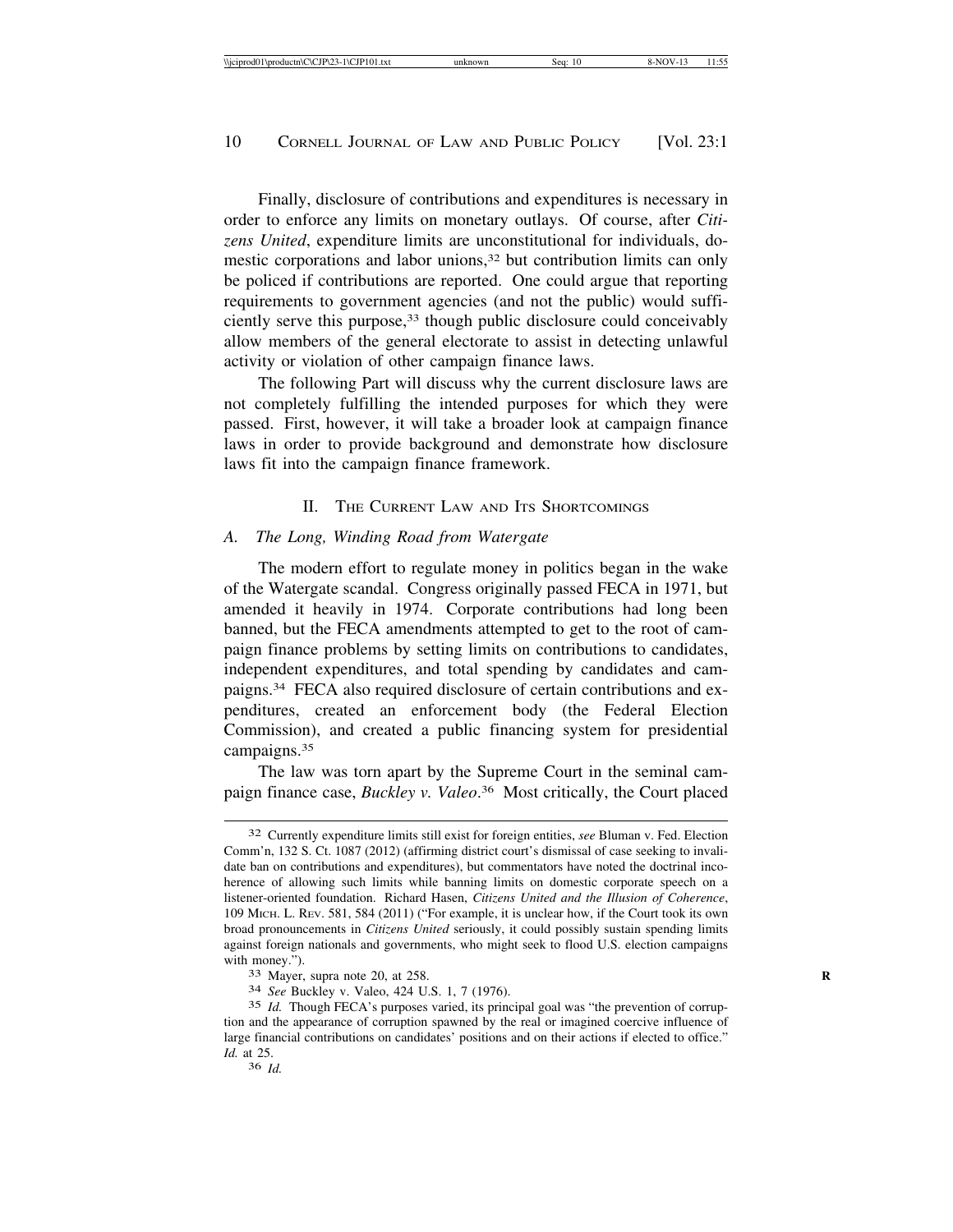Finally, disclosure of contributions and expenditures is necessary in order to enforce any limits on monetary outlays. Of course, after *Citizens United*, expenditure limits are unconstitutional for individuals, domestic corporations and labor unions,[32] but contribution limits can only be policed if contributions are reported. One could argue that reporting requirements to government agencies (and not the public) would sufficiently serve this purpose,[33] though public disclosure could conceivably allow members of the general electorate to assist in detecting unlawful activity or violation of other campaign finance laws.

The following Part will discuss why the current disclosure laws are not completely fulfilling the intended purposes for which they were passed. First, however, it will take a broader look at campaign finance laws in order to provide background and demonstrate how disclosure laws fit into the campaign finance framework.

## II. The Current Law and Its Shortcomings

### A. *The Long, Winding Road from Watergate*

The modern effort to regulate money in politics began in the wake of the Watergate scandal. Congress originally passed FECA in 1971, but amended it heavily in 1974. Corporate contributions had long been banned, but the FECA amendments attempted to get to the root of campaign finance problems by setting limits on contributions to candidates, independent expenditures, and total spending by candidates and campaigns.[34] FECA also required disclosure of certain contributions and expenditures, created an enforcement body (the Federal Election Commission), and created a public financing system for presidential campaigns.[35]

The law was torn apart by the Supreme Court in the seminal campaign finance case, *Buckley v. Valeo*.[36] Most critically, the Court placed

---

32 Currently expenditure limits still exist for foreign entities, *see* Bluman v. Fed. Election Comm'n, 132 S. Ct. 1087 (2012) (affirming district court's dismissal of case seeking to invalidate ban on contributions and expenditures), but commentators have noted the doctrinal incoherence of allowing such limits while banning limits on domestic corporate speech on a listener-oriented foundation. Richard Hasen, *Citizens United and the Illusion of Coherence*, 109 Mich. L. Rev. 581, 584 (2011) ("For example, it is unclear how, if the Court took its own broad pronouncements in *Citizens United* seriously, it could possibly sustain spending limits against foreign nationals and governments, who might seek to flood U.S. election campaigns with money.").

33 Mayer, supra note 20, at 258.

34 *See* Buckley v. Valeo, 424 U.S. 1, 7 (1976).

35 *Id.* Though FECA's purposes varied, its principal goal was "the prevention of corruption and the appearance of corruption spawned by the real or imagined coercive influence of large financial contributions on candidates' positions and on their actions if elected to office." *Id.* at 25.

36 *Id.*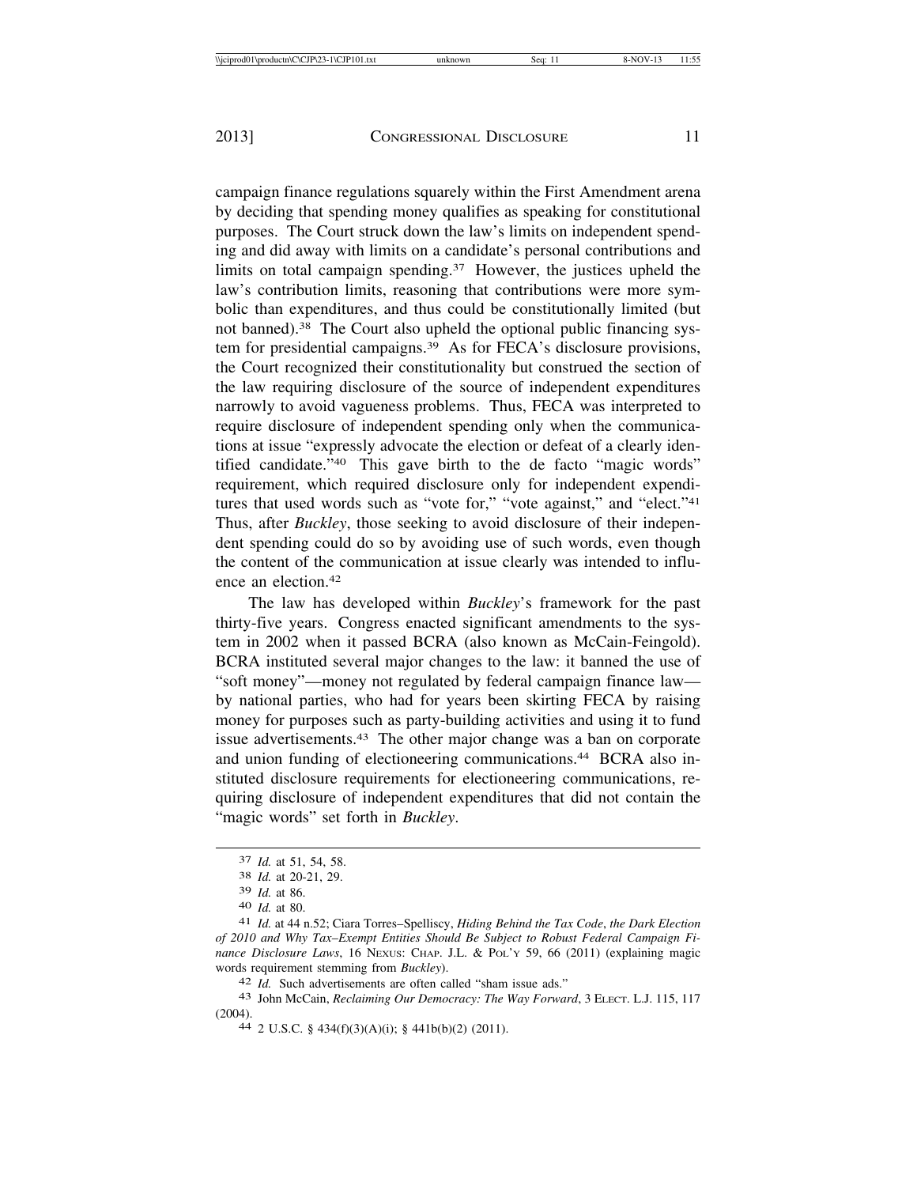campaign finance regulations squarely within the First Amendment arena by deciding that spending money qualifies as speaking for constitutional purposes. The Court struck down the law's limits on independent spending and did away with limits on a candidate's personal contributions and limits on total campaign spending.[37] However, the justices upheld the law's contribution limits, reasoning that contributions were more symbolic than expenditures, and thus could be constitutionally limited (but not banned).[38] The Court also upheld the optional public financing system for presidential campaigns.[39] As for FECA's disclosure provisions, the Court recognized their constitutionality but construed the section of the law requiring disclosure of the source of independent expenditures narrowly to avoid vagueness problems. Thus, FECA was interpreted to require disclosure of independent spending only when the communications at issue "expressly advocate the election or defeat of a clearly identified candidate."[40] This gave birth to the de facto "magic words" requirement, which required disclosure only for independent expenditures that used words such as "vote for," "vote against," and "elect."[41] Thus, after *Buckley*, those seeking to avoid disclosure of their independent spending could do so by avoiding use of such words, even though the content of the communication at issue clearly was intended to influence an election.[42]

The law has developed within *Buckley*'s framework for the past thirty-five years. Congress enacted significant amendments to the system in 2002 when it passed BCRA (also known as McCain-Feingold). BCRA instituted several major changes to the law: it banned the use of "soft money"—money not regulated by federal campaign finance law—by national parties, who had for years been skirting FECA by raising money for purposes such as party-building activities and using it to fund issue advertisements.[43] The other major change was a ban on corporate and union funding of electioneering communications.[44] BCRA also instituted disclosure requirements for electioneering communications, requiring disclosure of independent expenditures that did not contain the "magic words" set forth in *Buckley*.

---

[37] *Id.* at 51, 54, 58.

[38] *Id.* at 20-21, 29.

[39] *Id.* at 86.

[40] *Id.* at 80.

[41] *Id.* at 44 n.52; Ciara Torres–Spelliscy, *Hiding Behind the Tax Code, the Dark Election of 2010 and Why Tax–Exempt Entities Should Be Subject to Robust Federal Campaign Finance Disclosure Laws*, 16 NEXUS: CHAP. J.L. & POL'Y 59, 66 (2011) (explaining magic words requirement stemming from *Buckley*).

[42] *Id.* Such advertisements are often called "sham issue ads."

[43] John McCain, *Reclaiming Our Democracy: The Way Forward*, 3 ELECT. L.J. 115, 117 (2004).

[44] 2 U.S.C. § 434(f)(3)(A)(i); § 441b(b)(2) (2011).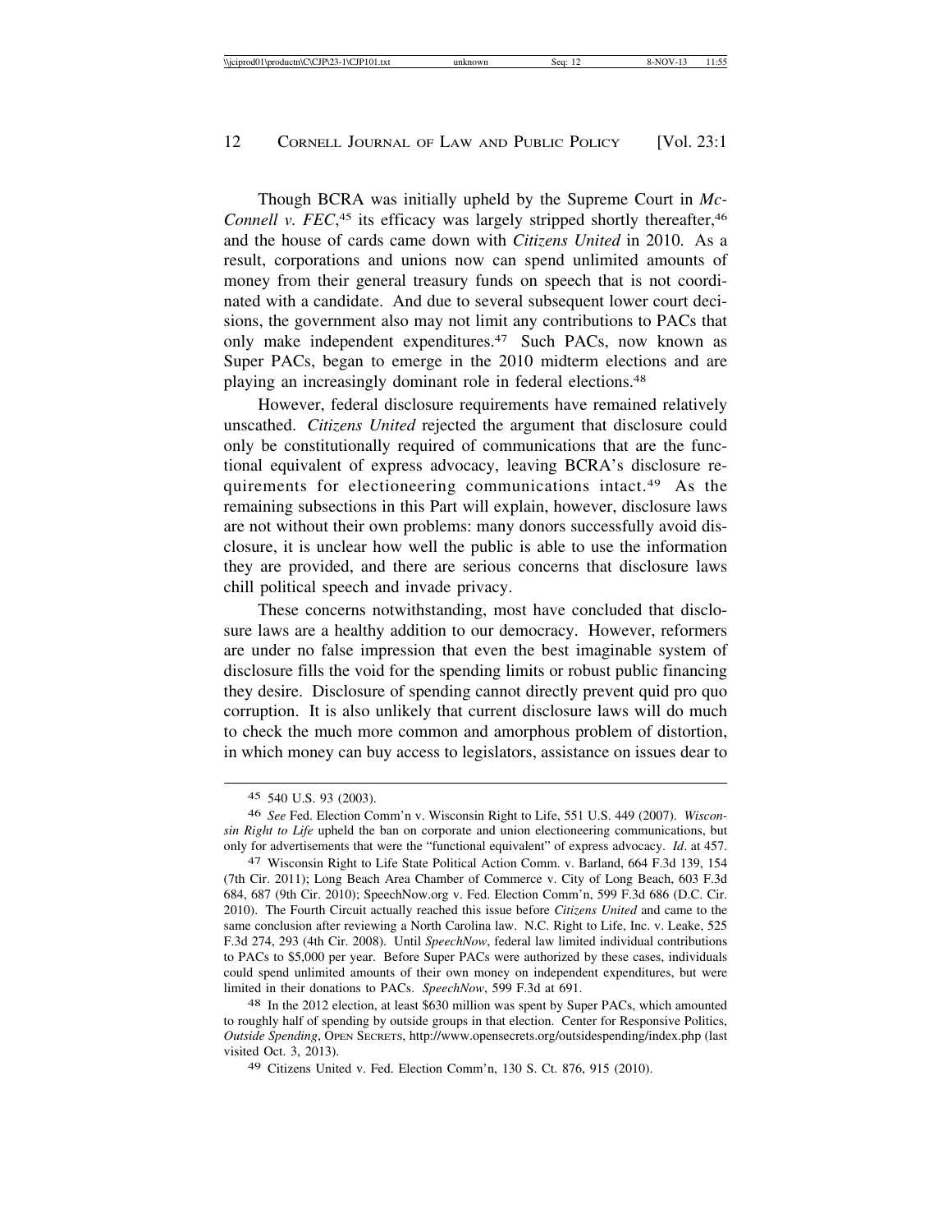Though BCRA was initially upheld by the Supreme Court in *McConnell v. FEC*,[45] its efficacy was largely stripped shortly thereafter,[46] and the house of cards came down with *Citizens United* in 2010. As a result, corporations and unions now can spend unlimited amounts of money from their general treasury funds on speech that is not coordinated with a candidate. And due to several subsequent lower court decisions, the government also may not limit any contributions to PACs that only make independent expenditures.[47] Such PACs, now known as Super PACs, began to emerge in the 2010 midterm elections and are playing an increasingly dominant role in federal elections.[48]

However, federal disclosure requirements have remained relatively unscathed. *Citizens United* rejected the argument that disclosure could only be constitutionally required of communications that are the functional equivalent of express advocacy, leaving BCRA's disclosure requirements for electioneering communications intact.[49] As the remaining subsections in this Part will explain, however, disclosure laws are not without their own problems: many donors successfully avoid disclosure, it is unclear how well the public is able to use the information they are provided, and there are serious concerns that disclosure laws chill political speech and invade privacy.

These concerns notwithstanding, most have concluded that disclosure laws are a healthy addition to our democracy. However, reformers are under no false impression that even the best imaginable system of disclosure fills the void for the spending limits or robust public financing they desire. Disclosure of spending cannot directly prevent quid pro quo corruption. It is also unlikely that current disclosure laws will do much to check the much more common and amorphous problem of distortion, in which money can buy access to legislators, assistance on issues dear to

---

[45] 540 U.S. 93 (2003).

[46] *See* Fed. Election Comm'n v. Wisconsin Right to Life, 551 U.S. 449 (2007). *Wisconsin Right to Life* upheld the ban on corporate and union electioneering communications, but only for advertisements that were the "functional equivalent" of express advocacy. *Id*. at 457.

[47] Wisconsin Right to Life State Political Action Comm. v. Barland, 664 F.3d 139, 154 (7th Cir. 2011); Long Beach Area Chamber of Commerce v. City of Long Beach, 603 F.3d 684, 687 (9th Cir. 2010); SpeechNow.org v. Fed. Election Comm'n, 599 F.3d 686 (D.C. Cir. 2010). The Fourth Circuit actually reached this issue before *Citizens United* and came to the same conclusion after reviewing a North Carolina law. N.C. Right to Life, Inc. v. Leake, 525 F.3d 274, 293 (4th Cir. 2008). Until *SpeechNow*, federal law limited individual contributions to PACs to $5,000 per year. Before Super PACs were authorized by these cases, individuals could spend unlimited amounts of their own money on independent expenditures, but were limited in their donations to PACs. *SpeechNow*, 599 F.3d at 691.

[48] In the 2012 election, at least $630 million was spent by Super PACs, which amounted to roughly half of spending by outside groups in that election. Center for Responsive Politics, *Outside Spending*, OPEN SECRETS, http://www.opensecrets.org/outsidespending/index.php (last visited Oct. 3, 2013).

[49] Citizens United v. Fed. Election Comm'n, 130 S. Ct. 876, 915 (2010).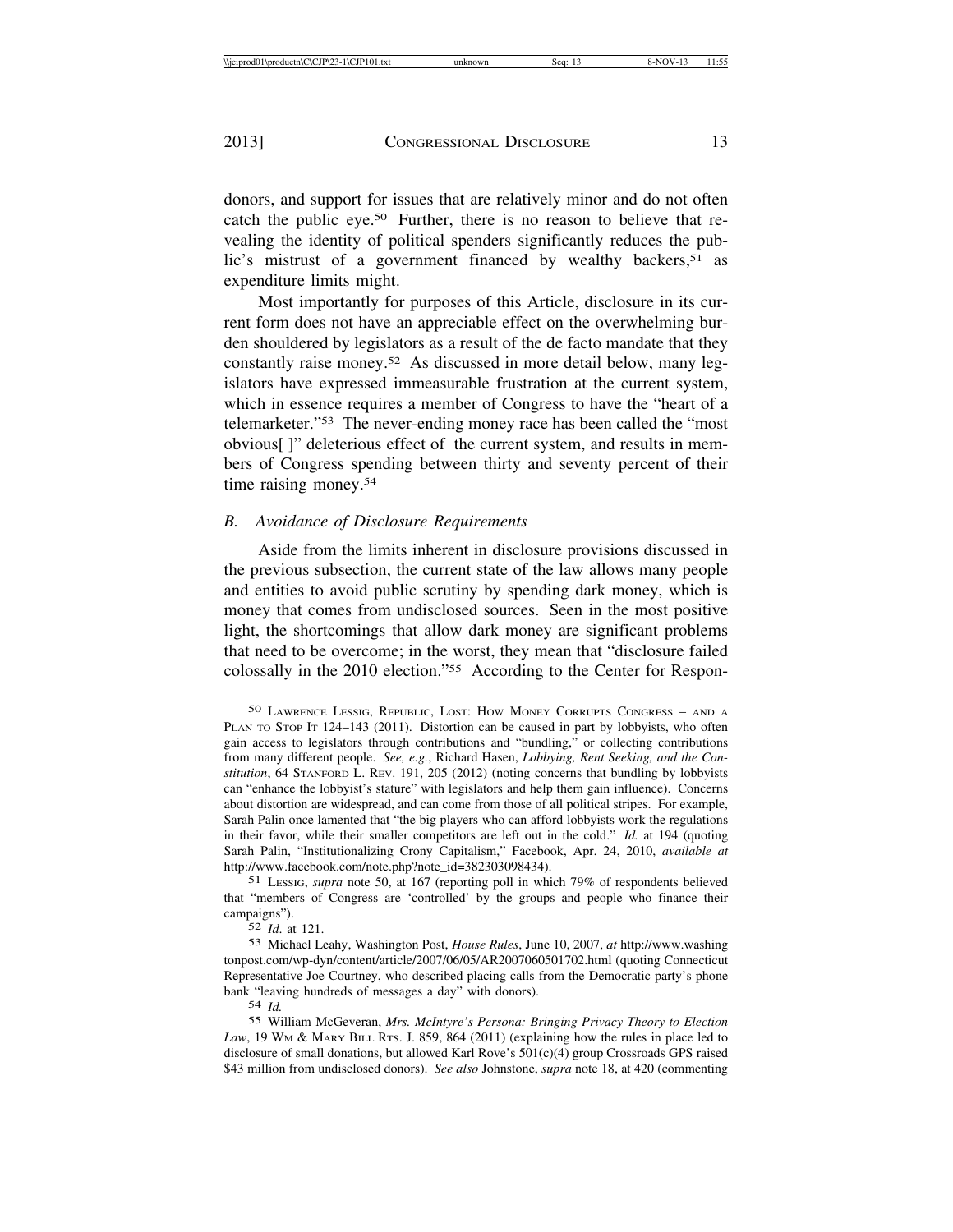donors, and support for issues that are relatively minor and do not often catch the public eye.[50] Further, there is no reason to believe that revealing the identity of political spenders significantly reduces the public's mistrust of a government financed by wealthy backers,[51] as expenditure limits might.

Most importantly for purposes of this Article, disclosure in its current form does not have an appreciable effect on the overwhelming burden shouldered by legislators as a result of the de facto mandate that they constantly raise money.[52] As discussed in more detail below, many legislators have expressed immeasurable frustration at the current system, which in essence requires a member of Congress to have the "heart of a telemarketer."[53] The never-ending money race has been called the "most obvious[ ]" deleterious effect of the current system, and results in members of Congress spending between thirty and seventy percent of their time raising money.[54]

### *B. Avoidance of Disclosure Requirements*

Aside from the limits inherent in disclosure provisions discussed in the previous subsection, the current state of the law allows many people and entities to avoid public scrutiny by spending dark money, which is money that comes from undisclosed sources. Seen in the most positive light, the shortcomings that allow dark money are significant problems that need to be overcome; in the worst, they mean that "disclosure failed colossally in the 2010 election."[55] According to the Center for Respon-

---

50 LAWRENCE LESSIG, REPUBLIC, LOST: HOW MONEY CORRUPTS CONGRESS – AND A PLAN TO STOP IT 124–143 (2011). Distortion can be caused in part by lobbyists, who often gain access to legislators through contributions and "bundling," or collecting contributions from many different people. *See, e.g.*, Richard Hasen, *Lobbying, Rent Seeking, and the Constitution*, 64 STANFORD L. REV. 191, 205 (2012) (noting concerns that bundling by lobbyists can "enhance the lobbyist's stature" with legislators and help them gain influence). Concerns about distortion are widespread, and can come from those of all political stripes. For example, Sarah Palin once lamented that "the big players who can afford lobbyists work the regulations in their favor, while their smaller competitors are left out in the cold." *Id.* at 194 (quoting Sarah Palin, "Institutionalizing Crony Capitalism," Facebook, Apr. 24, 2010, *available at* http://www.facebook.com/note.php?note_id=382303098434).

51 LESSIG, *supra* note 50, at 167 (reporting poll in which 79% of respondents believed that "members of Congress are 'controlled' by the groups and people who finance their campaigns").

52 *Id.* at 121.

53 Michael Leahy, Washington Post, *House Rules*, June 10, 2007, *at* http://www.washingtonpost.com/wp-dyn/content/article/2007/06/05/AR2007060501702.html (quoting Connecticut Representative Joe Courtney, who described placing calls from the Democratic party's phone bank "leaving hundreds of messages a day" with donors).

54 *Id.*

55 William McGeveran, *Mrs. McIntyre's Persona: Bringing Privacy Theory to Election Law*, 19 WM & MARY BILL RTS. J. 859, 864 (2011) (explaining how the rules in place led to disclosure of small donations, but allowed Karl Rove's 501(c)(4) group Crossroads GPS raised $43 million from undisclosed donors). *See also* Johnstone, *supra* note 18, at 420 (commenting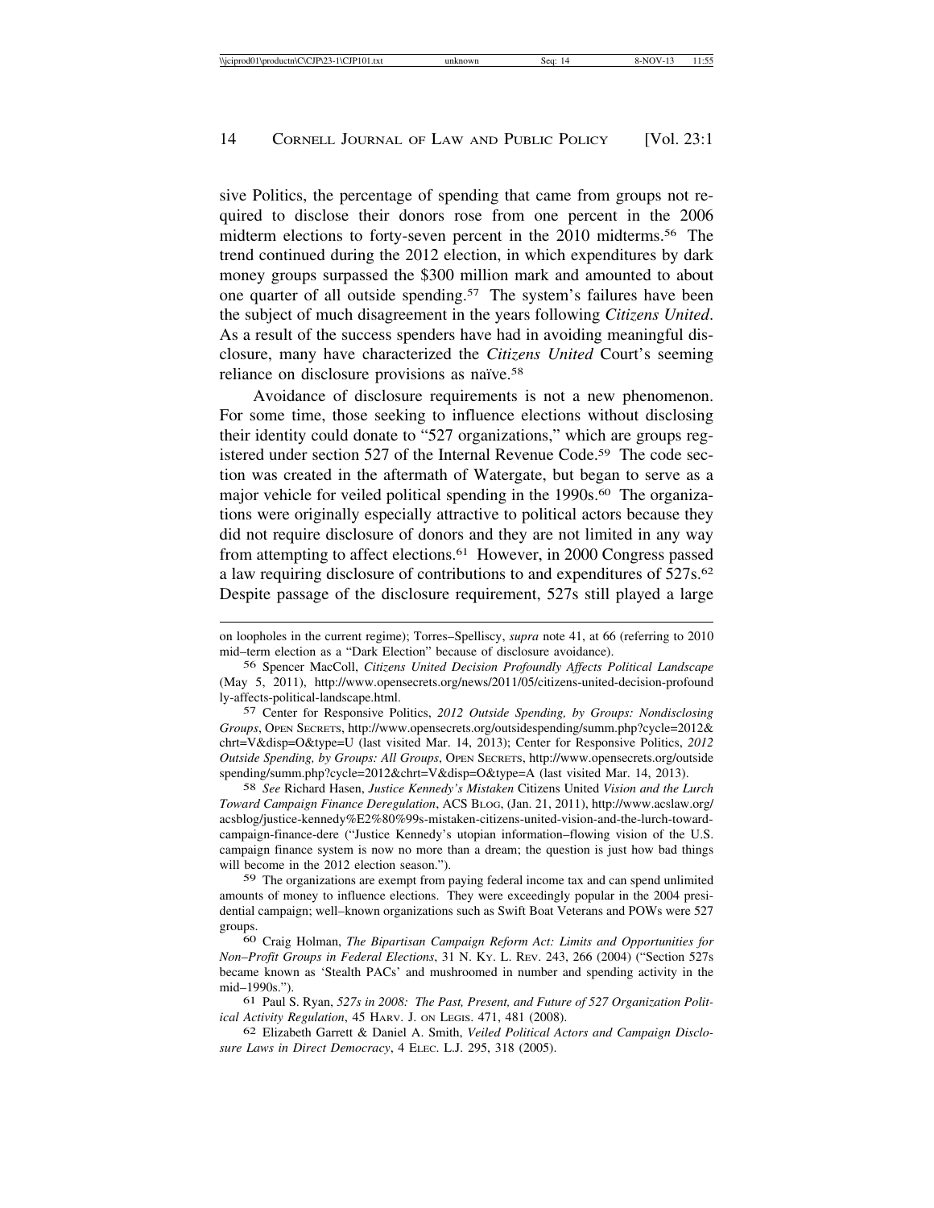sive Politics, the percentage of spending that came from groups not required to disclose their donors rose from one percent in the 2006 midterm elections to forty-seven percent in the 2010 midterms.[56] The trend continued during the 2012 election, in which expenditures by dark money groups surpassed the $300 million mark and amounted to about one quarter of all outside spending.[57] The system's failures have been the subject of much disagreement in the years following *Citizens United*. As a result of the success spenders have had in avoiding meaningful disclosure, many have characterized the *Citizens United* Court's seeming reliance on disclosure provisions as naïve.[58]

Avoidance of disclosure requirements is not a new phenomenon. For some time, those seeking to influence elections without disclosing their identity could donate to "527 organizations," which are groups registered under section 527 of the Internal Revenue Code.[59] The code section was created in the aftermath of Watergate, but began to serve as a major vehicle for veiled political spending in the 1990s.[60] The organizations were originally especially attractive to political actors because they did not require disclosure of donors and they are not limited in any way from attempting to affect elections.[61] However, in 2000 Congress passed a law requiring disclosure of contributions to and expenditures of 527s.[62] Despite passage of the disclosure requirement, 527s still played a large

---

on loopholes in the current regime); Torres–Spelliscy, *supra* note 41, at 66 (referring to 2010 mid–term election as a "Dark Election" because of disclosure avoidance).

[56] Spencer MacColl, *Citizens United Decision Profoundly Affects Political Landscape* (May 5, 2011), http://www.opensecrets.org/news/2011/05/citizens-united-decision-profoundly-affects-political-landscape.html.

[57] Center for Responsive Politics, *2012 Outside Spending, by Groups: Nondisclosing Groups*, OPEN SECRETS, http://www.opensecrets.org/outsidespending/summ.php?cycle=2012&chrt=V&disp=O&type=U (last visited Mar. 14, 2013); Center for Responsive Politics, *2012 Outside Spending, by Groups: All Groups*, OPEN SECRETS, http://www.opensecrets.org/outsidespending/summ.php?cycle=2012&chrt=V&disp=O&type=A (last visited Mar. 14, 2013).

[58] *See* Richard Hasen, *Justice Kennedy's Mistaken* Citizens United *Vision and the Lurch Toward Campaign Finance Deregulation*, ACS BLOG, (Jan. 21, 2011), http://www.acslaw.org/acsblog/justice-kennedy%E2%80%99s-mistaken-citizens-united-vision-and-the-lurch-toward-campaign-finance-dere ("Justice Kennedy's utopian information–flowing vision of the U.S. campaign finance system is now no more than a dream; the question is just how bad things will become in the 2012 election season.").

[59] The organizations are exempt from paying federal income tax and can spend unlimited amounts of money to influence elections. They were exceedingly popular in the 2004 presidential campaign; well–known organizations such as Swift Boat Veterans and POWs were 527 groups.

[60] Craig Holman, *The Bipartisan Campaign Reform Act: Limits and Opportunities for Non–Profit Groups in Federal Elections*, 31 N. KY. L. REV. 243, 266 (2004) ("Section 527s became known as 'Stealth PACs' and mushroomed in number and spending activity in the mid–1990s.").

[61] Paul S. Ryan, *527s in 2008: The Past, Present, and Future of 527 Organization Political Activity Regulation*, 45 HARV. J. ON LEGIS. 471, 481 (2008).

[62] Elizabeth Garrett & Daniel A. Smith, *Veiled Political Actors and Campaign Disclosure Laws in Direct Democracy*, 4 ELEC. L.J. 295, 318 (2005).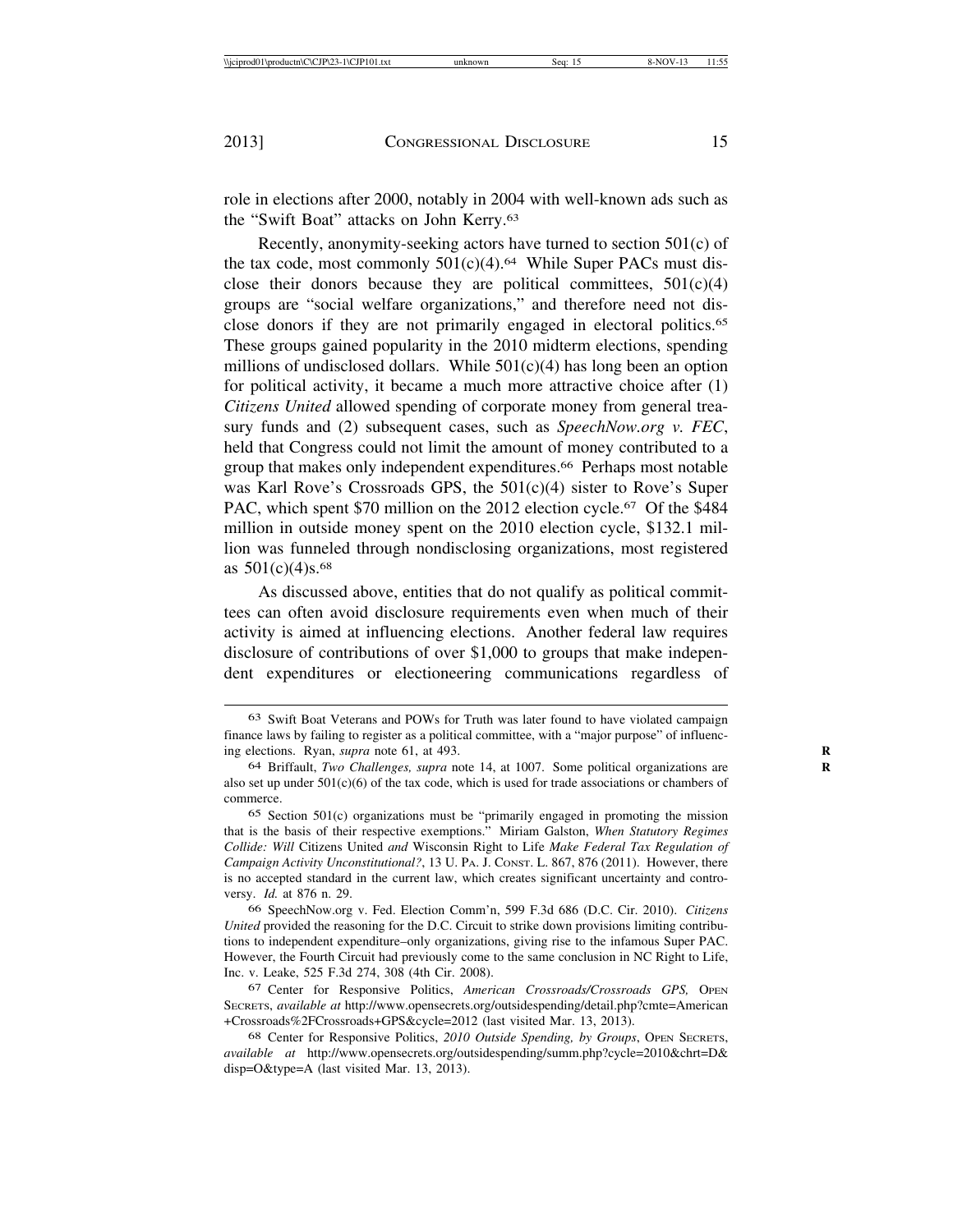role in elections after 2000, notably in 2004 with well-known ads such as the "Swift Boat" attacks on John Kerry.[63]

Recently, anonymity-seeking actors have turned to section 501(c) of the tax code, most commonly 501(c)(4).[64] While Super PACs must disclose their donors because they are political committees, 501(c)(4) groups are "social welfare organizations," and therefore need not disclose donors if they are not primarily engaged in electoral politics.[65] These groups gained popularity in the 2010 midterm elections, spending millions of undisclosed dollars. While 501(c)(4) has long been an option for political activity, it became a much more attractive choice after (1) *Citizens United* allowed spending of corporate money from general treasury funds and (2) subsequent cases, such as *SpeechNow.org v. FEC*, held that Congress could not limit the amount of money contributed to a group that makes only independent expenditures.[66] Perhaps most notable was Karl Rove's Crossroads GPS, the 501(c)(4) sister to Rove's Super PAC, which spent $70 million on the 2012 election cycle.[67] Of the $484 million in outside money spent on the 2010 election cycle, $132.1 million was funneled through nondisclosing organizations, most registered as 501(c)(4)s.[68]

As discussed above, entities that do not qualify as political committees can often avoid disclosure requirements even when much of their activity is aimed at influencing elections. Another federal law requires disclosure of contributions of over $1,000 to groups that make independent expenditures or electioneering communications regardless of

---

63 Swift Boat Veterans and POWs for Truth was later found to have violated campaign finance laws by failing to register as a political committee, with a "major purpose" of influencing elections. Ryan, *supra* note 61, at 493.

64 Briffault, *Two Challenges, supra* note 14, at 1007. Some political organizations are also set up under 501(c)(6) of the tax code, which is used for trade associations or chambers of commerce.

65 Section 501(c) organizations must be "primarily engaged in promoting the mission that is the basis of their respective exemptions." Miriam Galston, *When Statutory Regimes Collide: Will* Citizens United *and* Wisconsin Right to Life *Make Federal Tax Regulation of Campaign Activity Unconstitutional?*, 13 U. PA. J. CONST. L. 867, 876 (2011). However, there is no accepted standard in the current law, which creates significant uncertainty and controversy. *Id.* at 876 n. 29.

66 SpeechNow.org v. Fed. Election Comm'n, 599 F.3d 686 (D.C. Cir. 2010). *Citizens United* provided the reasoning for the D.C. Circuit to strike down provisions limiting contributions to independent expenditure–only organizations, giving rise to the infamous Super PAC. However, the Fourth Circuit had previously come to the same conclusion in NC Right to Life, Inc. v. Leake, 525 F.3d 274, 308 (4th Cir. 2008).

67 Center for Responsive Politics, *American Crossroads/Crossroads GPS,* OPEN SECRETS, *available at* http://www.opensecrets.org/outsidespending/detail.php?cmte=American+Crossroads%2FCrossroads+GPS&cycle=2012 (last visited Mar. 13, 2013).

68 Center for Responsive Politics, *2010 Outside Spending, by Groups*, OPEN SECRETS, *available at* http://www.opensecrets.org/outsidespending/summ.php?cycle=2010&chrt=D&disp=O&type=A (last visited Mar. 13, 2013).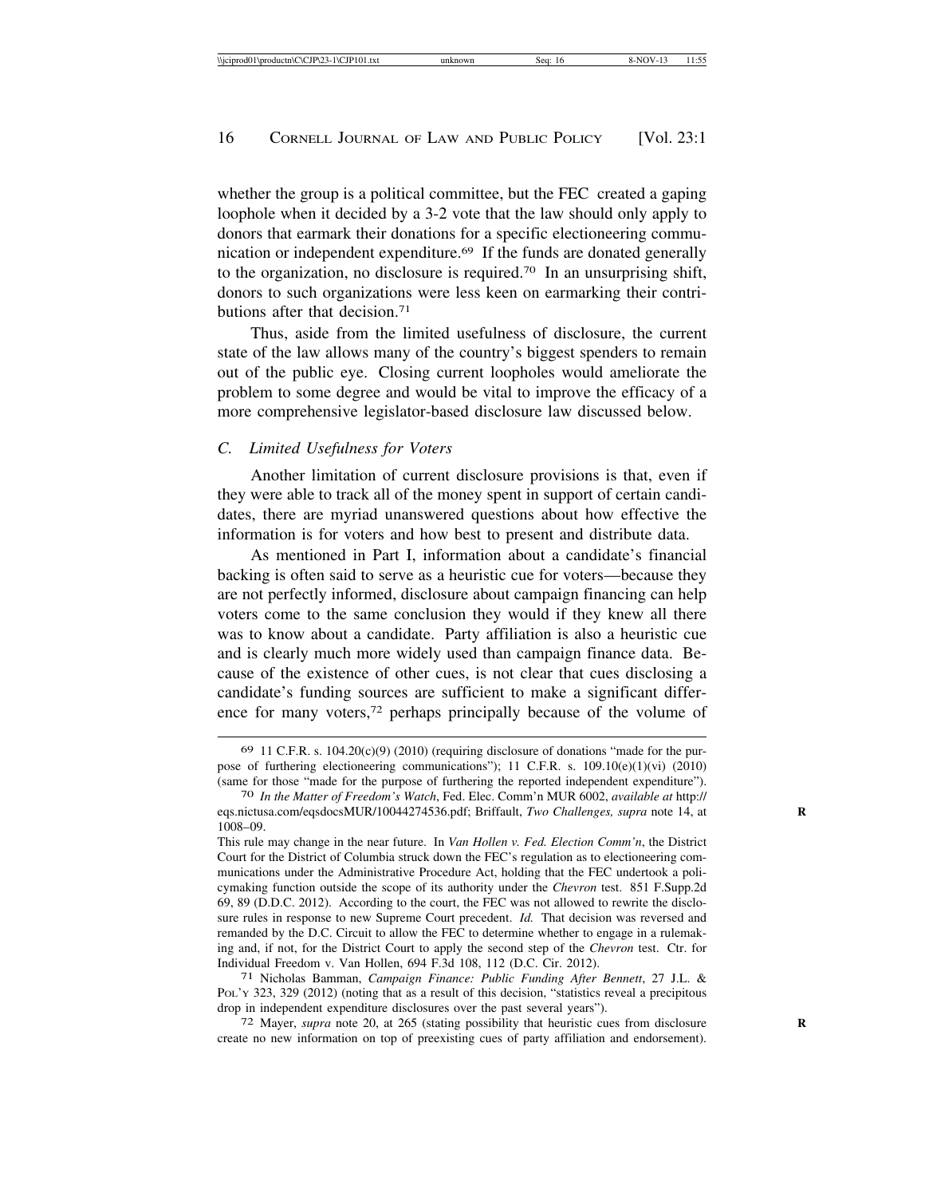whether the group is a political committee, but the FEC created a gaping loophole when it decided by a 3-2 vote that the law should only apply to donors that earmark their donations for a specific electioneering communication or independent expenditure.[69] If the funds are donated generally to the organization, no disclosure is required.[70] In an unsurprising shift, donors to such organizations were less keen on earmarking their contributions after that decision.[71]

Thus, aside from the limited usefulness of disclosure, the current state of the law allows many of the country's biggest spenders to remain out of the public eye. Closing current loopholes would ameliorate the problem to some degree and would be vital to improve the efficacy of a more comprehensive legislator-based disclosure law discussed below.

### *C. Limited Usefulness for Voters*

Another limitation of current disclosure provisions is that, even if they were able to track all of the money spent in support of certain candidates, there are myriad unanswered questions about how effective the information is for voters and how best to present and distribute data.

As mentioned in Part I, information about a candidate's financial backing is often said to serve as a heuristic cue for voters—because they are not perfectly informed, disclosure about campaign financing can help voters come to the same conclusion they would if they knew all there was to know about a candidate. Party affiliation is also a heuristic cue and is clearly much more widely used than campaign finance data. Because of the existence of other cues, is not clear that cues disclosing a candidate's funding sources are sufficient to make a significant difference for many voters,[72] perhaps principally because of the volume of

---

[69] 11 C.F.R. s. 104.20(c)(9) (2010) (requiring disclosure of donations "made for the purpose of furthering electioneering communications"); 11 C.F.R. s. 109.10(e)(1)(vi) (2010) (same for those "made for the purpose of furthering the reported independent expenditure").

[70] *In the Matter of Freedom's Watch*, Fed. Elec. Comm'n MUR 6002, *available at* http://eqs.nictusa.com/eqsdocsMUR/10044274536.pdf; Briffault, *Two Challenges, supra* note 14, at 1008–09.

This rule may change in the near future. In *Van Hollen v. Fed. Election Comm'n*, the District Court for the District of Columbia struck down the FEC's regulation as to electioneering communications under the Administrative Procedure Act, holding that the FEC undertook a policymaking function outside the scope of its authority under the *Chevron* test. 851 F.Supp.2d 69, 89 (D.D.C. 2012). According to the court, the FEC was not allowed to rewrite the disclosure rules in response to new Supreme Court precedent. *Id.* That decision was reversed and remanded by the D.C. Circuit to allow the FEC to determine whether to engage in a rulemaking and, if not, for the District Court to apply the second step of the *Chevron* test. Ctr. for Individual Freedom v. Van Hollen, 694 F.3d 108, 112 (D.C. Cir. 2012).

[71] Nicholas Bamman, *Campaign Finance: Public Funding After Bennett*, 27 J.L. & Pol'y 323, 329 (2012) (noting that as a result of this decision, "statistics reveal a precipitous drop in independent expenditure disclosures over the past several years").

[72] Mayer, *supra* note 20, at 265 (stating possibility that heuristic cues from disclosure create no new information on top of preexisting cues of party affiliation and endorsement).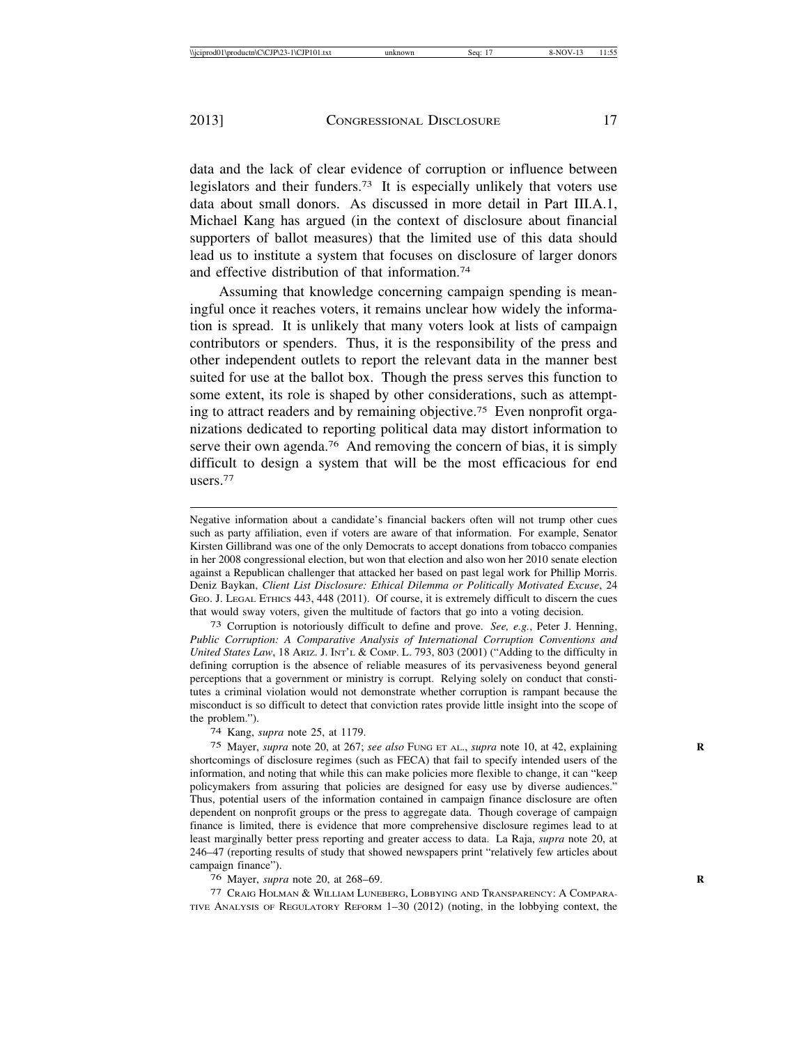data and the lack of clear evidence of corruption or influence between legislators and their funders.[73] It is especially unlikely that voters use data about small donors. As discussed in more detail in Part III.A.1, Michael Kang has argued (in the context of disclosure about financial supporters of ballot measures) that the limited use of this data should lead us to institute a system that focuses on disclosure of larger donors and effective distribution of that information.[74]

Assuming that knowledge concerning campaign spending is meaningful once it reaches voters, it remains unclear how widely the information is spread. It is unlikely that many voters look at lists of campaign contributors or spenders. Thus, it is the responsibility of the press and other independent outlets to report the relevant data in the manner best suited for use at the ballot box. Though the press serves this function to some extent, its role is shaped by other considerations, such as attempting to attract readers and by remaining objective.[75] Even nonprofit organizations dedicated to reporting political data may distort information to serve their own agenda.[76] And removing the concern of bias, it is simply difficult to design a system that will be the most efficacious for end users.[77]

---

Negative information about a candidate's financial backers often will not trump other cues such as party affiliation, even if voters are aware of that information. For example, Senator Kirsten Gillibrand was one of the only Democrats to accept donations from tobacco companies in her 2008 congressional election, but won that election and also won her 2010 senate election against a Republican challenger that attacked her based on past legal work for Phillip Morris. Deniz Baykan, *Client List Disclosure: Ethical Dilemma or Politically Motivated Excuse*, 24 GEO. J. LEGAL ETHICS 443, 448 (2011). Of course, it is extremely difficult to discern the cues that would sway voters, given the multitude of factors that go into a voting decision.

[73] Corruption is notoriously difficult to define and prove. *See, e.g.*, Peter J. Henning, *Public Corruption: A Comparative Analysis of International Corruption Conventions and United States Law*, 18 ARIZ. J. INT'L & COMP. L. 793, 803 (2001) ("Adding to the difficulty in defining corruption is the absence of reliable measures of its pervasiveness beyond general perceptions that a government or ministry is corrupt. Relying solely on conduct that constitutes a criminal violation would not demonstrate whether corruption is rampant because the misconduct is so difficult to detect that conviction rates provide little insight into the scope of the problem.").

[74] Kang, *supra* note 25, at 1179.

[75] Mayer, *supra* note 20, at 267; *see also* FUNG ET AL., *supra* note 10, at 42, explaining shortcomings of disclosure regimes (such as FECA) that fail to specify intended users of the information, and noting that while this can make policies more flexible to change, it can "keep policymakers from assuring that policies are designed for easy use by diverse audiences." Thus, potential users of the information contained in campaign finance disclosure are often dependent on nonprofit groups or the press to aggregate data. Though coverage of campaign finance is limited, there is evidence that more comprehensive disclosure regimes lead to at least marginally better press reporting and greater access to data. La Raja, *supra* note 20, at 246–47 (reporting results of study that showed newspapers print "relatively few articles about campaign finance").

[76] Mayer, *supra* note 20, at 268–69.

[77] CRAIG HOLMAN & WILLIAM LUNEBERG, LOBBYING AND TRANSPARENCY: A COMPARATIVE ANALYSIS OF REGULATORY REFORM 1–30 (2012) (noting, in the lobbying context, the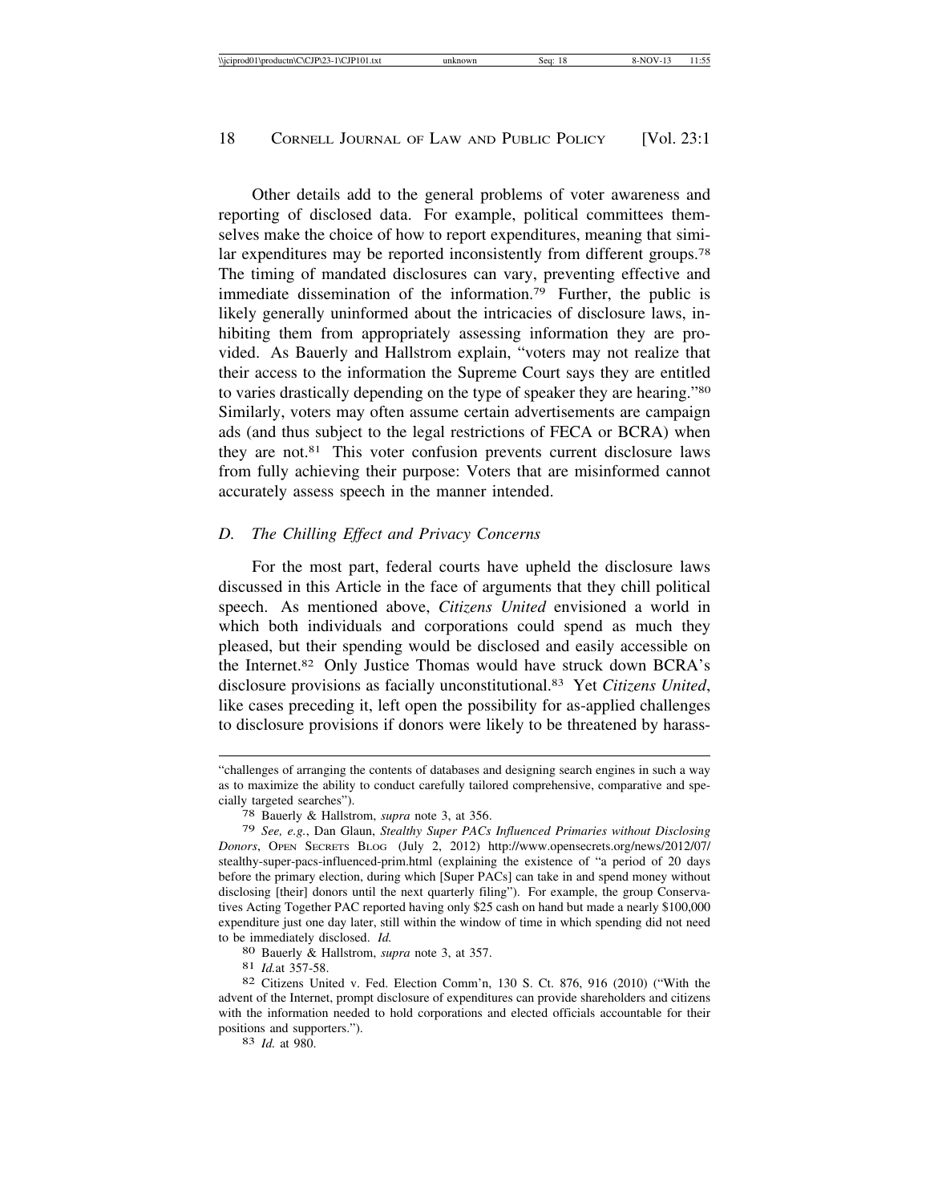Other details add to the general problems of voter awareness and reporting of disclosed data. For example, political committees themselves make the choice of how to report expenditures, meaning that similar expenditures may be reported inconsistently from different groups.[78] The timing of mandated disclosures can vary, preventing effective and immediate dissemination of the information.[79] Further, the public is likely generally uninformed about the intricacies of disclosure laws, inhibiting them from appropriately assessing information they are provided. As Bauerly and Hallstrom explain, "voters may not realize that their access to the information the Supreme Court says they are entitled to varies drastically depending on the type of speaker they are hearing."[80] Similarly, voters may often assume certain advertisements are campaign ads (and thus subject to the legal restrictions of FECA or BCRA) when they are not.[81] This voter confusion prevents current disclosure laws from fully achieving their purpose: Voters that are misinformed cannot accurately assess speech in the manner intended.

### *D. The Chilling Effect and Privacy Concerns*

For the most part, federal courts have upheld the disclosure laws discussed in this Article in the face of arguments that they chill political speech. As mentioned above, *Citizens United* envisioned a world in which both individuals and corporations could spend as much they pleased, but their spending would be disclosed and easily accessible on the Internet.[82] Only Justice Thomas would have struck down BCRA's disclosure provisions as facially unconstitutional.[83] Yet *Citizens United*, like cases preceding it, left open the possibility for as-applied challenges to disclosure provisions if donors were likely to be threatened by harass-

---

"challenges of arranging the contents of databases and designing search engines in such a way as to maximize the ability to conduct carefully tailored comprehensive, comparative and specially targeted searches").

[78] Bauerly & Hallstrom, *supra* note 3, at 356.

[79] *See, e.g.*, Dan Glaun, *Stealthy Super PACs Influenced Primaries without Disclosing Donors*, OPEN SECRETS BLOG (July 2, 2012) http://www.opensecrets.org/news/2012/07/stealthy-super-pacs-influenced-prim.html (explaining the existence of "a period of 20 days before the primary election, during which [Super PACs] can take in and spend money without disclosing [their] donors until the next quarterly filing"). For example, the group Conservatives Acting Together PAC reported having only $25 cash on hand but made a nearly $100,000 expenditure just one day later, still within the window of time in which spending did not need to be immediately disclosed. *Id.*

[80] Bauerly & Hallstrom, *supra* note 3, at 357.

[81] *Id.*at 357-58.

[82] Citizens United v. Fed. Election Comm'n, 130 S. Ct. 876, 916 (2010) ("With the advent of the Internet, prompt disclosure of expenditures can provide shareholders and citizens with the information needed to hold corporations and elected officials accountable for their positions and supporters.").

[83] *Id.* at 980.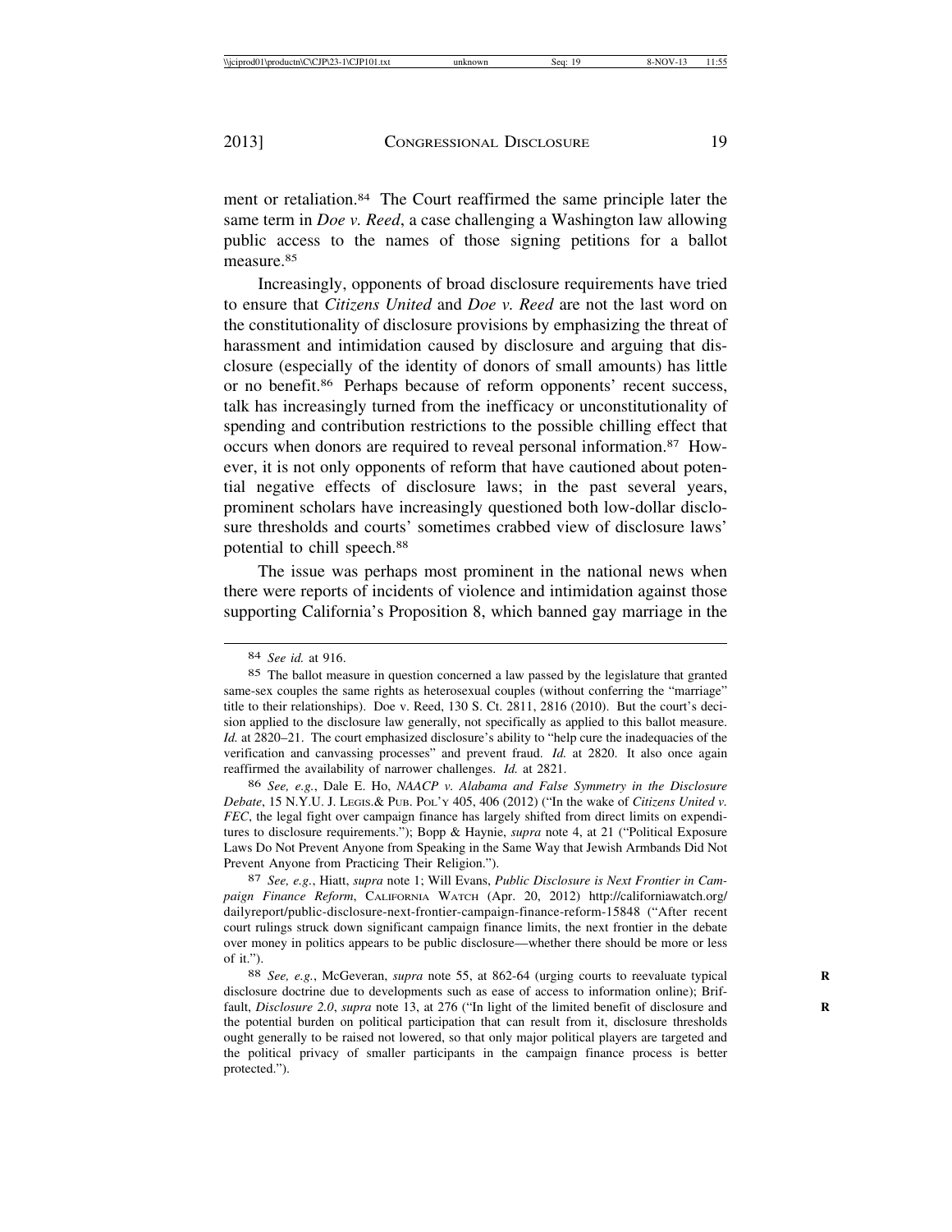ment or retaliation.[84] The Court reaffirmed the same principle later the same term in *Doe v. Reed*, a case challenging a Washington law allowing public access to the names of those signing petitions for a ballot measure.[85]

Increasingly, opponents of broad disclosure requirements have tried to ensure that *Citizens United* and *Doe v. Reed* are not the last word on the constitutionality of disclosure provisions by emphasizing the threat of harassment and intimidation caused by disclosure and arguing that disclosure (especially of the identity of donors of small amounts) has little or no benefit.[86] Perhaps because of reform opponents' recent success, talk has increasingly turned from the inefficacy or unconstitutionality of spending and contribution restrictions to the possible chilling effect that occurs when donors are required to reveal personal information.[87] However, it is not only opponents of reform that have cautioned about potential negative effects of disclosure laws; in the past several years, prominent scholars have increasingly questioned both low-dollar disclosure thresholds and courts' sometimes crabbed view of disclosure laws' potential to chill speech.[88]

The issue was perhaps most prominent in the national news when there were reports of incidents of violence and intimidation against those supporting California's Proposition 8, which banned gay marriage in the

---

[84] *See id.* at 916.

[85] The ballot measure in question concerned a law passed by the legislature that granted same-sex couples the same rights as heterosexual couples (without conferring the "marriage" title to their relationships). Doe v. Reed, 130 S. Ct. 2811, 2816 (2010). But the court's decision applied to the disclosure law generally, not specifically as applied to this ballot measure. *Id.* at 2820–21. The court emphasized disclosure's ability to "help cure the inadequacies of the verification and canvassing processes" and prevent fraud. *Id.* at 2820. It also once again reaffirmed the availability of narrower challenges. *Id.* at 2821.

[86] *See, e.g.*, Dale E. Ho, *NAACP v. Alabama and False Symmetry in the Disclosure Debate*, 15 N.Y.U. J. LEGIS.& PUB. POL'Y 405, 406 (2012) ("In the wake of *Citizens United v. FEC*, the legal fight over campaign finance has largely shifted from direct limits on expenditures to disclosure requirements."); Bopp & Haynie, *supra* note 4, at 21 ("Political Exposure Laws Do Not Prevent Anyone from Speaking in the Same Way that Jewish Armbands Did Not Prevent Anyone from Practicing Their Religion.").

[87] *See, e.g.*, Hiatt, *supra* note 1; Will Evans, *Public Disclosure is Next Frontier in Campaign Finance Reform*, CALIFORNIA WATCH (Apr. 20, 2012) http://californiawatch.org/dailyreport/public-disclosure-next-frontier-campaign-finance-reform-15848 ("After recent court rulings struck down significant campaign finance limits, the next frontier in the debate over money in politics appears to be public disclosure—whether there should be more or less of it.").

[88] *See, e.g.*, McGeveran, *supra* note 55, at 862-64 (urging courts to reevaluate typical disclosure doctrine due to developments such as ease of access to information online); Briffault, *Disclosure 2.0*, *supra* note 13, at 276 ("In light of the limited benefit of disclosure and the potential burden on political participation that can result from it, disclosure thresholds ought generally to be raised not lowered, so that only major political players are targeted and the political privacy of smaller participants in the campaign finance process is better protected.").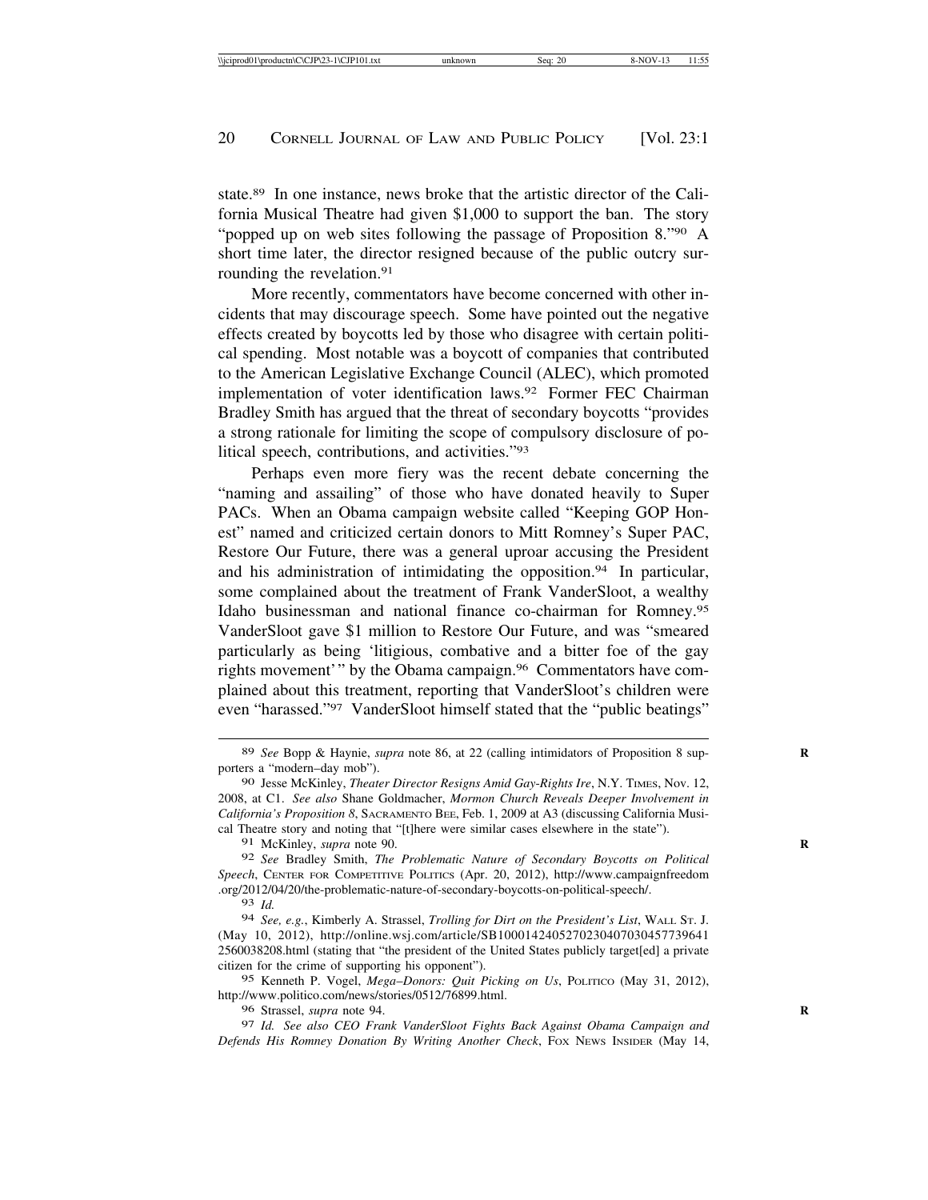state.[89] In one instance, news broke that the artistic director of the California Musical Theatre had given $1,000 to support the ban. The story "popped up on web sites following the passage of Proposition 8."[90] A short time later, the director resigned because of the public outcry surrounding the revelation.[91]

More recently, commentators have become concerned with other incidents that may discourage speech. Some have pointed out the negative effects created by boycotts led by those who disagree with certain political spending. Most notable was a boycott of companies that contributed to the American Legislative Exchange Council (ALEC), which promoted implementation of voter identification laws.[92] Former FEC Chairman Bradley Smith has argued that the threat of secondary boycotts "provides a strong rationale for limiting the scope of compulsory disclosure of political speech, contributions, and activities."[93]

Perhaps even more fiery was the recent debate concerning the "naming and assailing" of those who have donated heavily to Super PACs. When an Obama campaign website called "Keeping GOP Honest" named and criticized certain donors to Mitt Romney's Super PAC, Restore Our Future, there was a general uproar accusing the President and his administration of intimidating the opposition.[94] In particular, some complained about the treatment of Frank VanderSloot, a wealthy Idaho businessman and national finance co-chairman for Romney.[95] VanderSloot gave $1 million to Restore Our Future, and was "smeared particularly as being 'litigious, combative and a bitter foe of the gay rights movement'" by the Obama campaign.[96] Commentators have complained about this treatment, reporting that VanderSloot's children were even "harassed."[97] VanderSloot himself stated that the "public beatings"

---

[89] *See* Bopp & Haynie, *supra* note 86, at 22 (calling intimidators of Proposition 8 supporters a "modern–day mob").

[90] Jesse McKinley, *Theater Director Resigns Amid Gay-Rights Ire*, N.Y. TIMES, Nov. 12, 2008, at C1. *See also* Shane Goldmacher, *Mormon Church Reveals Deeper Involvement in California's Proposition 8*, SACRAMENTO BEE, Feb. 1, 2009 at A3 (discussing California Musical Theatre story and noting that "[t]here were similar cases elsewhere in the state").

[91] McKinley, *supra* note 90.

[92] *See* Bradley Smith, *The Problematic Nature of Secondary Boycotts on Political Speech*, CENTER FOR COMPETITIVE POLITICS (Apr. 20, 2012), http://www.campaignfreedom.org/2012/04/20/the-problematic-nature-of-secondary-boycotts-on-political-speech/.

[93] *Id.*

[94] *See, e.g.*, Kimberly A. Strassel, *Trolling for Dirt on the President's List*, WALL ST. J. (May 10, 2012), http://online.wsj.com/article/SB10001424052702304070304577396412560038208.html (stating that "the president of the United States publicly target[ed] a private citizen for the crime of supporting his opponent").

[95] Kenneth P. Vogel, *Mega–Donors: Quit Picking on Us*, POLITICO (May 31, 2012), http://www.politico.com/news/stories/0512/76899.html.

[96] Strassel, *supra* note 94.

[97] *Id. See also CEO Frank VanderSloot Fights Back Against Obama Campaign and Defends His Romney Donation By Writing Another Check*, FOX NEWS INSIDER (May 14,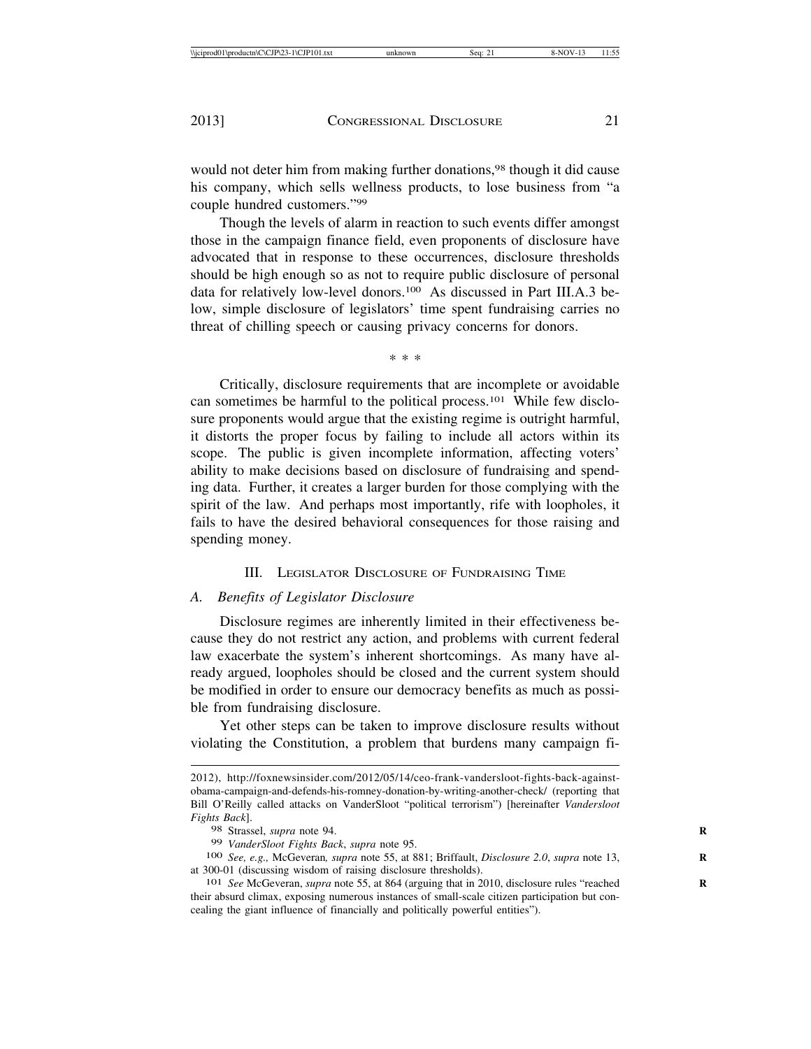would not deter him from making further donations,[98] though it did cause his company, which sells wellness products, to lose business from "a couple hundred customers."[99]

Though the levels of alarm in reaction to such events differ amongst those in the campaign finance field, even proponents of disclosure have advocated that in response to these occurrences, disclosure thresholds should be high enough so as not to require public disclosure of personal data for relatively low-level donors.[100] As discussed in Part III.A.3 below, simple disclosure of legislators' time spent fundraising carries no threat of chilling speech or causing privacy concerns for donors.

\* \* \*

Critically, disclosure requirements that are incomplete or avoidable can sometimes be harmful to the political process.[101] While few disclosure proponents would argue that the existing regime is outright harmful, it distorts the proper focus by failing to include all actors within its scope. The public is given incomplete information, affecting voters' ability to make decisions based on disclosure of fundraising and spending data. Further, it creates a larger burden for those complying with the spirit of the law. And perhaps most importantly, rife with loopholes, it fails to have the desired behavioral consequences for those raising and spending money.

## III. Legislator Disclosure of Fundraising Time

### A. *Benefits of Legislator Disclosure*

Disclosure regimes are inherently limited in their effectiveness because they do not restrict any action, and problems with current federal law exacerbate the system's inherent shortcomings. As many have already argued, loopholes should be closed and the current system should be modified in order to ensure our democracy benefits as much as possible from fundraising disclosure.

Yet other steps can be taken to improve disclosure results without violating the Constitution, a problem that burdens many campaign fi-

---

2012), http://foxnewsinsider.com/2012/05/14/ceo-frank-vandersloot-fights-back-against-obama-campaign-and-defends-his-romney-donation-by-writing-another-check/ (reporting that Bill O'Reilly called attacks on VanderSloot "political terrorism") [hereinafter *Vandersloot Fights Back*].

98 Strassel, *supra* note 94.

99 *VanderSloot Fights Back*, *supra* note 95.

100 *See, e.g.,* McGeveran*, supra* note 55, at 881; Briffault, *Disclosure 2.0*, *supra* note 13, at 300-01 (discussing wisdom of raising disclosure thresholds).

101 *See* McGeveran, *supra* note 55, at 864 (arguing that in 2010, disclosure rules "reached their absurd climax, exposing numerous instances of small-scale citizen participation but concealing the giant influence of financially and politically powerful entities").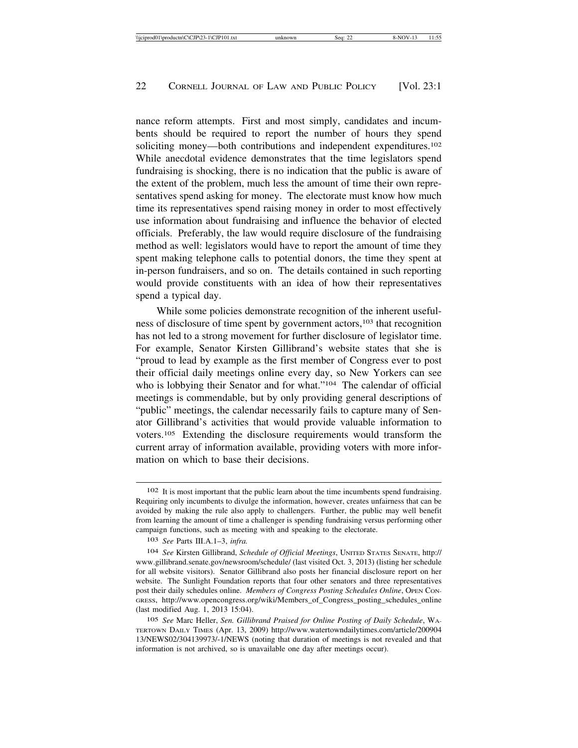nance reform attempts. First and most simply, candidates and incumbents should be required to report the number of hours they spend soliciting money—both contributions and independent expenditures.[102] While anecdotal evidence demonstrates that the time legislators spend fundraising is shocking, there is no indication that the public is aware of the extent of the problem, much less the amount of time their own representatives spend asking for money. The electorate must know how much time its representatives spend raising money in order to most effectively use information about fundraising and influence the behavior of elected officials. Preferably, the law would require disclosure of the fundraising method as well: legislators would have to report the amount of time they spent making telephone calls to potential donors, the time they spent at in-person fundraisers, and so on. The details contained in such reporting would provide constituents with an idea of how their representatives spend a typical day.

While some policies demonstrate recognition of the inherent usefulness of disclosure of time spent by government actors,[103] that recognition has not led to a strong movement for further disclosure of legislator time. For example, Senator Kirsten Gillibrand's website states that she is "proud to lead by example as the first member of Congress ever to post their official daily meetings online every day, so New Yorkers can see who is lobbying their Senator and for what."[104] The calendar of official meetings is commendable, but by only providing general descriptions of "public" meetings, the calendar necessarily fails to capture many of Senator Gillibrand's activities that would provide valuable information to voters.[105] Extending the disclosure requirements would transform the current array of information available, providing voters with more information on which to base their decisions.

---

[102] It is most important that the public learn about the time incumbents spend fundraising. Requiring only incumbents to divulge the information, however, creates unfairness that can be avoided by making the rule also apply to challengers. Further, the public may well benefit from learning the amount of time a challenger is spending fundraising versus performing other campaign functions, such as meeting with and speaking to the electorate.

[103] *See* Parts III.A.1–3, *infra.*

[104] *See* Kirsten Gillibrand, *Schedule of Official Meetings*, UNITED STATES SENATE, http://www.gillibrand.senate.gov/newsroom/schedule/ (last visited Oct. 3, 2013) (listing her schedule for all website visitors). Senator Gillibrand also posts her financial disclosure report on her website. The Sunlight Foundation reports that four other senators and three representatives post their daily schedules online. *Members of Congress Posting Schedules Online*, OPEN CONGRESS, http://www.opencongress.org/wiki/Members_of_Congress_posting_schedules_online (last modified Aug. 1, 2013 15:04).

[105] *See* Marc Heller, *Sen. Gillibrand Praised for Online Posting of Daily Schedule*, WATERTOWN DAILY TIMES (Apr. 13, 2009) http://www.watertowndailytimes.com/article/20090413/NEWS02/304139973/-1/NEWS (noting that duration of meetings is not revealed and that information is not archived, so is unavailable one day after meetings occur).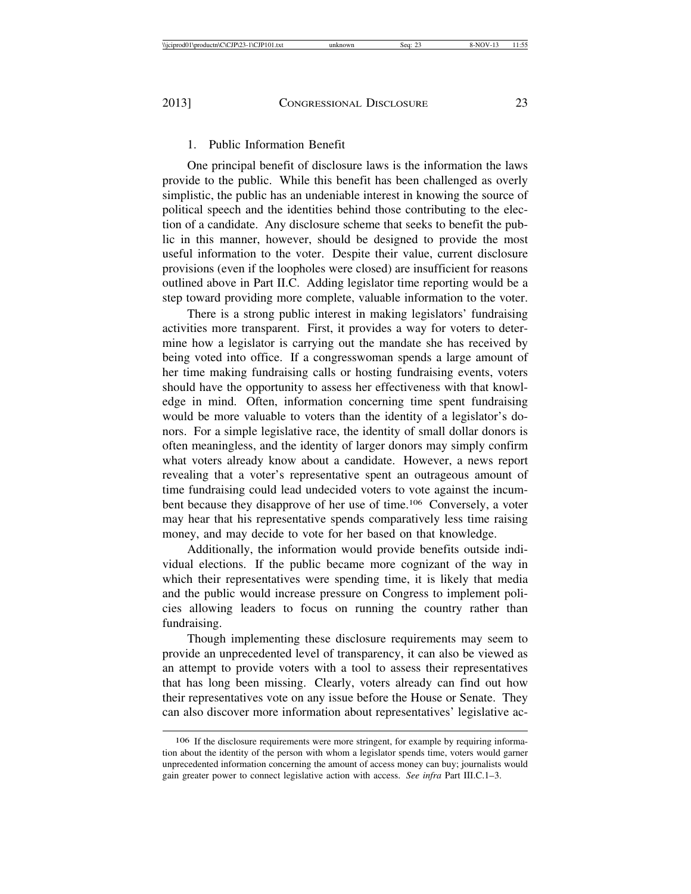### 1. Public Information Benefit

One principal benefit of disclosure laws is the information the laws provide to the public. While this benefit has been challenged as overly simplistic, the public has an undeniable interest in knowing the source of political speech and the identities behind those contributing to the election of a candidate. Any disclosure scheme that seeks to benefit the public in this manner, however, should be designed to provide the most useful information to the voter. Despite their value, current disclosure provisions (even if the loopholes were closed) are insufficient for reasons outlined above in Part II.C. Adding legislator time reporting would be a step toward providing more complete, valuable information to the voter.

There is a strong public interest in making legislators' fundraising activities more transparent. First, it provides a way for voters to determine how a legislator is carrying out the mandate she has received by being voted into office. If a congresswoman spends a large amount of her time making fundraising calls or hosting fundraising events, voters should have the opportunity to assess her effectiveness with that knowledge in mind. Often, information concerning time spent fundraising would be more valuable to voters than the identity of a legislator's donors. For a simple legislative race, the identity of small dollar donors is often meaningless, and the identity of larger donors may simply confirm what voters already know about a candidate. However, a news report revealing that a voter's representative spent an outrageous amount of time fundraising could lead undecided voters to vote against the incumbent because they disapprove of her use of time.[106] Conversely, a voter may hear that his representative spends comparatively less time raising money, and may decide to vote for her based on that knowledge.

Additionally, the information would provide benefits outside individual elections. If the public became more cognizant of the way in which their representatives were spending time, it is likely that media and the public would increase pressure on Congress to implement policies allowing leaders to focus on running the country rather than fundraising.

Though implementing these disclosure requirements may seem to provide an unprecedented level of transparency, it can also be viewed as an attempt to provide voters with a tool to assess their representatives that has long been missing. Clearly, voters already can find out how their representatives vote on any issue before the House or Senate. They can also discover more information about representatives' legislative ac-

---

[106] If the disclosure requirements were more stringent, for example by requiring information about the identity of the person with whom a legislator spends time, voters would garner unprecedented information concerning the amount of access money can buy; journalists would gain greater power to connect legislative action with access. *See infra* Part III.C.1–3.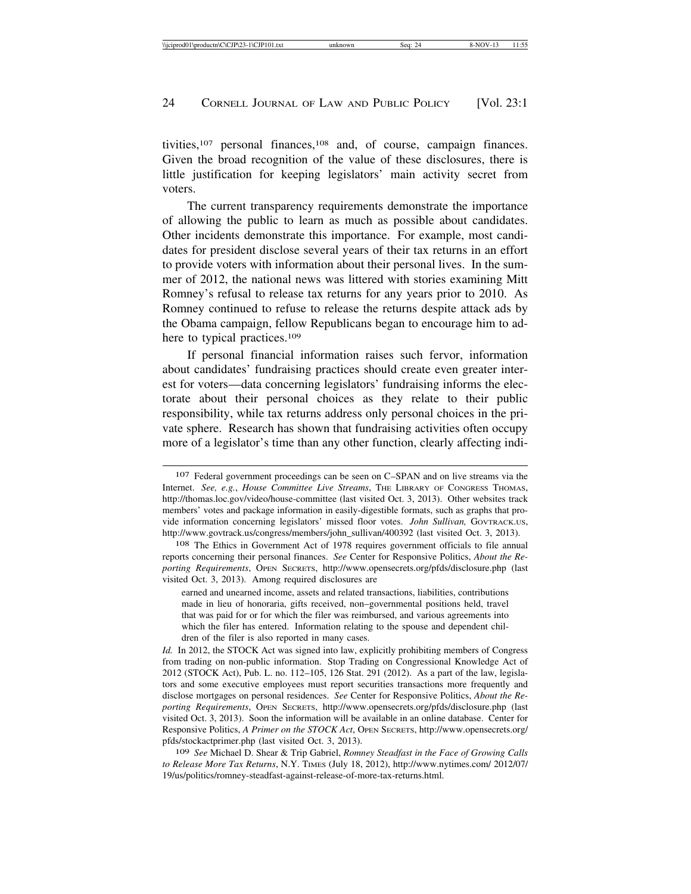tivities,[107] personal finances,[108] and, of course, campaign finances. Given the broad recognition of the value of these disclosures, there is little justification for keeping legislators' main activity secret from voters.

The current transparency requirements demonstrate the importance of allowing the public to learn as much as possible about candidates. Other incidents demonstrate this importance. For example, most candidates for president disclose several years of their tax returns in an effort to provide voters with information about their personal lives. In the summer of 2012, the national news was littered with stories examining Mitt Romney's refusal to release tax returns for any years prior to 2010. As Romney continued to refuse to release the returns despite attack ads by the Obama campaign, fellow Republicans began to encourage him to adhere to typical practices.[109]

If personal financial information raises such fervor, information about candidates' fundraising practices should create even greater interest for voters—data concerning legislators' fundraising informs the electorate about their personal choices as they relate to their public responsibility, while tax returns address only personal choices in the private sphere. Research has shown that fundraising activities often occupy more of a legislator's time than any other function, clearly affecting indi-

---

[107] Federal government proceedings can be seen on C–SPAN and on live streams via the Internet. *See, e.g.*, *House Committee Live Streams*, THE LIBRARY OF CONGRESS THOMAS, http://thomas.loc.gov/video/house-committee (last visited Oct. 3, 2013). Other websites track members' votes and package information in easily-digestible formats, such as graphs that provide information concerning legislators' missed floor votes. *John Sullivan,* GOVTRACK.US, http://www.govtrack.us/congress/members/john_sullivan/400392 (last visited Oct. 3, 2013).

[108] The Ethics in Government Act of 1978 requires government officials to file annual reports concerning their personal finances. *See* Center for Responsive Politics, *About the Reporting Requirements*, OPEN SECRETS, http://www.opensecrets.org/pfds/disclosure.php (last visited Oct. 3, 2013). Among required disclosures are

> earned and unearned income, assets and related transactions, liabilities, contributions made in lieu of honoraria, gifts received, non–governmental positions held, travel that was paid for or for which the filer was reimbursed, and various agreements into which the filer has entered. Information relating to the spouse and dependent children of the filer is also reported in many cases.

*Id.* In 2012, the STOCK Act was signed into law, explicitly prohibiting members of Congress from trading on non-public information. Stop Trading on Congressional Knowledge Act of 2012 (STOCK Act), Pub. L. no. 112–105, 126 Stat. 291 (2012). As a part of the law, legislators and some executive employees must report securities transactions more frequently and disclose mortgages on personal residences. *See* Center for Responsive Politics, *About the Reporting Requirements*, OPEN SECRETS, http://www.opensecrets.org/pfds/disclosure.php (last visited Oct. 3, 2013). Soon the information will be available in an online database. Center for Responsive Politics, *A Primer on the STOCK Act*, OPEN SECRETS, http://www.opensecrets.org/pfds/stockactprimer.php (last visited Oct. 3, 2013).

[109] *See* Michael D. Shear & Trip Gabriel, *Romney Steadfast in the Face of Growing Calls to Release More Tax Returns*, N.Y. TIMES (July 18, 2012), http://www.nytimes.com/ 2012/07/19/us/politics/romney-steadfast-against-release-of-more-tax-returns.html.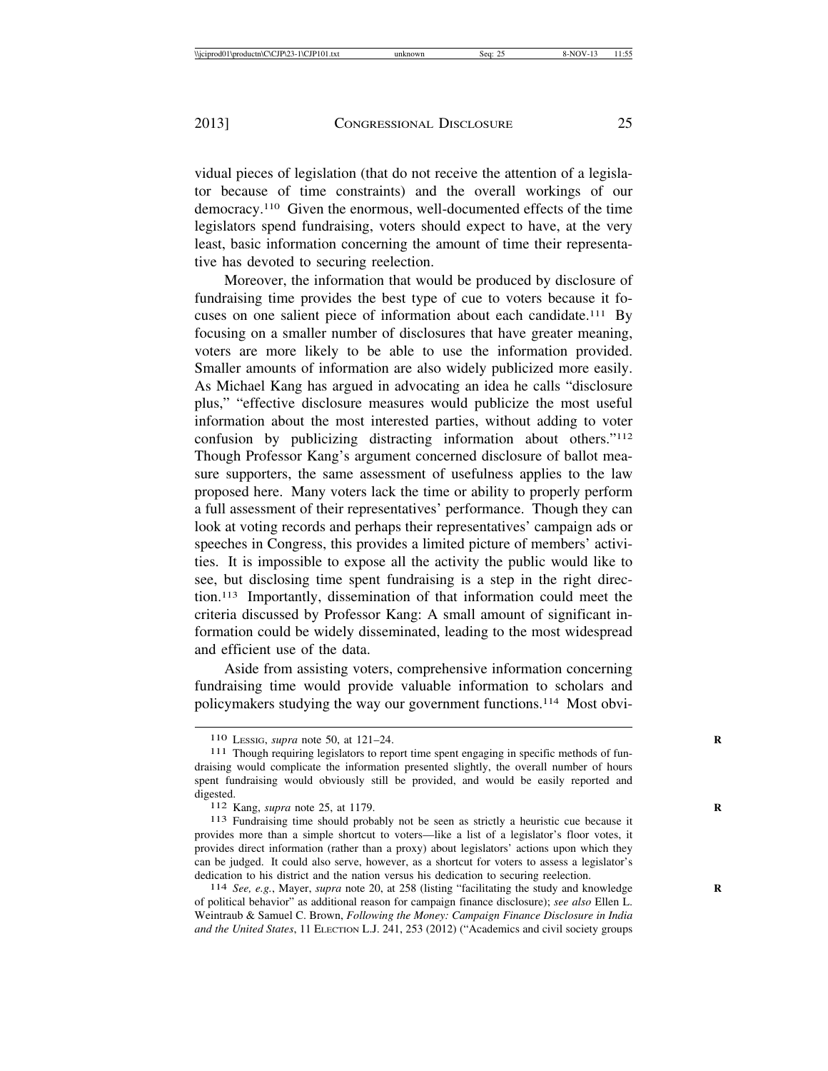vidual pieces of legislation (that do not receive the attention of a legislator because of time constraints) and the overall workings of our democracy.[110] Given the enormous, well-documented effects of the time legislators spend fundraising, voters should expect to have, at the very least, basic information concerning the amount of time their representative has devoted to securing reelection.

Moreover, the information that would be produced by disclosure of fundraising time provides the best type of cue to voters because it focuses on one salient piece of information about each candidate.[111] By focusing on a smaller number of disclosures that have greater meaning, voters are more likely to be able to use the information provided. Smaller amounts of information are also widely publicized more easily. As Michael Kang has argued in advocating an idea he calls "disclosure plus," "effective disclosure measures would publicize the most useful information about the most interested parties, without adding to voter confusion by publicizing distracting information about others."[112] Though Professor Kang's argument concerned disclosure of ballot measure supporters, the same assessment of usefulness applies to the law proposed here. Many voters lack the time or ability to properly perform a full assessment of their representatives' performance. Though they can look at voting records and perhaps their representatives' campaign ads or speeches in Congress, this provides a limited picture of members' activities. It is impossible to expose all the activity the public would like to see, but disclosing time spent fundraising is a step in the right direction.[113] Importantly, dissemination of that information could meet the criteria discussed by Professor Kang: A small amount of significant information could be widely disseminated, leading to the most widespread and efficient use of the data.

Aside from assisting voters, comprehensive information concerning fundraising time would provide valuable information to scholars and policymakers studying the way our government functions.[114] Most obvi-

---

[110] LESSIG, *supra* note 50, at 121–24.

[111] Though requiring legislators to report time spent engaging in specific methods of fundraising would complicate the information presented slightly, the overall number of hours spent fundraising would obviously still be provided, and would be easily reported and digested.

[112] Kang, *supra* note 25, at 1179.

[113] Fundraising time should probably not be seen as strictly a heuristic cue because it provides more than a simple shortcut to voters—like a list of a legislator's floor votes, it provides direct information (rather than a proxy) about legislators' actions upon which they can be judged. It could also serve, however, as a shortcut for voters to assess a legislator's dedication to his district and the nation versus his dedication to securing reelection.

[114] *See, e.g.*, Mayer, *supra* note 20, at 258 (listing "facilitating the study and knowledge of political behavior" as additional reason for campaign finance disclosure); *see also* Ellen L. Weintraub & Samuel C. Brown, *Following the Money: Campaign Finance Disclosure in India and the United States*, 11 ELECTION L.J. 241, 253 (2012) ("Academics and civil society groups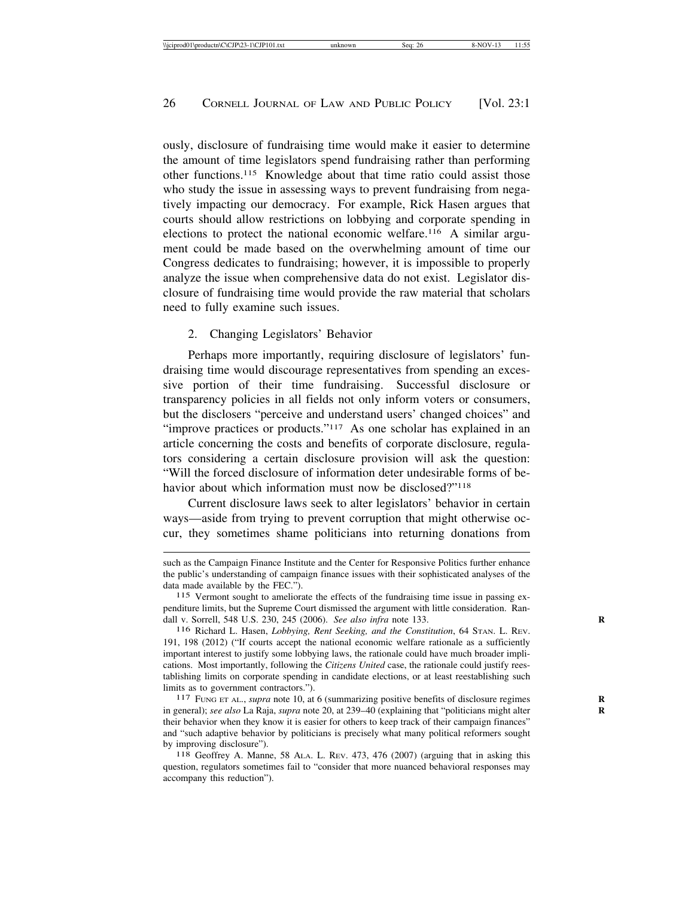ously, disclosure of fundraising time would make it easier to determine the amount of time legislators spend fundraising rather than performing other functions.[115] Knowledge about that time ratio could assist those who study the issue in assessing ways to prevent fundraising from negatively impacting our democracy. For example, Rick Hasen argues that courts should allow restrictions on lobbying and corporate spending in elections to protect the national economic welfare.[116] A similar argument could be made based on the overwhelming amount of time our Congress dedicates to fundraising; however, it is impossible to properly analyze the issue when comprehensive data do not exist. Legislator disclosure of fundraising time would provide the raw material that scholars need to fully examine such issues.

### 2. Changing Legislators' Behavior

Perhaps more importantly, requiring disclosure of legislators' fundraising time would discourage representatives from spending an excessive portion of their time fundraising. Successful disclosure or transparency policies in all fields not only inform voters or consumers, but the disclosers "perceive and understand users' changed choices" and "improve practices or products."[117] As one scholar has explained in an article concerning the costs and benefits of corporate disclosure, regulators considering a certain disclosure provision will ask the question: "Will the forced disclosure of information deter undesirable forms of behavior about which information must now be disclosed?"[118]

Current disclosure laws seek to alter legislators' behavior in certain ways—aside from trying to prevent corruption that might otherwise occur, they sometimes shame politicians into returning donations from

---

such as the Campaign Finance Institute and the Center for Responsive Politics further enhance the public's understanding of campaign finance issues with their sophisticated analyses of the data made available by the FEC.").

[115] Vermont sought to ameliorate the effects of the fundraising time issue in passing expenditure limits, but the Supreme Court dismissed the argument with little consideration. Randall v. Sorrell, 548 U.S. 230, 245 (2006). *See also infra* note 133.

[116] Richard L. Hasen, *Lobbying, Rent Seeking, and the Constitution*, 64 STAN. L. REV. 191, 198 (2012) ("If courts accept the national economic welfare rationale as a sufficiently important interest to justify some lobbying laws, the rationale could have much broader implications. Most importantly, following the *Citizens United* case, the rationale could justify reestablishing limits on corporate spending in candidate elections, or at least reestablishing such limits as to government contractors.").

[117] FUNG ET AL., *supra* note 10, at 6 (summarizing positive benefits of disclosure regimes in general); *see also* La Raja, *supra* note 20, at 239–40 (explaining that "politicians might alter their behavior when they know it is easier for others to keep track of their campaign finances" and "such adaptive behavior by politicians is precisely what many political reformers sought by improving disclosure").

[118] Geoffrey A. Manne, 58 ALA. L. REV. 473, 476 (2007) (arguing that in asking this question, regulators sometimes fail to "consider that more nuanced behavioral responses may accompany this reduction").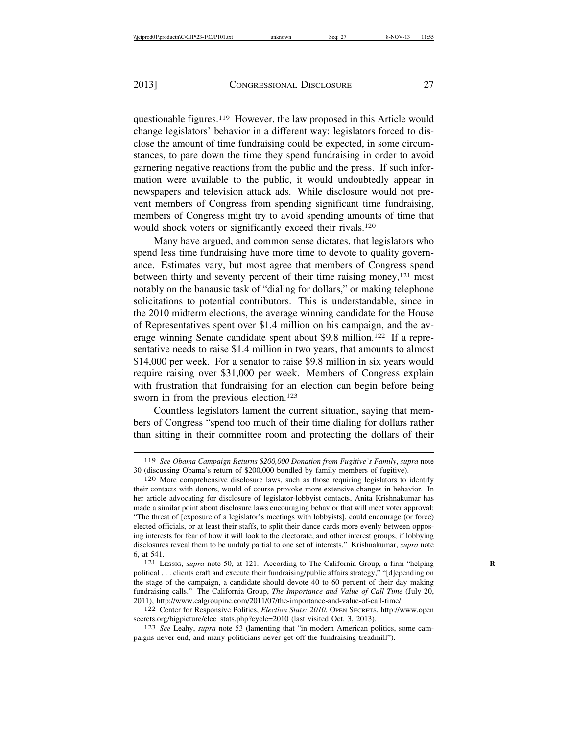questionable figures.[119] However, the law proposed in this Article would change legislators' behavior in a different way: legislators forced to disclose the amount of time fundraising could be expected, in some circumstances, to pare down the time they spend fundraising in order to avoid garnering negative reactions from the public and the press. If such information were available to the public, it would undoubtedly appear in newspapers and television attack ads. While disclosure would not prevent members of Congress from spending significant time fundraising, members of Congress might try to avoid spending amounts of time that would shock voters or significantly exceed their rivals.[120]

Many have argued, and common sense dictates, that legislators who spend less time fundraising have more time to devote to quality governance. Estimates vary, but most agree that members of Congress spend between thirty and seventy percent of their time raising money,[121] most notably on the banausic task of "dialing for dollars," or making telephone solicitations to potential contributors. This is understandable, since in the 2010 midterm elections, the average winning candidate for the House of Representatives spent over $1.4 million on his campaign, and the average winning Senate candidate spent about $9.8 million.[122] If a representative needs to raise $1.4 million in two years, that amounts to almost $14,000 per week. For a senator to raise $9.8 million in six years would require raising over $31,000 per week. Members of Congress explain with frustration that fundraising for an election can begin before being sworn in from the previous election.[123]

Countless legislators lament the current situation, saying that members of Congress "spend too much of their time dialing for dollars rather than sitting in their committee room and protecting the dollars of their

---

119 *See Obama Campaign Returns $200,000 Donation from Fugitive's Family*, *supra* note 30 (discussing Obama's return of $200,000 bundled by family members of fugitive).

120 More comprehensive disclosure laws, such as those requiring legislators to identify their contacts with donors, would of course provoke more extensive changes in behavior. In her article advocating for disclosure of legislator-lobbyist contacts, Anita Krishnakumar has made a similar point about disclosure laws encouraging behavior that will meet voter approval: "The threat of [exposure of a legislator's meetings with lobbyists], could encourage (or force) elected officials, or at least their staffs, to split their dance cards more evenly between opposing interests for fear of how it will look to the electorate, and other interest groups, if lobbying disclosures reveal them to be unduly partial to one set of interests." Krishnakumar, *supra* note 6, at 541.

121 LESSIG, *supra* note 50, at 121. According to The California Group, a firm "helping political . . . clients craft and execute their fundraising/public affairs strategy," "[d]epending on the stage of the campaign, a candidate should devote 40 to 60 percent of their day making fundraising calls." The California Group, *The Importance and Value of Call Time* (July 20, 2011), http://www.calgroupinc.com/2011/07/the-importance-and-value-of-call-time/.

122 Center for Responsive Politics, *Election Stats: 2010*, OPEN SECRETS, http://www.opensecrets.org/bigpicture/elec_stats.php?cycle=2010 (last visited Oct. 3, 2013).

123 *See* Leahy, *supra* note 53 (lamenting that "in modern American politics, some campaigns never end, and many politicians never get off the fundraising treadmill").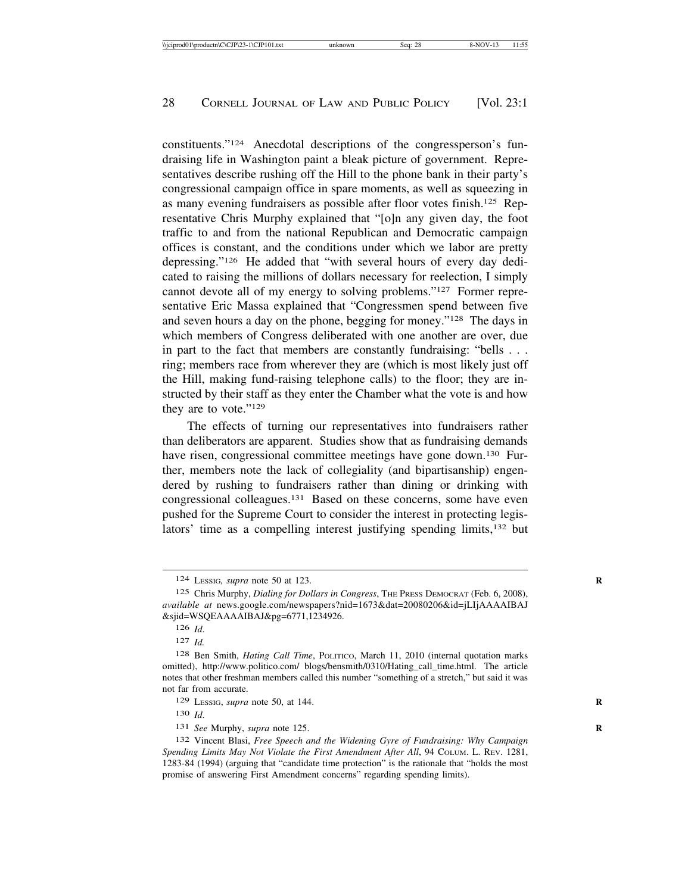constituents."[124] Anecdotal descriptions of the congressperson's fundraising life in Washington paint a bleak picture of government. Representatives describe rushing off the Hill to the phone bank in their party's congressional campaign office in spare moments, as well as squeezing in as many evening fundraisers as possible after floor votes finish.[125] Representative Chris Murphy explained that "[o]n any given day, the foot traffic to and from the national Republican and Democratic campaign offices is constant, and the conditions under which we labor are pretty depressing."[126] He added that "with several hours of every day dedicated to raising the millions of dollars necessary for reelection, I simply cannot devote all of my energy to solving problems."[127] Former representative Eric Massa explained that "Congressmen spend between five and seven hours a day on the phone, begging for money."[128] The days in which members of Congress deliberated with one another are over, due in part to the fact that members are constantly fundraising: "bells . . . ring; members race from wherever they are (which is most likely just off the Hill, making fund-raising telephone calls) to the floor; they are instructed by their staff as they enter the Chamber what the vote is and how they are to vote."[129]

The effects of turning our representatives into fundraisers rather than deliberators are apparent. Studies show that as fundraising demands have risen, congressional committee meetings have gone down.[130] Further, members note the lack of collegiality (and bipartisanship) engendered by rushing to fundraisers rather than dining or drinking with congressional colleagues.[131] Based on these concerns, some have even pushed for the Supreme Court to consider the interest in protecting legislators' time as a compelling interest justifying spending limits,[132] but

---

[124] LESSIG, *supra* note 50 at 123.

[125] Chris Murphy, *Dialing for Dollars in Congress*, THE PRESS DEMOCRAT (Feb. 6, 2008), *available at* news.google.com/newspapers?nid=1673&dat=20080206&id=jLIjAAAAIBAJ&sjid=WSQEAAAAIBAJ&pg=6771,1234926.

[126] *Id.*

[127] *Id.*

[128] Ben Smith, *Hating Call Time*, POLITICO, March 11, 2010 (internal quotation marks omitted), http://www.politico.com/ blogs/bensmith/0310/Hating_call_time.html. The article notes that other freshman members called this number "something of a stretch," but said it was not far from accurate.

[129] LESSIG, *supra* note 50, at 144.

[130] *Id.*

[131] *See* Murphy, *supra* note 125.

[132] Vincent Blasi, *Free Speech and the Widening Gyre of Fundraising: Why Campaign Spending Limits May Not Violate the First Amendment After All*, 94 COLUM. L. REV. 1281, 1283-84 (1994) (arguing that "candidate time protection" is the rationale that "holds the most promise of answering First Amendment concerns" regarding spending limits).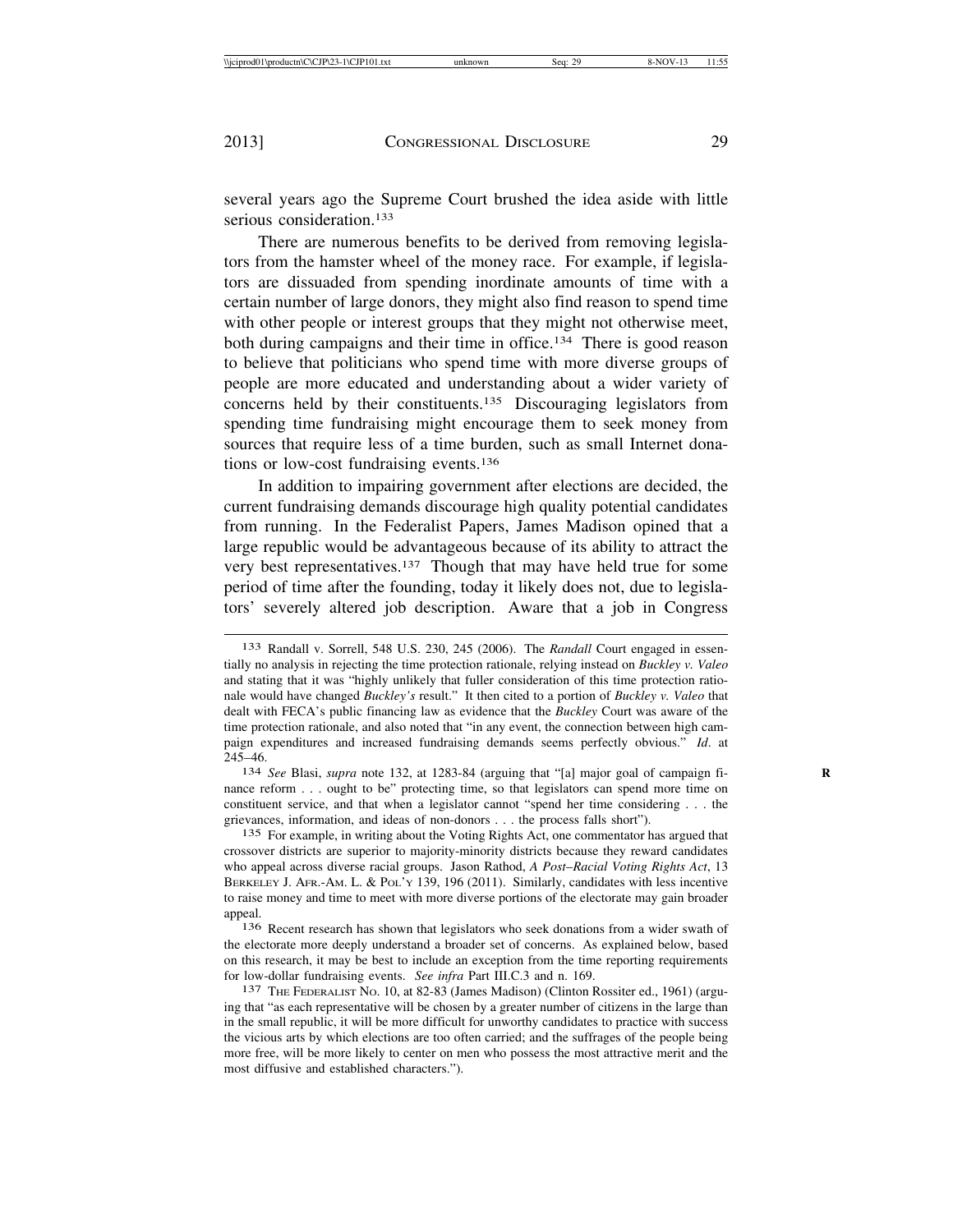several years ago the Supreme Court brushed the idea aside with little serious consideration.[133]

There are numerous benefits to be derived from removing legislators from the hamster wheel of the money race. For example, if legislators are dissuaded from spending inordinate amounts of time with a certain number of large donors, they might also find reason to spend time with other people or interest groups that they might not otherwise meet, both during campaigns and their time in office.[134] There is good reason to believe that politicians who spend time with more diverse groups of people are more educated and understanding about a wider variety of concerns held by their constituents.[135] Discouraging legislators from spending time fundraising might encourage them to seek money from sources that require less of a time burden, such as small Internet donations or low-cost fundraising events.[136]

In addition to impairing government after elections are decided, the current fundraising demands discourage high quality potential candidates from running. In the Federalist Papers, James Madison opined that a large republic would be advantageous because of its ability to attract the very best representatives.[137] Though that may have held true for some period of time after the founding, today it likely does not, due to legislators' severely altered job description. Aware that a job in Congress

---

[133] Randall v. Sorrell, 548 U.S. 230, 245 (2006). The *Randall* Court engaged in essentially no analysis in rejecting the time protection rationale, relying instead on *Buckley v. Valeo* and stating that it was "highly unlikely that fuller consideration of this time protection rationale would have changed *Buckley's* result." It then cited to a portion of *Buckley v. Valeo* that dealt with FECA's public financing law as evidence that the *Buckley* Court was aware of the time protection rationale, and also noted that "in any event, the connection between high campaign expenditures and increased fundraising demands seems perfectly obvious." *Id*. at 245–46.

[134] *See* Blasi, *supra* note 132, at 1283-84 (arguing that "[a] major goal of campaign finance reform . . . ought to be" protecting time, so that legislators can spend more time on constituent service, and that when a legislator cannot "spend her time considering . . . the grievances, information, and ideas of non-donors . . . the process falls short").

[135] For example, in writing about the Voting Rights Act, one commentator has argued that crossover districts are superior to majority-minority districts because they reward candidates who appeal across diverse racial groups. Jason Rathod, *A Post–Racial Voting Rights Act*, 13 BERKELEY J. AFR.-AM. L. & POL'Y 139, 196 (2011). Similarly, candidates with less incentive to raise money and time to meet with more diverse portions of the electorate may gain broader appeal.

[136] Recent research has shown that legislators who seek donations from a wider swath of the electorate more deeply understand a broader set of concerns. As explained below, based on this research, it may be best to include an exception from the time reporting requirements for low-dollar fundraising events. *See infra* Part III.C.3 and n. 169.

[137] THE FEDERALIST NO. 10, at 82-83 (James Madison) (Clinton Rossiter ed., 1961) (arguing that "as each representative will be chosen by a greater number of citizens in the large than in the small republic, it will be more difficult for unworthy candidates to practice with success the vicious arts by which elections are too often carried; and the suffrages of the people being more free, will be more likely to center on men who possess the most attractive merit and the most diffusive and established characters.").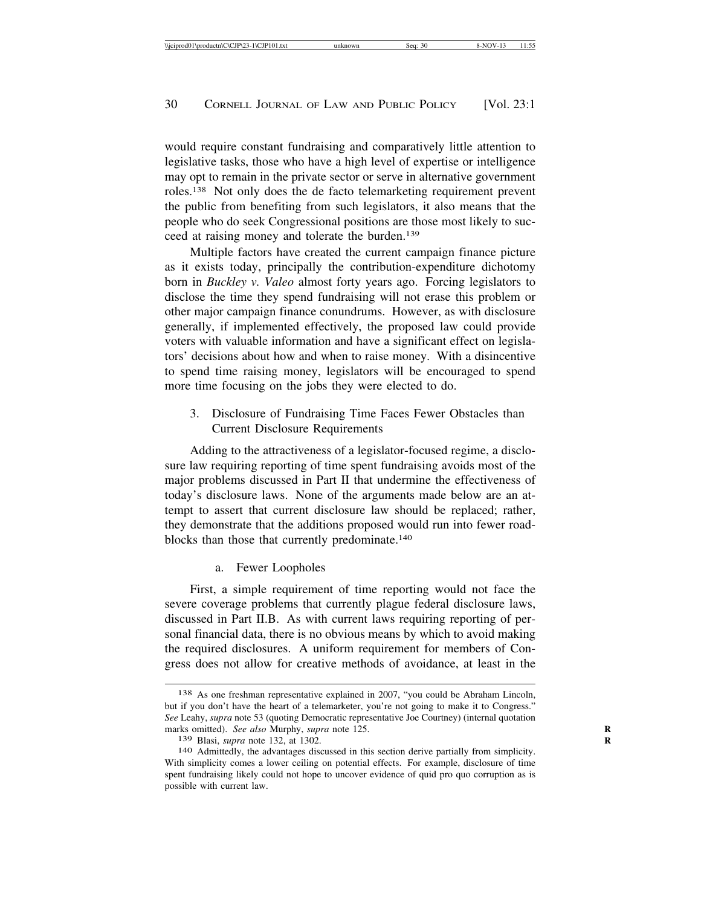would require constant fundraising and comparatively little attention to legislative tasks, those who have a high level of expertise or intelligence may opt to remain in the private sector or serve in alternative government roles.[138] Not only does the de facto telemarketing requirement prevent the public from benefiting from such legislators, it also means that the people who do seek Congressional positions are those most likely to succeed at raising money and tolerate the burden.[139]

Multiple factors have created the current campaign finance picture as it exists today, principally the contribution-expenditure dichotomy born in *Buckley v. Valeo* almost forty years ago. Forcing legislators to disclose the time they spend fundraising will not erase this problem or other major campaign finance conundrums. However, as with disclosure generally, if implemented effectively, the proposed law could provide voters with valuable information and have a significant effect on legislators' decisions about how and when to raise money. With a disincentive to spend time raising money, legislators will be encouraged to spend more time focusing on the jobs they were elected to do.

### 3. Disclosure of Fundraising Time Faces Fewer Obstacles than Current Disclosure Requirements

Adding to the attractiveness of a legislator-focused regime, a disclosure law requiring reporting of time spent fundraising avoids most of the major problems discussed in Part II that undermine the effectiveness of today's disclosure laws. None of the arguments made below are an attempt to assert that current disclosure law should be replaced; rather, they demonstrate that the additions proposed would run into fewer roadblocks than those that currently predominate.[140]

#### a. Fewer Loopholes

First, a simple requirement of time reporting would not face the severe coverage problems that currently plague federal disclosure laws, discussed in Part II.B. As with current laws requiring reporting of personal financial data, there is no obvious means by which to avoid making the required disclosures. A uniform requirement for members of Congress does not allow for creative methods of avoidance, at least in the

---

138 As one freshman representative explained in 2007, "you could be Abraham Lincoln, but if you don't have the heart of a telemarketer, you're not going to make it to Congress." *See* Leahy, *supra* note 53 (quoting Democratic representative Joe Courtney) (internal quotation marks omitted). *See also* Murphy, *supra* note 125.

139 Blasi, *supra* note 132, at 1302.

140 Admittedly, the advantages discussed in this section derive partially from simplicity. With simplicity comes a lower ceiling on potential effects. For example, disclosure of time spent fundraising likely could not hope to uncover evidence of quid pro quo corruption as is possible with current law.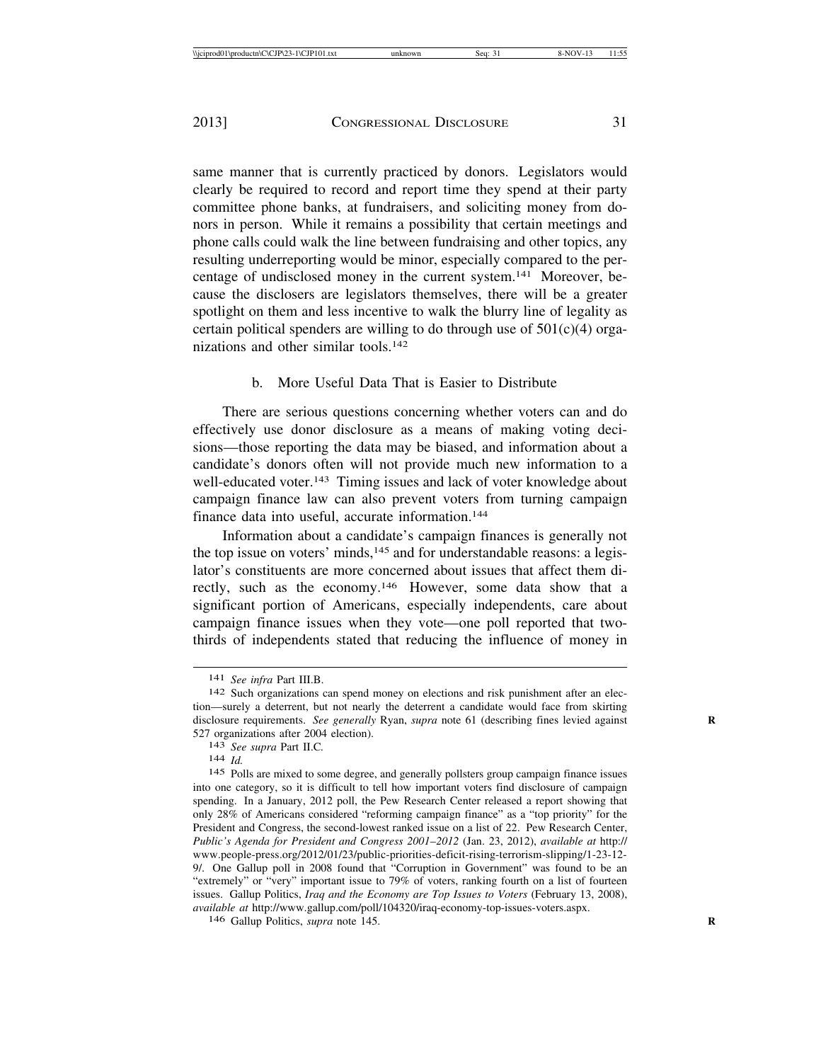same manner that is currently practiced by donors. Legislators would clearly be required to record and report time they spend at their party committee phone banks, at fundraisers, and soliciting money from donors in person. While it remains a possibility that certain meetings and phone calls could walk the line between fundraising and other topics, any resulting underreporting would be minor, especially compared to the percentage of undisclosed money in the current system.[141] Moreover, because the disclosers are legislators themselves, there will be a greater spotlight on them and less incentive to walk the blurry line of legality as certain political spenders are willing to do through use of 501(c)(4) organizations and other similar tools.[142]

#### b. More Useful Data That is Easier to Distribute

There are serious questions concerning whether voters can and do effectively use donor disclosure as a means of making voting decisions—those reporting the data may be biased, and information about a candidate's donors often will not provide much new information to a well-educated voter.[143] Timing issues and lack of voter knowledge about campaign finance law can also prevent voters from turning campaign finance data into useful, accurate information.[144]

Information about a candidate's campaign finances is generally not the top issue on voters' minds,[145] and for understandable reasons: a legislator's constituents are more concerned about issues that affect them directly, such as the economy.[146] However, some data show that a significant portion of Americans, especially independents, care about campaign finance issues when they vote—one poll reported that two-thirds of independents stated that reducing the influence of money in

---

[141] *See infra* Part III.B.

[142] Such organizations can spend money on elections and risk punishment after an election—surely a deterrent, but not nearly the deterrent a candidate would face from skirting disclosure requirements. *See generally* Ryan, *supra* note 61 (describing fines levied against 527 organizations after 2004 election).

[143] *See supra* Part II.C.

[144] *Id.*

[145] Polls are mixed to some degree, and generally pollsters group campaign finance issues into one category, so it is difficult to tell how important voters find disclosure of campaign spending. In a January, 2012 poll, the Pew Research Center released a report showing that only 28% of Americans considered "reforming campaign finance" as a "top priority" for the President and Congress, the second-lowest ranked issue on a list of 22. Pew Research Center, *Public's Agenda for President and Congress 2001–2012* (Jan. 23, 2012), *available at* http://www.people-press.org/2012/01/23/public-priorities-deficit-rising-terrorism-slipping/1-23-12-9/. One Gallup poll in 2008 found that "Corruption in Government" was found to be an "extremely" or "very" important issue to 79% of voters, ranking fourth on a list of fourteen issues. Gallup Politics, *Iraq and the Economy are Top Issues to Voters* (February 13, 2008), *available at* http://www.gallup.com/poll/104320/iraq-economy-top-issues-voters.aspx.

[146] Gallup Politics, *supra* note 145.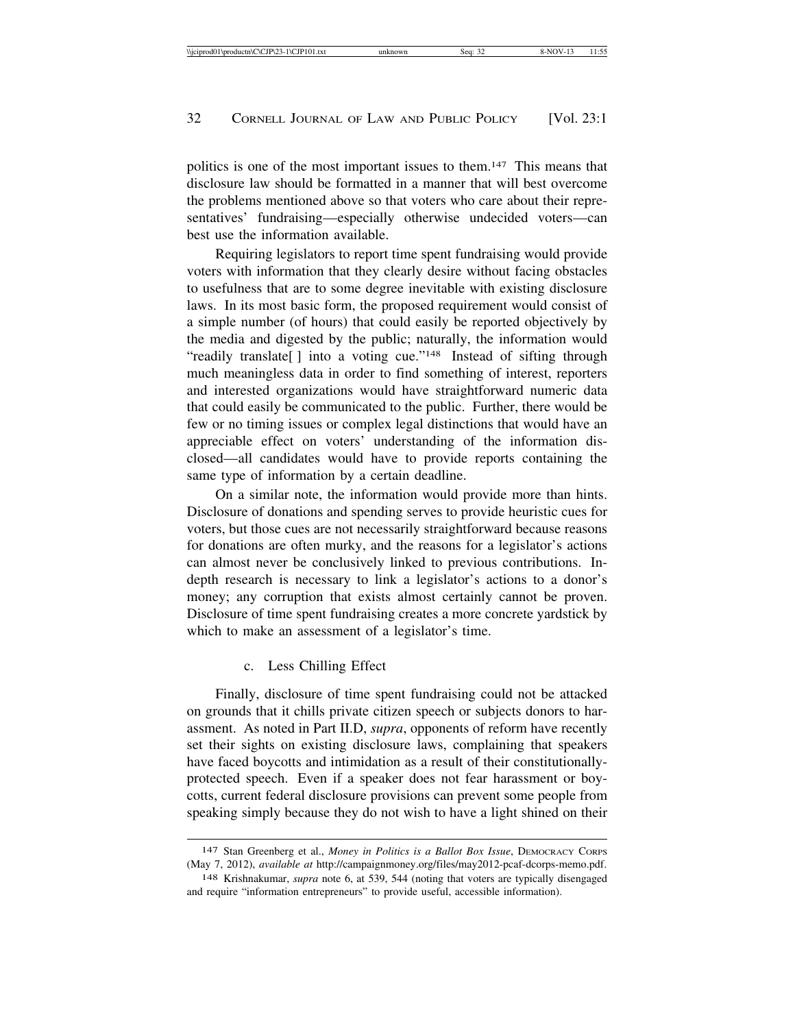politics is one of the most important issues to them.[147] This means that disclosure law should be formatted in a manner that will best overcome the problems mentioned above so that voters who care about their representatives' fundraising—especially otherwise undecided voters—can best use the information available.

Requiring legislators to report time spent fundraising would provide voters with information that they clearly desire without facing obstacles to usefulness that are to some degree inevitable with existing disclosure laws. In its most basic form, the proposed requirement would consist of a simple number (of hours) that could easily be reported objectively by the media and digested by the public; naturally, the information would "readily translate[ ] into a voting cue."[148] Instead of sifting through much meaningless data in order to find something of interest, reporters and interested organizations would have straightforward numeric data that could easily be communicated to the public. Further, there would be few or no timing issues or complex legal distinctions that would have an appreciable effect on voters' understanding of the information disclosed—all candidates would have to provide reports containing the same type of information by a certain deadline.

On a similar note, the information would provide more than hints. Disclosure of donations and spending serves to provide heuristic cues for voters, but those cues are not necessarily straightforward because reasons for donations are often murky, and the reasons for a legislator's actions can almost never be conclusively linked to previous contributions. In-depth research is necessary to link a legislator's actions to a donor's money; any corruption that exists almost certainly cannot be proven. Disclosure of time spent fundraising creates a more concrete yardstick by which to make an assessment of a legislator's time.

c. Less Chilling Effect

Finally, disclosure of time spent fundraising could not be attacked on grounds that it chills private citizen speech or subjects donors to harassment. As noted in Part II.D, *supra*, opponents of reform have recently set their sights on existing disclosure laws, complaining that speakers have faced boycotts and intimidation as a result of their constitutionally-protected speech. Even if a speaker does not fear harassment or boycotts, current federal disclosure provisions can prevent some people from speaking simply because they do not wish to have a light shined on their

---

147 Stan Greenberg et al., *Money in Politics is a Ballot Box Issue*, DEMOCRACY CORPS (May 7, 2012), *available at* http://campaignmoney.org/files/may2012-pcaf-dcorps-memo.pdf.

148 Krishnakumar, *supra* note 6, at 539, 544 (noting that voters are typically disengaged and require "information entrepreneurs" to provide useful, accessible information).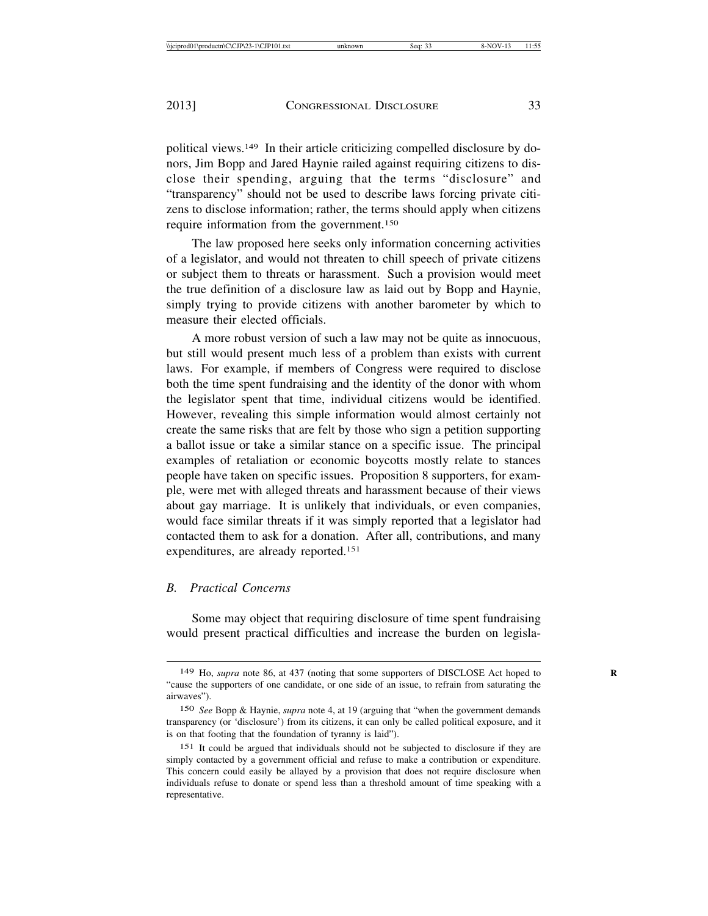political views.[149] In their article criticizing compelled disclosure by donors, Jim Bopp and Jared Haynie railed against requiring citizens to disclose their spending, arguing that the terms "disclosure" and "transparency" should not be used to describe laws forcing private citizens to disclose information; rather, the terms should apply when citizens require information from the government.[150]

The law proposed here seeks only information concerning activities of a legislator, and would not threaten to chill speech of private citizens or subject them to threats or harassment. Such a provision would meet the true definition of a disclosure law as laid out by Bopp and Haynie, simply trying to provide citizens with another barometer by which to measure their elected officials.

A more robust version of such a law may not be quite as innocuous, but still would present much less of a problem than exists with current laws. For example, if members of Congress were required to disclose both the time spent fundraising and the identity of the donor with whom the legislator spent that time, individual citizens would be identified. However, revealing this simple information would almost certainly not create the same risks that are felt by those who sign a petition supporting a ballot issue or take a similar stance on a specific issue. The principal examples of retaliation or economic boycotts mostly relate to stances people have taken on specific issues. Proposition 8 supporters, for example, were met with alleged threats and harassment because of their views about gay marriage. It is unlikely that individuals, or even companies, would face similar threats if it was simply reported that a legislator had contacted them to ask for a donation. After all, contributions, and many expenditures, are already reported.[151]

### *B. Practical Concerns*

Some may object that requiring disclosure of time spent fundraising would present practical difficulties and increase the burden on legisla-

---

[149] Ho, *supra* note 86, at 437 (noting that some supporters of DISCLOSE Act hoped to "cause the supporters of one candidate, or one side of an issue, to refrain from saturating the airwaves").

[150] *See* Bopp & Haynie, *supra* note 4, at 19 (arguing that "when the government demands transparency (or 'disclosure') from its citizens, it can only be called political exposure, and it is on that footing that the foundation of tyranny is laid").

[151] It could be argued that individuals should not be subjected to disclosure if they are simply contacted by a government official and refuse to make a contribution or expenditure. This concern could easily be allayed by a provision that does not require disclosure when individuals refuse to donate or spend less than a threshold amount of time speaking with a representative.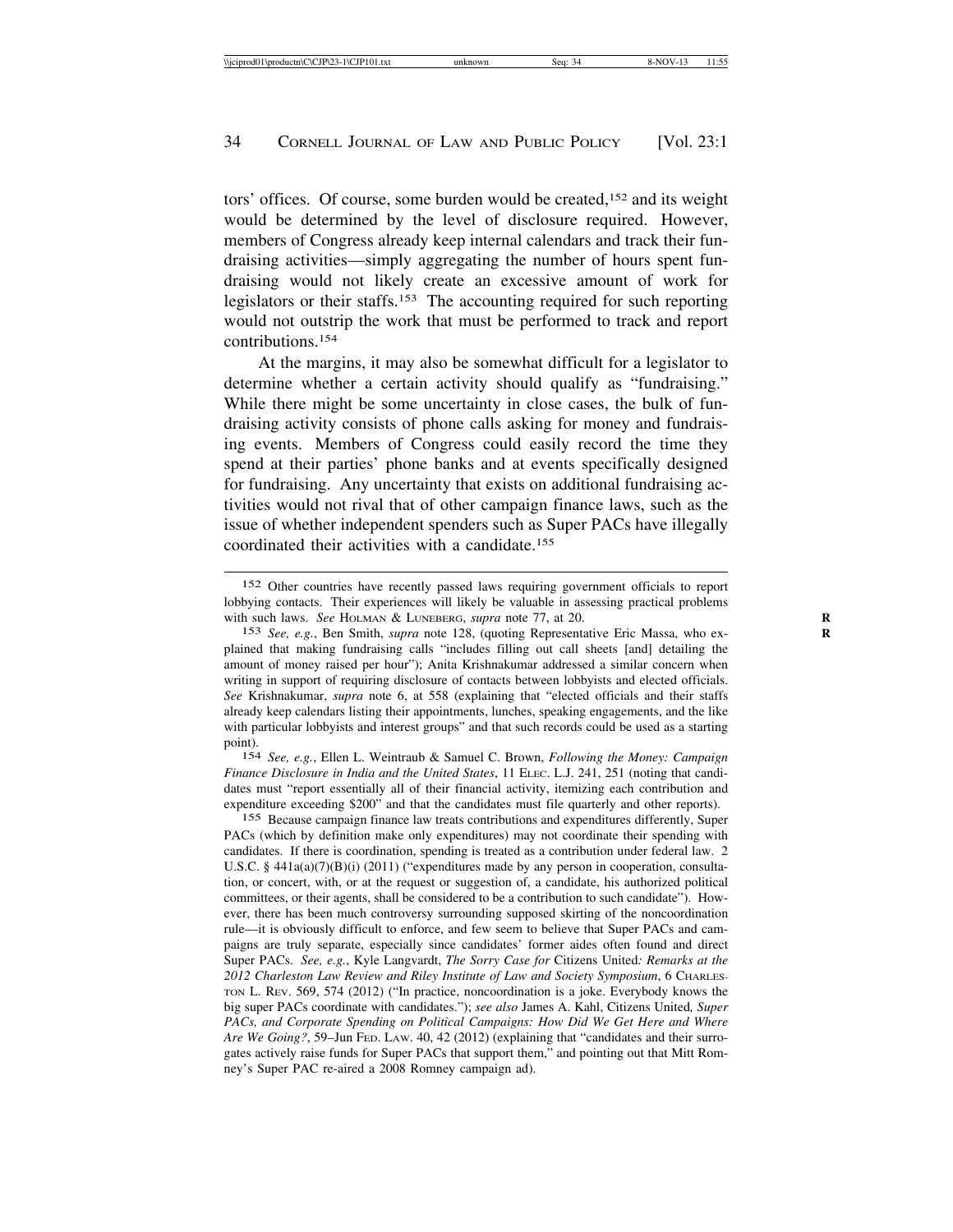tors' offices. Of course, some burden would be created,[152] and its weight would be determined by the level of disclosure required. However, members of Congress already keep internal calendars and track their fundraising activities—simply aggregating the number of hours spent fundraising would not likely create an excessive amount of work for legislators or their staffs.[153] The accounting required for such reporting would not outstrip the work that must be performed to track and report contributions.[154]

At the margins, it may also be somewhat difficult for a legislator to determine whether a certain activity should qualify as "fundraising." While there might be some uncertainty in close cases, the bulk of fundraising activity consists of phone calls asking for money and fundraising events. Members of Congress could easily record the time they spend at their parties' phone banks and at events specifically designed for fundraising. Any uncertainty that exists on additional fundraising activities would not rival that of other campaign finance laws, such as the issue of whether independent spenders such as Super PACs have illegally coordinated their activities with a candidate.[155]

---

152 Other countries have recently passed laws requiring government officials to report lobbying contacts. Their experiences will likely be valuable in assessing practical problems with such laws. *See* HOLMAN & LUNEBERG, *supra* note 77, at 20.

153 *See, e.g.*, Ben Smith, *supra* note 128, (quoting Representative Eric Massa, who explained that making fundraising calls "includes filling out call sheets [and] detailing the amount of money raised per hour"); Anita Krishnakumar addressed a similar concern when writing in support of requiring disclosure of contacts between lobbyists and elected officials. *See* Krishnakumar, *supra* note 6, at 558 (explaining that "elected officials and their staffs already keep calendars listing their appointments, lunches, speaking engagements, and the like with particular lobbyists and interest groups" and that such records could be used as a starting point).

154 *See, e.g.*, Ellen L. Weintraub & Samuel C. Brown, *Following the Money: Campaign Finance Disclosure in India and the United States*, 11 ELEC. L.J. 241, 251 (noting that candidates must "report essentially all of their financial activity, itemizing each contribution and expenditure exceeding $200" and that the candidates must file quarterly and other reports).

155 Because campaign finance law treats contributions and expenditures differently, Super PACs (which by definition make only expenditures) may not coordinate their spending with candidates. If there is coordination, spending is treated as a contribution under federal law. 2 U.S.C. § 441a(a)(7)(B)(i) (2011) ("expenditures made by any person in cooperation, consultation, or concert, with, or at the request or suggestion of, a candidate, his authorized political committees, or their agents, shall be considered to be a contribution to such candidate"). However, there has been much controversy surrounding supposed skirting of the noncoordination rule—it is obviously difficult to enforce, and few seem to believe that Super PACs and campaigns are truly separate, especially since candidates' former aides often found and direct Super PACs. *See, e.g.*, Kyle Langvardt, *The Sorry Case for* Citizens United*: Remarks at the 2012 Charleston Law Review and Riley Institute of Law and Society Symposium*, 6 CHARLESTON L. REV. 569, 574 (2012) ("In practice, noncoordination is a joke. Everybody knows the big super PACs coordinate with candidates."); *see also* James A. Kahl, Citizens United*, Super PACs, and Corporate Spending on Political Campaigns: How Did We Get Here and Where Are We Going?*, 59–Jun FED. LAW. 40, 42 (2012) (explaining that "candidates and their surrogates actively raise funds for Super PACs that support them," and pointing out that Mitt Romney's Super PAC re-aired a 2008 Romney campaign ad).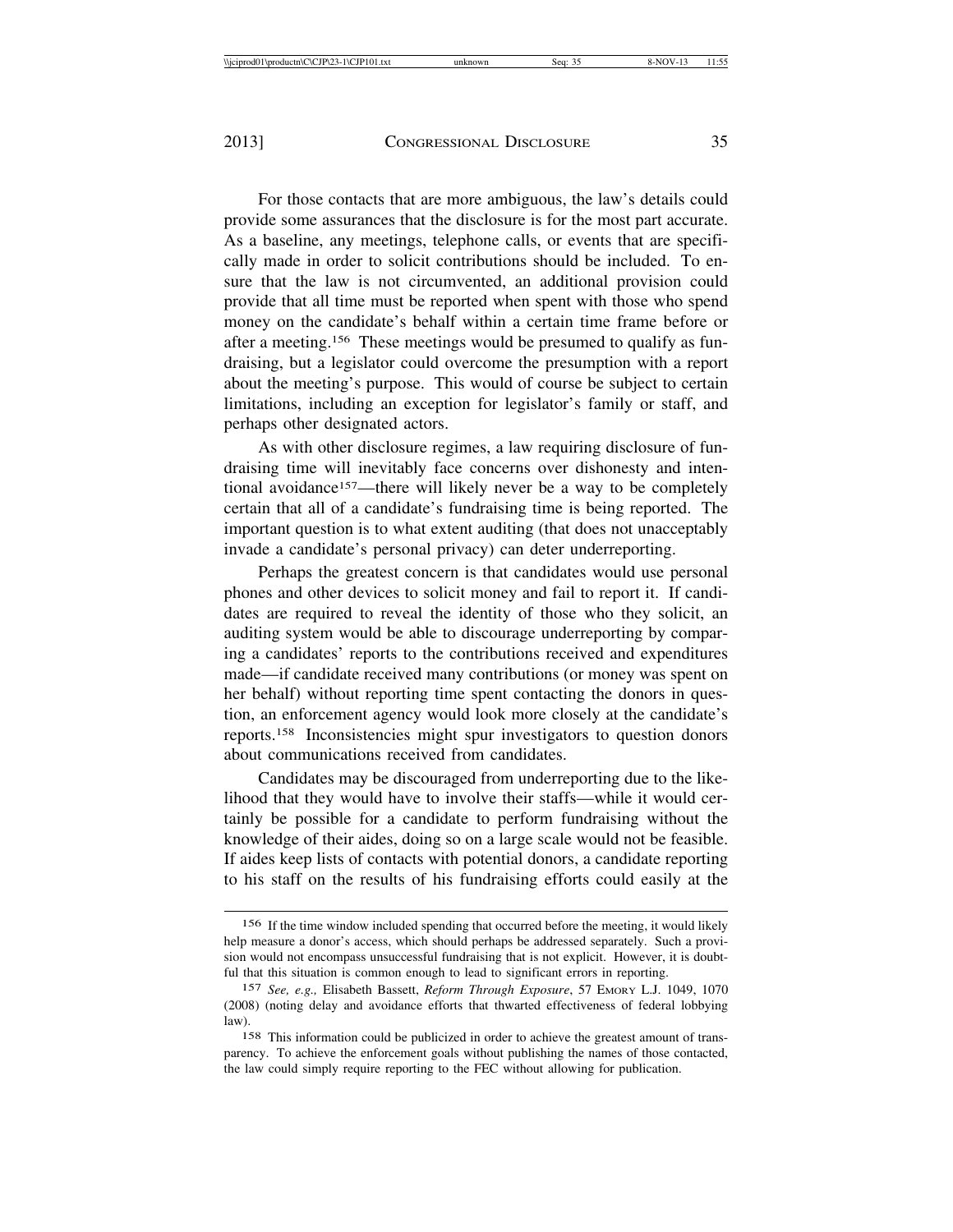For those contacts that are more ambiguous, the law's details could provide some assurances that the disclosure is for the most part accurate. As a baseline, any meetings, telephone calls, or events that are specifically made in order to solicit contributions should be included. To ensure that the law is not circumvented, an additional provision could provide that all time must be reported when spent with those who spend money on the candidate's behalf within a certain time frame before or after a meeting.[156] These meetings would be presumed to qualify as fundraising, but a legislator could overcome the presumption with a report about the meeting's purpose. This would of course be subject to certain limitations, including an exception for legislator's family or staff, and perhaps other designated actors.

As with other disclosure regimes, a law requiring disclosure of fundraising time will inevitably face concerns over dishonesty and intentional avoidance[157]—there will likely never be a way to be completely certain that all of a candidate's fundraising time is being reported. The important question is to what extent auditing (that does not unacceptably invade a candidate's personal privacy) can deter underreporting.

Perhaps the greatest concern is that candidates would use personal phones and other devices to solicit money and fail to report it. If candidates are required to reveal the identity of those who they solicit, an auditing system would be able to discourage underreporting by comparing a candidates' reports to the contributions received and expenditures made—if candidate received many contributions (or money was spent on her behalf) without reporting time spent contacting the donors in question, an enforcement agency would look more closely at the candidate's reports.[158] Inconsistencies might spur investigators to question donors about communications received from candidates.

Candidates may be discouraged from underreporting due to the likelihood that they would have to involve their staffs—while it would certainly be possible for a candidate to perform fundraising without the knowledge of their aides, doing so on a large scale would not be feasible. If aides keep lists of contacts with potential donors, a candidate reporting to his staff on the results of his fundraising efforts could easily at the

---

[156] If the time window included spending that occurred before the meeting, it would likely help measure a donor's access, which should perhaps be addressed separately. Such a provision would not encompass unsuccessful fundraising that is not explicit. However, it is doubtful that this situation is common enough to lead to significant errors in reporting.

[157] *See, e.g.,* Elisabeth Bassett, *Reform Through Exposure*, 57 EMORY L.J. 1049, 1070 (2008) (noting delay and avoidance efforts that thwarted effectiveness of federal lobbying law).

[158] This information could be publicized in order to achieve the greatest amount of transparency. To achieve the enforcement goals without publishing the names of those contacted, the law could simply require reporting to the FEC without allowing for publication.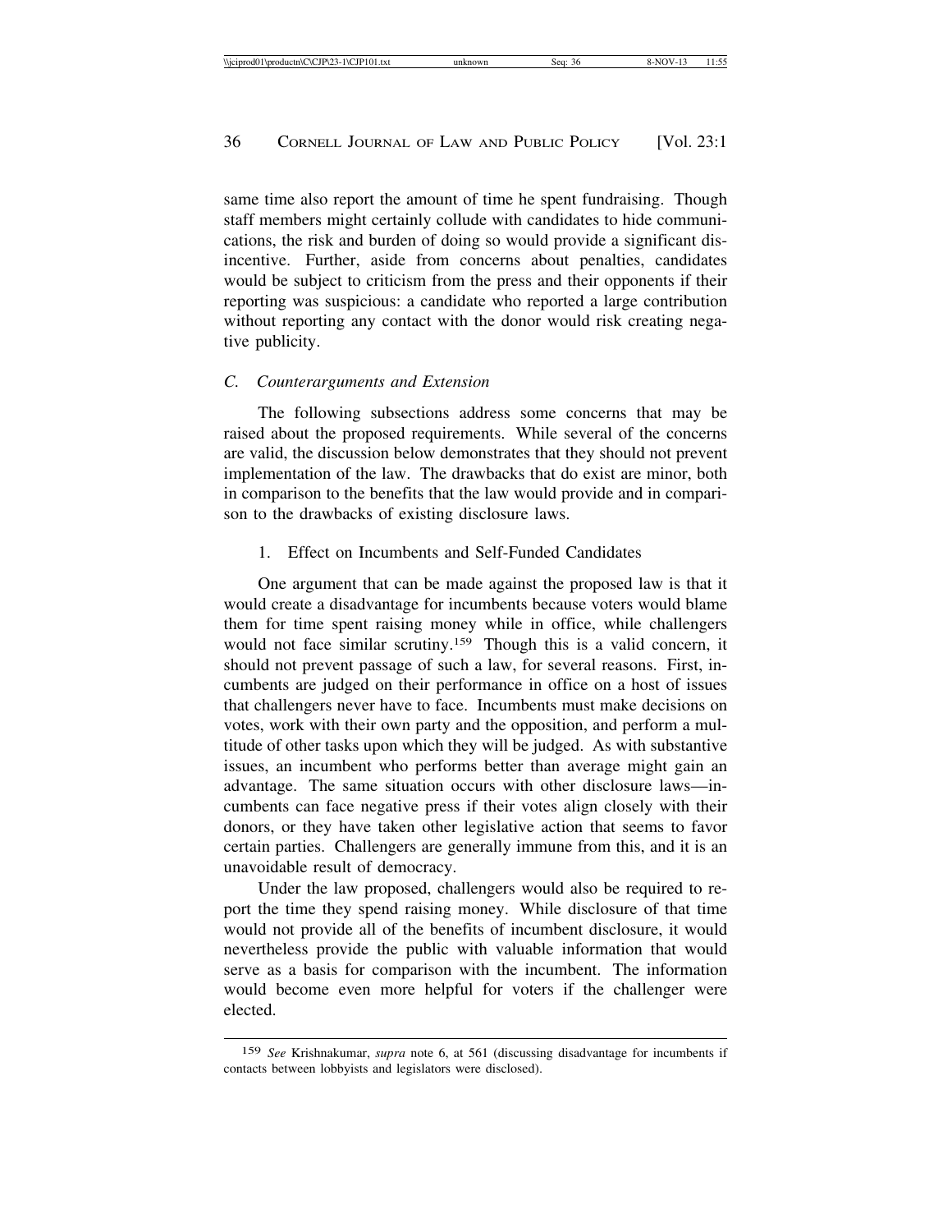same time also report the amount of time he spent fundraising. Though staff members might certainly collude with candidates to hide communications, the risk and burden of doing so would provide a significant disincentive. Further, aside from concerns about penalties, candidates would be subject to criticism from the press and their opponents if their reporting was suspicious: a candidate who reported a large contribution without reporting any contact with the donor would risk creating negative publicity.

### *C. Counterarguments and Extension*

The following subsections address some concerns that may be raised about the proposed requirements. While several of the concerns are valid, the discussion below demonstrates that they should not prevent implementation of the law. The drawbacks that do exist are minor, both in comparison to the benefits that the law would provide and in comparison to the drawbacks of existing disclosure laws.

#### 1. Effect on Incumbents and Self-Funded Candidates

One argument that can be made against the proposed law is that it would create a disadvantage for incumbents because voters would blame them for time spent raising money while in office, while challengers would not face similar scrutiny.[159] Though this is a valid concern, it should not prevent passage of such a law, for several reasons. First, incumbents are judged on their performance in office on a host of issues that challengers never have to face. Incumbents must make decisions on votes, work with their own party and the opposition, and perform a multitude of other tasks upon which they will be judged. As with substantive issues, an incumbent who performs better than average might gain an advantage. The same situation occurs with other disclosure laws—incumbents can face negative press if their votes align closely with their donors, or they have taken other legislative action that seems to favor certain parties. Challengers are generally immune from this, and it is an unavoidable result of democracy.

Under the law proposed, challengers would also be required to report the time they spend raising money. While disclosure of that time would not provide all of the benefits of incumbent disclosure, it would nevertheless provide the public with valuable information that would serve as a basis for comparison with the incumbent. The information would become even more helpful for voters if the challenger were elected.

---

[159] *See* Krishnakumar, *supra* note 6, at 561 (discussing disadvantage for incumbents if contacts between lobbyists and legislators were disclosed).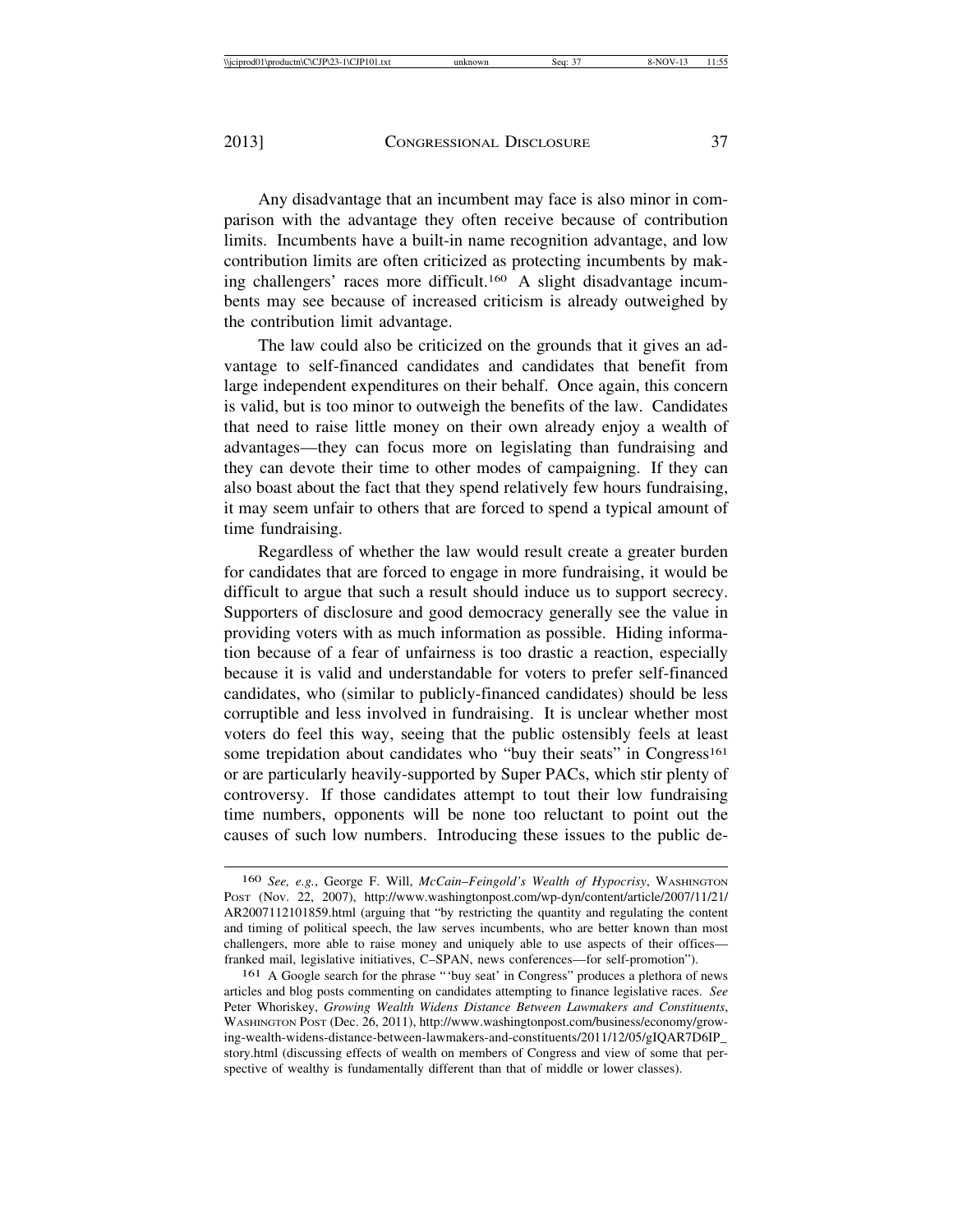Any disadvantage that an incumbent may face is also minor in comparison with the advantage they often receive because of contribution limits. Incumbents have a built-in name recognition advantage, and low contribution limits are often criticized as protecting incumbents by making challengers' races more difficult.[160] A slight disadvantage incumbents may see because of increased criticism is already outweighed by the contribution limit advantage.

The law could also be criticized on the grounds that it gives an advantage to self-financed candidates and candidates that benefit from large independent expenditures on their behalf. Once again, this concern is valid, but is too minor to outweigh the benefits of the law. Candidates that need to raise little money on their own already enjoy a wealth of advantages—they can focus more on legislating than fundraising and they can devote their time to other modes of campaigning. If they can also boast about the fact that they spend relatively few hours fundraising, it may seem unfair to others that are forced to spend a typical amount of time fundraising.

Regardless of whether the law would result create a greater burden for candidates that are forced to engage in more fundraising, it would be difficult to argue that such a result should induce us to support secrecy. Supporters of disclosure and good democracy generally see the value in providing voters with as much information as possible. Hiding information because of a fear of unfairness is too drastic a reaction, especially because it is valid and understandable for voters to prefer self-financed candidates, who (similar to publicly-financed candidates) should be less corruptible and less involved in fundraising. It is unclear whether most voters do feel this way, seeing that the public ostensibly feels at least some trepidation about candidates who "buy their seats" in Congress[161] or are particularly heavily-supported by Super PACs, which stir plenty of controversy. If those candidates attempt to tout their low fundraising time numbers, opponents will be none too reluctant to point out the causes of such low numbers. Introducing these issues to the public de-

---

[160] *See, e.g.*, George F. Will, *McCain–Feingold's Wealth of Hypocrisy*, WASHINGTON POST (Nov. 22, 2007), http://www.washingtonpost.com/wp-dyn/content/article/2007/11/21/AR2007112101859.html (arguing that "by restricting the quantity and regulating the content and timing of political speech, the law serves incumbents, who are better known than most challengers, more able to raise money and uniquely able to use aspects of their offices—franked mail, legislative initiatives, C–SPAN, news conferences—for self-promotion").

[161] A Google search for the phrase "'buy seat' in Congress" produces a plethora of news articles and blog posts commenting on candidates attempting to finance legislative races. *See* Peter Whoriskey, *Growing Wealth Widens Distance Between Lawmakers and Constituents*, WASHINGTON POST (Dec. 26, 2011), http://www.washingtonpost.com/business/economy/growing-wealth-widens-distance-between-lawmakers-and-constituents/2011/12/05/gIQAR7D6IP_story.html (discussing effects of wealth on members of Congress and view of some that perspective of wealthy is fundamentally different than that of middle or lower classes).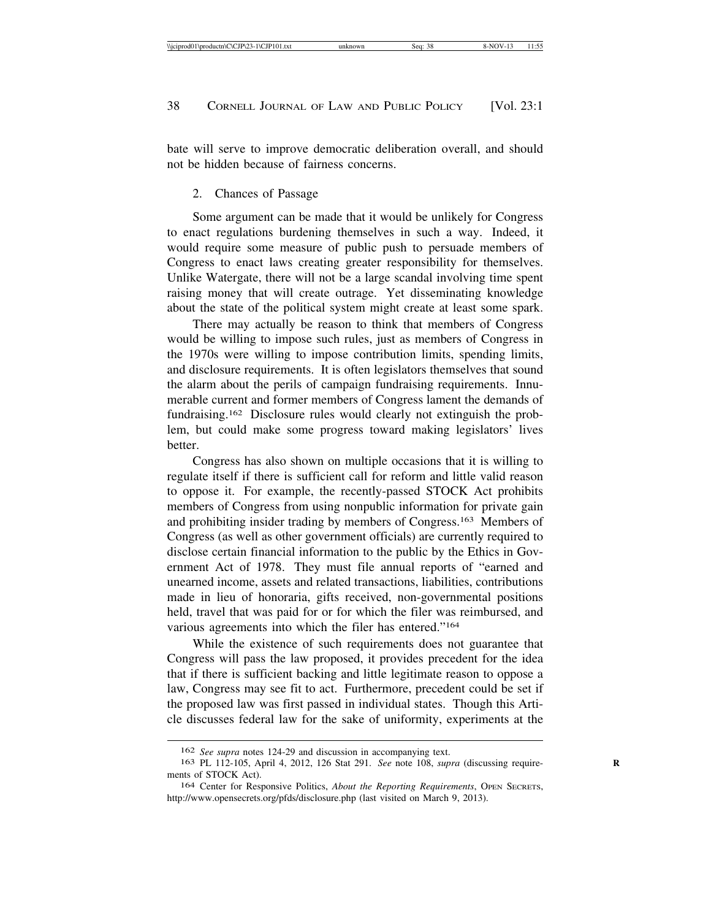bate will serve to improve democratic deliberation overall, and should not be hidden because of fairness concerns.

### 2. Chances of Passage

Some argument can be made that it would be unlikely for Congress to enact regulations burdening themselves in such a way. Indeed, it would require some measure of public push to persuade members of Congress to enact laws creating greater responsibility for themselves. Unlike Watergate, there will not be a large scandal involving time spent raising money that will create outrage. Yet disseminating knowledge about the state of the political system might create at least some spark.

There may actually be reason to think that members of Congress would be willing to impose such rules, just as members of Congress in the 1970s were willing to impose contribution limits, spending limits, and disclosure requirements. It is often legislators themselves that sound the alarm about the perils of campaign fundraising requirements. Innumerable current and former members of Congress lament the demands of fundraising.[162] Disclosure rules would clearly not extinguish the problem, but could make some progress toward making legislators' lives better.

Congress has also shown on multiple occasions that it is willing to regulate itself if there is sufficient call for reform and little valid reason to oppose it. For example, the recently-passed STOCK Act prohibits members of Congress from using nonpublic information for private gain and prohibiting insider trading by members of Congress.[163] Members of Congress (as well as other government officials) are currently required to disclose certain financial information to the public by the Ethics in Government Act of 1978. They must file annual reports of "earned and unearned income, assets and related transactions, liabilities, contributions made in lieu of honoraria, gifts received, non-governmental positions held, travel that was paid for or for which the filer was reimbursed, and various agreements into which the filer has entered."[164]

While the existence of such requirements does not guarantee that Congress will pass the law proposed, it provides precedent for the idea that if there is sufficient backing and little legitimate reason to oppose a law, Congress may see fit to act. Furthermore, precedent could be set if the proposed law was first passed in individual states. Though this Article discusses federal law for the sake of uniformity, experiments at the

---

162 *See supra* notes 124-29 and discussion in accompanying text.

163 PL 112-105, April 4, 2012, 126 Stat 291. *See* note 108, *supra* (discussing requirements of STOCK Act).

164 Center for Responsive Politics, *About the Reporting Requirements*, OPEN SECRETS, http://www.opensecrets.org/pfds/disclosure.php (last visited on March 9, 2013).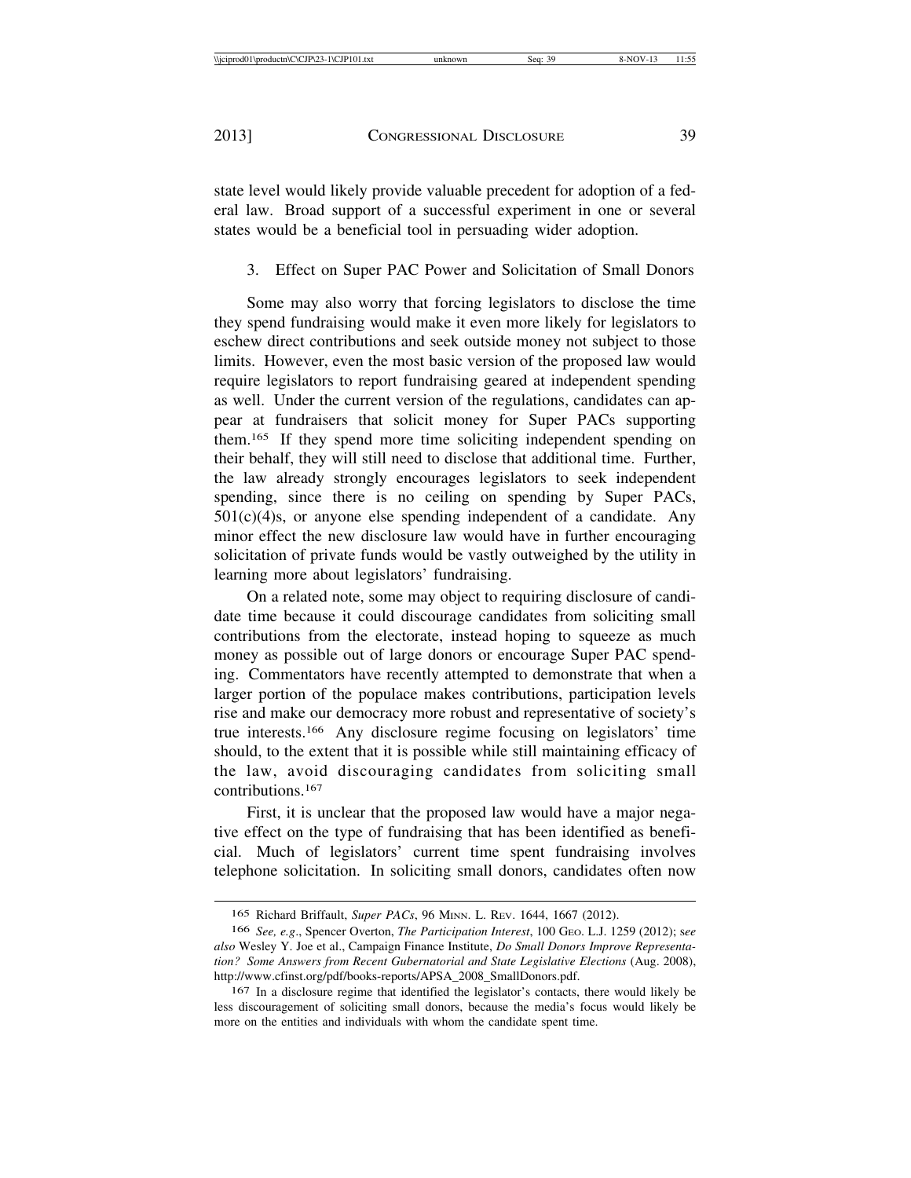state level would likely provide valuable precedent for adoption of a federal law. Broad support of a successful experiment in one or several states would be a beneficial tool in persuading wider adoption.

### 3. Effect on Super PAC Power and Solicitation of Small Donors

Some may also worry that forcing legislators to disclose the time they spend fundraising would make it even more likely for legislators to eschew direct contributions and seek outside money not subject to those limits. However, even the most basic version of the proposed law would require legislators to report fundraising geared at independent spending as well. Under the current version of the regulations, candidates can appear at fundraisers that solicit money for Super PACs supporting them.[165] If they spend more time soliciting independent spending on their behalf, they will still need to disclose that additional time. Further, the law already strongly encourages legislators to seek independent spending, since there is no ceiling on spending by Super PACs, 501(c)(4)s, or anyone else spending independent of a candidate. Any minor effect the new disclosure law would have in further encouraging solicitation of private funds would be vastly outweighed by the utility in learning more about legislators' fundraising.

On a related note, some may object to requiring disclosure of candidate time because it could discourage candidates from soliciting small contributions from the electorate, instead hoping to squeeze as much money as possible out of large donors or encourage Super PAC spending. Commentators have recently attempted to demonstrate that when a larger portion of the populace makes contributions, participation levels rise and make our democracy more robust and representative of society's true interests.[166] Any disclosure regime focusing on legislators' time should, to the extent that it is possible while still maintaining efficacy of the law, avoid discouraging candidates from soliciting small contributions.[167]

First, it is unclear that the proposed law would have a major negative effect on the type of fundraising that has been identified as beneficial. Much of legislators' current time spent fundraising involves telephone solicitation. In soliciting small donors, candidates often now

---

165 Richard Briffault, *Super PACs*, 96 MINN. L. REV. 1644, 1667 (2012).

166 *See, e.g.*, Spencer Overton, *The Participation Interest*, 100 GEO. L.J. 1259 (2012); *see also* Wesley Y. Joe et al., Campaign Finance Institute, *Do Small Donors Improve Representation? Some Answers from Recent Gubernatorial and State Legislative Elections* (Aug. 2008), http://www.cfinst.org/pdf/books-reports/APSA_2008_SmallDonors.pdf.

167 In a disclosure regime that identified the legislator's contacts, there would likely be less discouragement of soliciting small donors, because the media's focus would likely be more on the entities and individuals with whom the candidate spent time.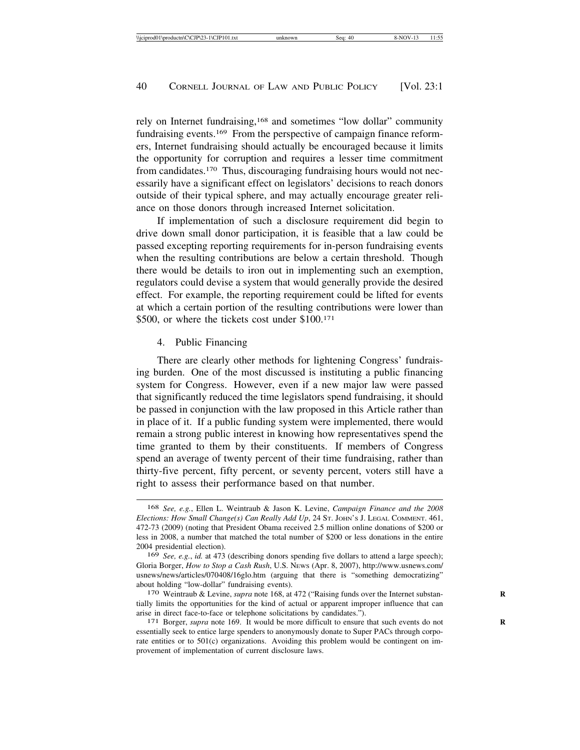rely on Internet fundraising,[168] and sometimes "low dollar" community fundraising events.[169] From the perspective of campaign finance reformers, Internet fundraising should actually be encouraged because it limits the opportunity for corruption and requires a lesser time commitment from candidates.[170] Thus, discouraging fundraising hours would not necessarily have a significant effect on legislators' decisions to reach donors outside of their typical sphere, and may actually encourage greater reliance on those donors through increased Internet solicitation.

If implementation of such a disclosure requirement did begin to drive down small donor participation, it is feasible that a law could be passed excepting reporting requirements for in-person fundraising events when the resulting contributions are below a certain threshold. Though there would be details to iron out in implementing such an exemption, regulators could devise a system that would generally provide the desired effect. For example, the reporting requirement could be lifted for events at which a certain portion of the resulting contributions were lower than $500, or where the tickets cost under $100.[171]

4. Public Financing

There are clearly other methods for lightening Congress' fundraising burden. One of the most discussed is instituting a public financing system for Congress. However, even if a new major law were passed that significantly reduced the time legislators spend fundraising, it should be passed in conjunction with the law proposed in this Article rather than in place of it. If a public funding system were implemented, there would remain a strong public interest in knowing how representatives spend the time granted to them by their constituents. If members of Congress spend an average of twenty percent of their time fundraising, rather than thirty-five percent, fifty percent, or seventy percent, voters still have a right to assess their performance based on that number.

---

168 *See, e.g.*, Ellen L. Weintraub & Jason K. Levine, *Campaign Finance and the 2008 Elections: How Small Change(s) Can Really Add Up*, 24 St. John's J. Legal Comment. 461, 472-73 (2009) (noting that President Obama received 2.5 million online donations of $200 or less in 2008, a number that matched the total number of $200 or less donations in the entire 2004 presidential election).

169 *See, e.g.*, *id.* at 473 (describing donors spending five dollars to attend a large speech); Gloria Borger, *How to Stop a Cash Rush*, U.S. News (Apr. 8, 2007), http://www.usnews.com/usnews/news/articles/070408/16glo.htm (arguing that there is "something democratizing" about holding "low-dollar" fundraising events).

170 Weintraub & Levine, *supra* note 168, at 472 ("Raising funds over the Internet substantially limits the opportunities for the kind of actual or apparent improper influence that can arise in direct face-to-face or telephone solicitations by candidates.").

171 Borger, *supra* note 169. It would be more difficult to ensure that such events do not essentially seek to entice large spenders to anonymously donate to Super PACs through corporate entities or to 501(c) organizations. Avoiding this problem would be contingent on improvement of implementation of current disclosure laws.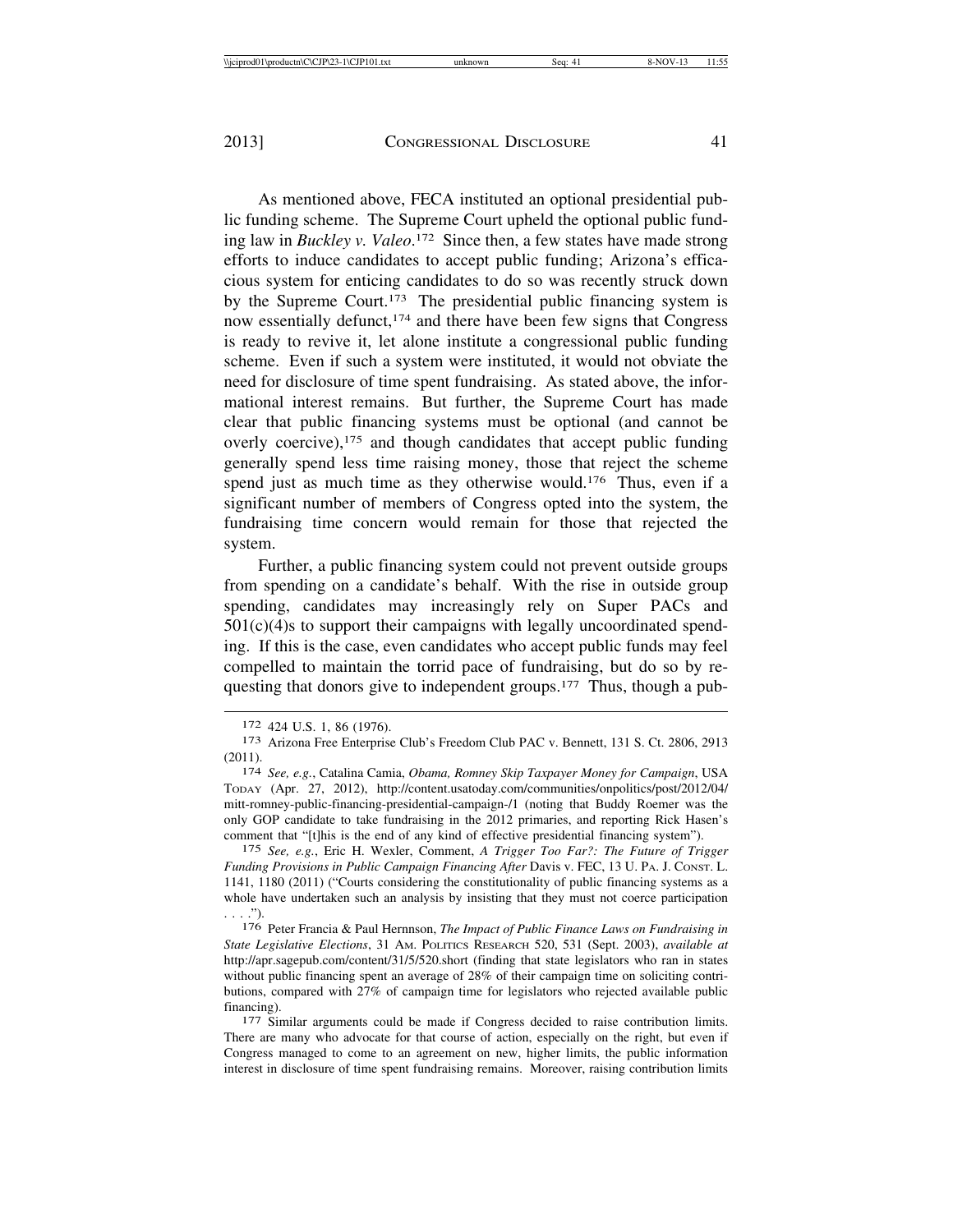As mentioned above, FECA instituted an optional presidential public funding scheme. The Supreme Court upheld the optional public funding law in *Buckley v. Valeo*.[172] Since then, a few states have made strong efforts to induce candidates to accept public funding; Arizona's efficacious system for enticing candidates to do so was recently struck down by the Supreme Court.[173] The presidential public financing system is now essentially defunct,[174] and there have been few signs that Congress is ready to revive it, let alone institute a congressional public funding scheme. Even if such a system were instituted, it would not obviate the need for disclosure of time spent fundraising. As stated above, the informational interest remains. But further, the Supreme Court has made clear that public financing systems must be optional (and cannot be overly coercive),[175] and though candidates that accept public funding generally spend less time raising money, those that reject the scheme spend just as much time as they otherwise would.[176] Thus, even if a significant number of members of Congress opted into the system, the fundraising time concern would remain for those that rejected the system.

Further, a public financing system could not prevent outside groups from spending on a candidate's behalf. With the rise in outside group spending, candidates may increasingly rely on Super PACs and 501(c)(4)s to support their campaigns with legally uncoordinated spending. If this is the case, even candidates who accept public funds may feel compelled to maintain the torrid pace of fundraising, but do so by requesting that donors give to independent groups.[177] Thus, though a pub-

---

172 424 U.S. 1, 86 (1976).

173 Arizona Free Enterprise Club's Freedom Club PAC v. Bennett, 131 S. Ct. 2806, 2913 (2011).

174 *See, e.g.*, Catalina Camia, *Obama, Romney Skip Taxpayer Money for Campaign*, USA TODAY (Apr. 27, 2012), http://content.usatoday.com/communities/onpolitics/post/2012/04/mitt-romney-public-financing-presidential-campaign-/1 (noting that Buddy Roemer was the only GOP candidate to take fundraising in the 2012 primaries, and reporting Rick Hasen's comment that "[t]his is the end of any kind of effective presidential financing system").

175 *See, e.g.*, Eric H. Wexler, Comment, *A Trigger Too Far?: The Future of Trigger Funding Provisions in Public Campaign Financing After* Davis v. FEC, 13 U. PA. J. CONST. L. 1141, 1180 (2011) ("Courts considering the constitutionality of public financing systems as a whole have undertaken such an analysis by insisting that they must not coerce participation . . . .").

176 Peter Francia & Paul Hernnson, *The Impact of Public Finance Laws on Fundraising in State Legislative Elections*, 31 AM. POLITICS RESEARCH 520, 531 (Sept. 2003), *available at* http://apr.sagepub.com/content/31/5/520.short (finding that state legislators who ran in states without public financing spent an average of 28% of their campaign time on soliciting contributions, compared with 27% of campaign time for legislators who rejected available public financing).

177 Similar arguments could be made if Congress decided to raise contribution limits. There are many who advocate for that course of action, especially on the right, but even if Congress managed to come to an agreement on new, higher limits, the public information interest in disclosure of time spent fundraising remains. Moreover, raising contribution limits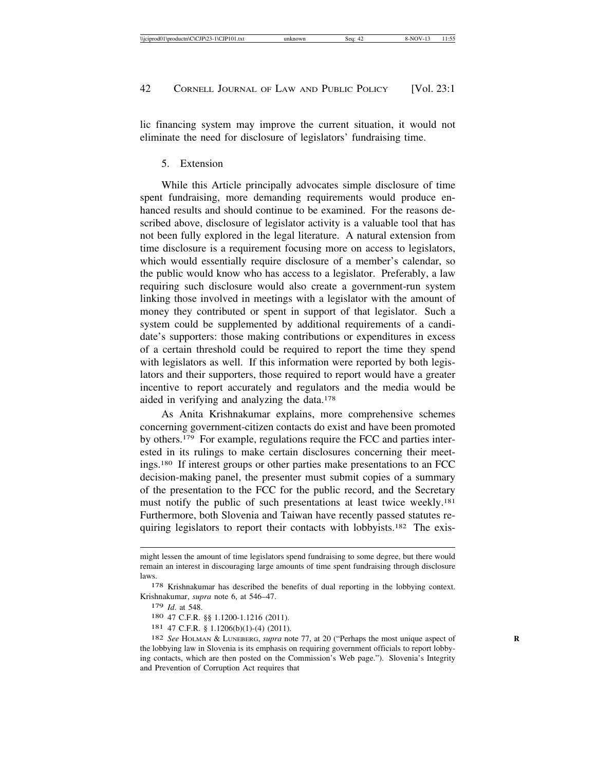lic financing system may improve the current situation, it would not eliminate the need for disclosure of legislators' fundraising time.

5. Extension

While this Article principally advocates simple disclosure of time spent fundraising, more demanding requirements would produce enhanced results and should continue to be examined. For the reasons described above, disclosure of legislator activity is a valuable tool that has not been fully explored in the legal literature. A natural extension from time disclosure is a requirement focusing more on access to legislators, which would essentially require disclosure of a member's calendar, so the public would know who has access to a legislator. Preferably, a law requiring such disclosure would also create a government-run system linking those involved in meetings with a legislator with the amount of money they contributed or spent in support of that legislator. Such a system could be supplemented by additional requirements of a candidate's supporters: those making contributions or expenditures in excess of a certain threshold could be required to report the time they spend with legislators as well. If this information were reported by both legislators and their supporters, those required to report would have a greater incentive to report accurately and regulators and the media would be aided in verifying and analyzing the data.[178]

As Anita Krishnakumar explains, more comprehensive schemes concerning government-citizen contacts do exist and have been promoted by others.[179] For example, regulations require the FCC and parties interested in its rulings to make certain disclosures concerning their meetings.[180] If interest groups or other parties make presentations to an FCC decision-making panel, the presenter must submit copies of a summary of the presentation to the FCC for the public record, and the Secretary must notify the public of such presentations at least twice weekly.[181] Furthermore, both Slovenia and Taiwan have recently passed statutes requiring legislators to report their contacts with lobbyists.[182] The exis-

---

might lessen the amount of time legislators spend fundraising to some degree, but there would remain an interest in discouraging large amounts of time spent fundraising through disclosure laws.

[178] Krishnakumar has described the benefits of dual reporting in the lobbying context. Krishnakumar, *supra* note 6, at 546–47.

[179] *Id.* at 548.

[180] 47 C.F.R. §§ 1.1200-1.1216 (2011).

[181] 47 C.F.R. § 1.1206(b)(1)-(4) (2011).

[182] *See* HOLMAN & LUNEBERG, *supra* note 77, at 20 ("Perhaps the most unique aspect of the lobbying law in Slovenia is its emphasis on requiring government officials to report lobbying contacts, which are then posted on the Commission's Web page."). Slovenia's Integrity and Prevention of Corruption Act requires that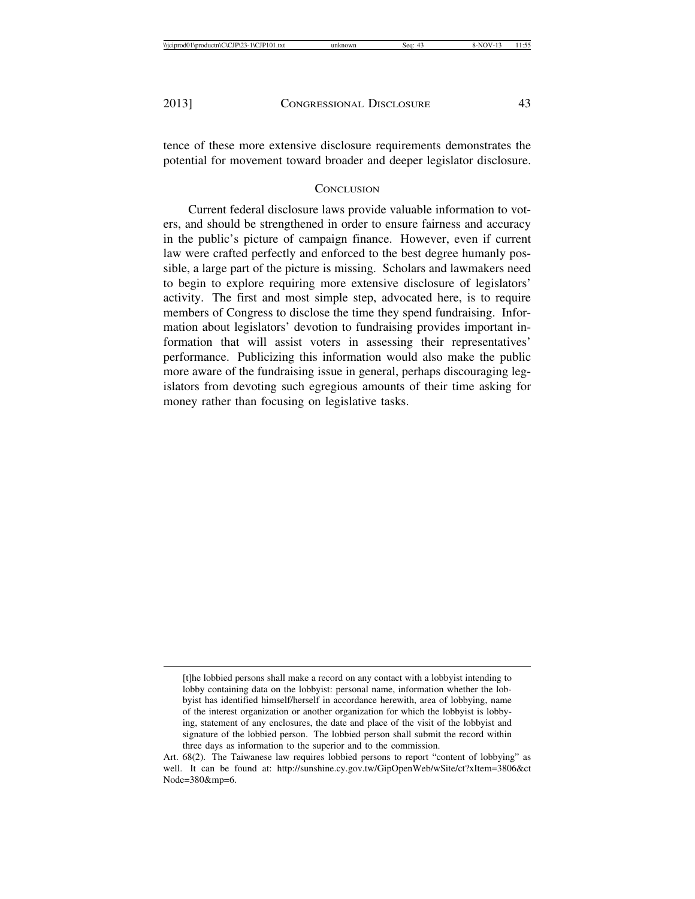tence of these more extensive disclosure requirements demonstrates the potential for movement toward broader and deeper legislator disclosure.

## Conclusion

Current federal disclosure laws provide valuable information to voters, and should be strengthened in order to ensure fairness and accuracy in the public's picture of campaign finance. However, even if current law were crafted perfectly and enforced to the best degree humanly possible, a large part of the picture is missing. Scholars and lawmakers need to begin to explore requiring more extensive disclosure of legislators' activity. The first and most simple step, advocated here, is to require members of Congress to disclose the time they spend fundraising. Information about legislators' devotion to fundraising provides important information that will assist voters in assessing their representatives' performance. Publicizing this information would also make the public more aware of the fundraising issue in general, perhaps discouraging legislators from devoting such egregious amounts of their time asking for money rather than focusing on legislative tasks.

---

> [t]he lobbied persons shall make a record on any contact with a lobbyist intending to lobby containing data on the lobbyist: personal name, information whether the lobbyist has identified himself/herself in accordance herewith, area of lobbying, name of the interest organization or another organization for which the lobbyist is lobbying, statement of any enclosures, the date and place of the visit of the lobbyist and signature of the lobbied person. The lobbied person shall submit the record within three days as information to the superior and to the commission.

Art. 68(2). The Taiwanese law requires lobbied persons to report "content of lobbying" as well. It can be found at: http://sunshine.cy.gov.tw/GipOpenWeb/wSite/ct?xItem=3806&ctNode=380&mp=6.